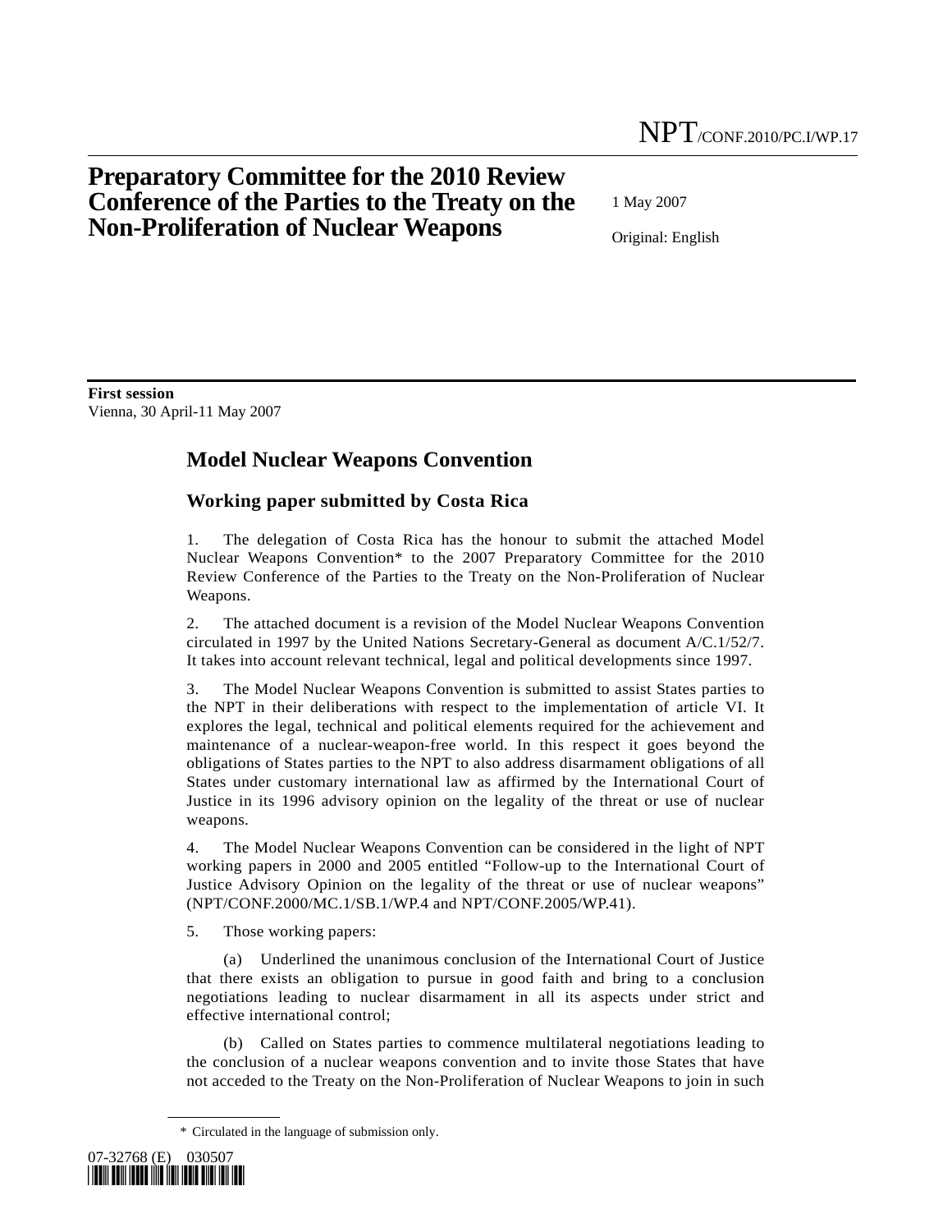NPT/CONF.2010/PC.I/WP.17

# Preparatory Committee for the 2010 Review Conference of the Parties to the Treaty on the Non-Proliferation of Nuclear Weapons

1 May 2007

Original: English

**First session**
Vienna, 30 April-11 May 2007

## Model Nuclear Weapons Convention

### Working paper submitted by Costa Rica

1. The delegation of Costa Rica has the honour to submit the attached Model Nuclear Weapons Convention* to the 2007 Preparatory Committee for the 2010 Review Conference of the Parties to the Treaty on the Non-Proliferation of Nuclear Weapons.

2. The attached document is a revision of the Model Nuclear Weapons Convention circulated in 1997 by the United Nations Secretary-General as document A/C.1/52/7. It takes into account relevant technical, legal and political developments since 1997.

3. The Model Nuclear Weapons Convention is submitted to assist States parties to the NPT in their deliberations with respect to the implementation of article VI. It explores the legal, technical and political elements required for the achievement and maintenance of a nuclear-weapon-free world. In this respect it goes beyond the obligations of States parties to the NPT to also address disarmament obligations of all States under customary international law as affirmed by the International Court of Justice in its 1996 advisory opinion on the legality of the threat or use of nuclear weapons.

4. The Model Nuclear Weapons Convention can be considered in the light of NPT working papers in 2000 and 2005 entitled "Follow-up to the International Court of Justice Advisory Opinion on the legality of the threat or use of nuclear weapons" (NPT/CONF.2000/MC.1/SB.1/WP.4 and NPT/CONF.2005/WP.41).

5. Those working papers:

(a) Underlined the unanimous conclusion of the International Court of Justice that there exists an obligation to pursue in good faith and bring to a conclusion negotiations leading to nuclear disarmament in all its aspects under strict and effective international control;

(b) Called on States parties to commence multilateral negotiations leading to the conclusion of a nuclear weapons convention and to invite those States that have not acceded to the Treaty on the Non-Proliferation of Nuclear Weapons to join in such

\* Circulated in the language of submission only.

07-32768 (E) 030507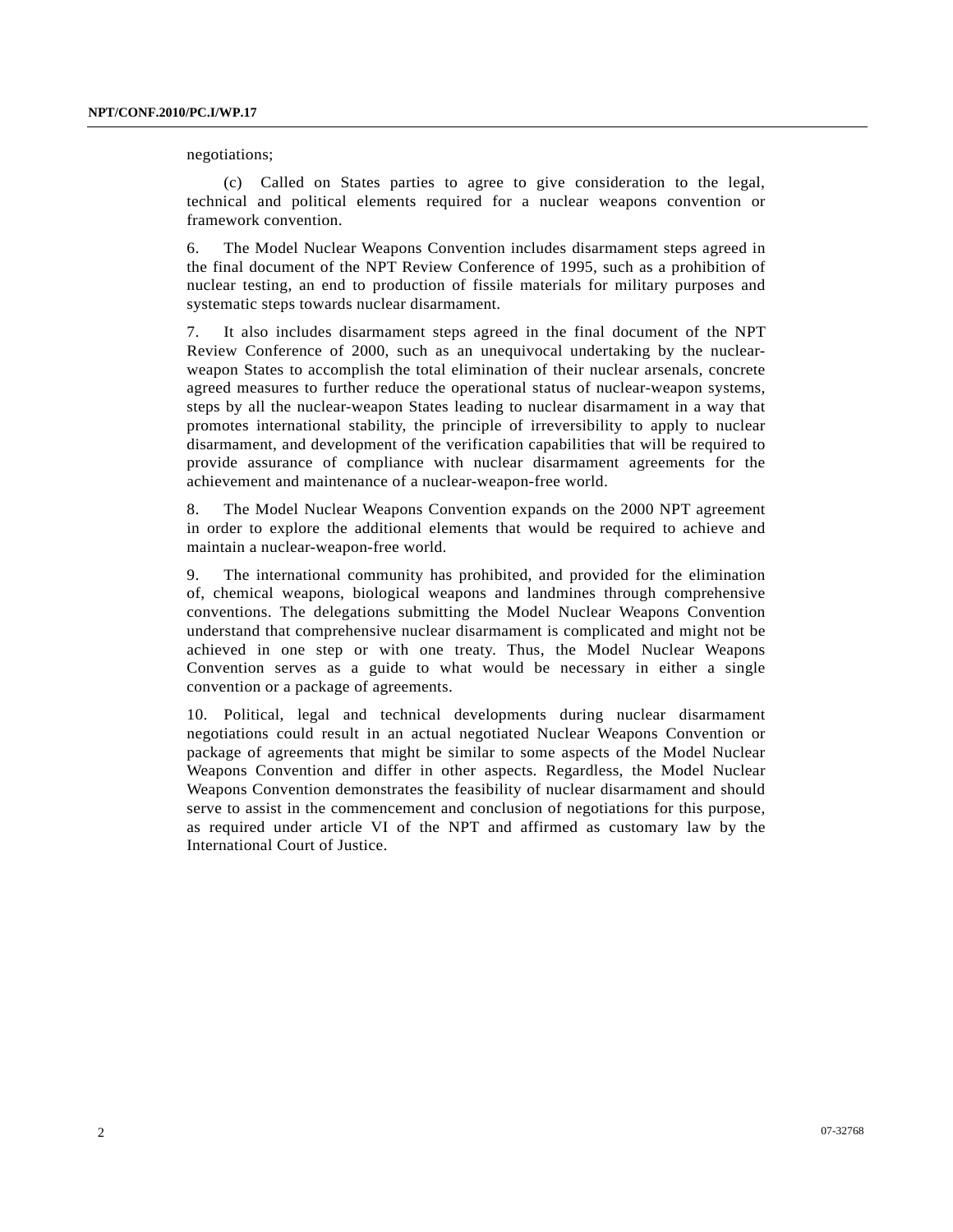negotiations;

(c) Called on States parties to agree to give consideration to the legal, technical and political elements required for a nuclear weapons convention or framework convention.

6. The Model Nuclear Weapons Convention includes disarmament steps agreed in the final document of the NPT Review Conference of 1995, such as a prohibition of nuclear testing, an end to production of fissile materials for military purposes and systematic steps towards nuclear disarmament.

7. It also includes disarmament steps agreed in the final document of the NPT Review Conference of 2000, such as an unequivocal undertaking by the nuclear-weapon States to accomplish the total elimination of their nuclear arsenals, concrete agreed measures to further reduce the operational status of nuclear-weapon systems, steps by all the nuclear-weapon States leading to nuclear disarmament in a way that promotes international stability, the principle of irreversibility to apply to nuclear disarmament, and development of the verification capabilities that will be required to provide assurance of compliance with nuclear disarmament agreements for the achievement and maintenance of a nuclear-weapon-free world.

8. The Model Nuclear Weapons Convention expands on the 2000 NPT agreement in order to explore the additional elements that would be required to achieve and maintain a nuclear-weapon-free world.

9. The international community has prohibited, and provided for the elimination of, chemical weapons, biological weapons and landmines through comprehensive conventions. The delegations submitting the Model Nuclear Weapons Convention understand that comprehensive nuclear disarmament is complicated and might not be achieved in one step or with one treaty. Thus, the Model Nuclear Weapons Convention serves as a guide to what would be necessary in either a single convention or a package of agreements.

10. Political, legal and technical developments during nuclear disarmament negotiations could result in an actual negotiated Nuclear Weapons Convention or package of agreements that might be similar to some aspects of the Model Nuclear Weapons Convention and differ in other aspects. Regardless, the Model Nuclear Weapons Convention demonstrates the feasibility of nuclear disarmament and should serve to assist in the commencement and conclusion of negotiations for this purpose, as required under article VI of the NPT and affirmed as customary law by the International Court of Justice.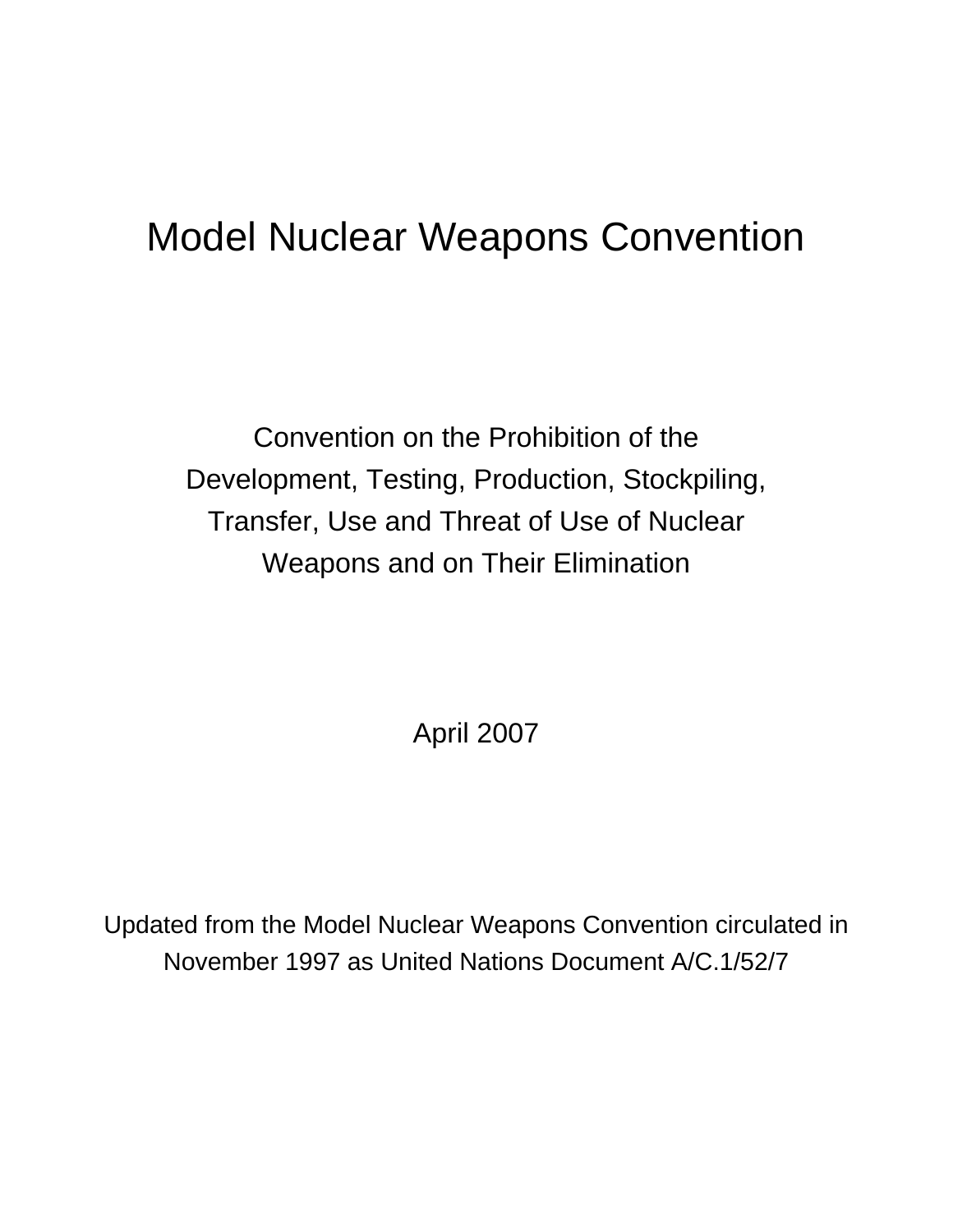# Model Nuclear Weapons Convention

Convention on the Prohibition of the Development, Testing, Production, Stockpiling, Transfer, Use and Threat of Use of Nuclear Weapons and on Their Elimination

April 2007

Updated from the Model Nuclear Weapons Convention circulated in November 1997 as United Nations Document A/C.1/52/7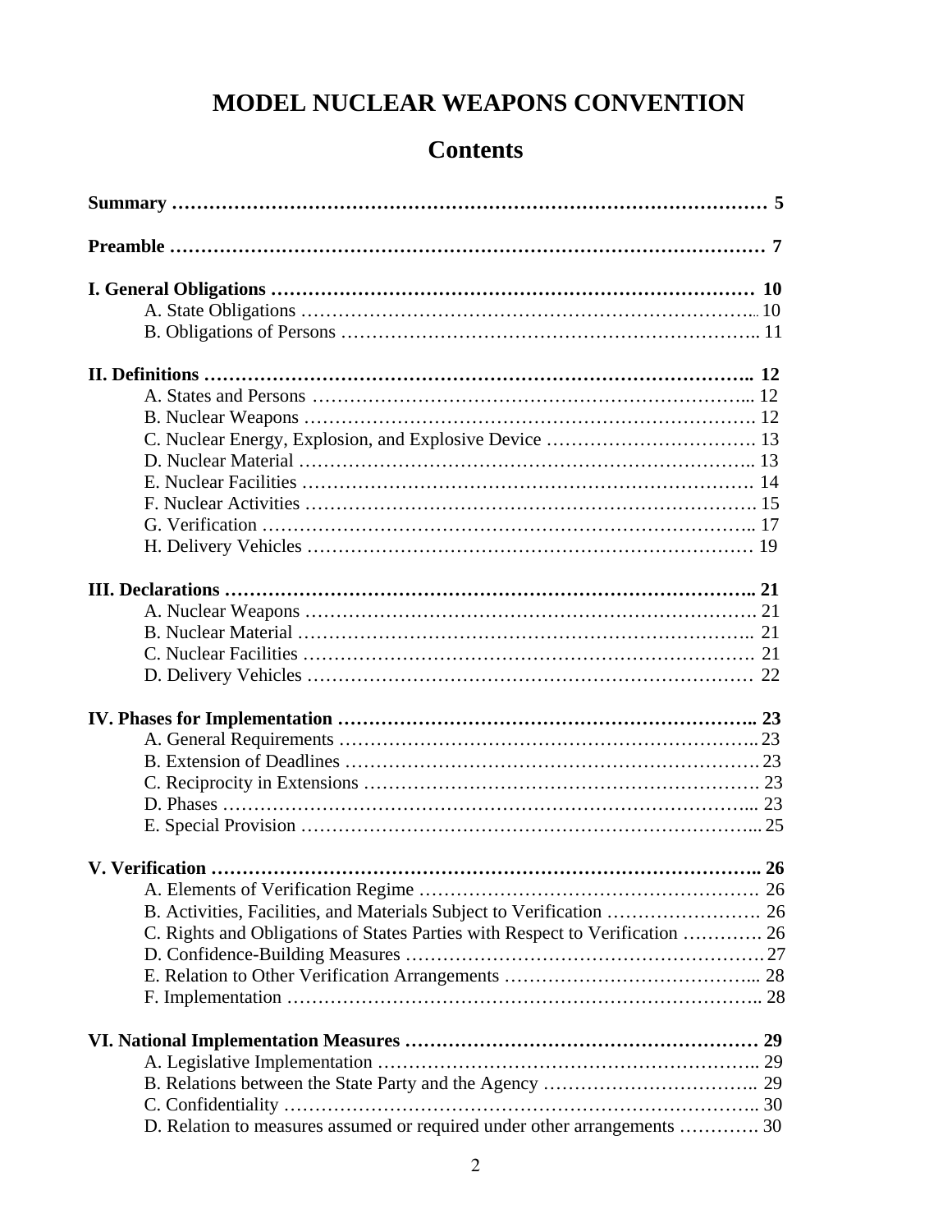# MODEL NUCLEAR WEAPONS CONVENTION

## Contents

**Summary ………………………………………………………………………………… 5**

**Preamble ……………………………………………………………………………… 7**

**I. General Obligations ………………………………………………………………… 10**
- A. State Obligations ……………………………………………………………… 10
- B. Obligations of Persons ……………………………………………………….. 11

**II. Definitions ……………………………………………………………………….. 12**
- A. States and Persons ………………………………………………………... 12
- B. Nuclear Weapons …………………………………………………………… 12
- C. Nuclear Energy, Explosion, and Explosive Device ……………………………. 13
- D. Nuclear Material ……………………………………………………………….. 13
- E. Nuclear Facilities ……………………………………………………………… 14
- F. Nuclear Activities ……………………………………………………………… 15
- G. Verification ……………………………………………………………………….. 17
- H. Delivery Vehicles ……………………………………………………………… 19

**III. Declarations ……………………………………………………………………….. 21**
- A. Nuclear Weapons ……………………………………………………………… 21
- B. Nuclear Material ……………………………………………………………….. 21
- C. Nuclear Facilities ……………………………………………………………… 21
- D. Delivery Vehicles ……………………………………………………………… 22

**IV. Phases for Implementation …………………………………………………………….. 23**
- A. General Requirements ………………………………………………………….. 23
- B. Extension of Deadlines …………………………………………………………. 23
- C. Reciprocity in Extensions ………………………………………………………. 23
- D. Phases ………………………………………………………………………….... 23
- E. Special Provision ……………………………………………………………….... 25

**V. Verification …………………………………………………………………………….. 26**
- A. Elements of Verification Regime ………………………………………………. 26
- B. Activities, Facilities, and Materials Subject to Verification ……………………. 26
- C. Rights and Obligations of States Parties with Respect to Verification …………. 26
- D. Confidence-Building Measures …………………………………………………. 27
- E. Relation to Other Verification Arrangements ……………………………………... 28
- F. Implementation ………………………………………………………………….. 28

**VI. National Implementation Measures ………………………………………………… 29**
- A. Legislative Implementation …………………………………………………….. 29
- B. Relations between the State Party and the Agency …………………………….. 29
- C. Confidentiality ………………………………………………………………….. 30
- D. Relation to measures assumed or required under other arrangements …………. 30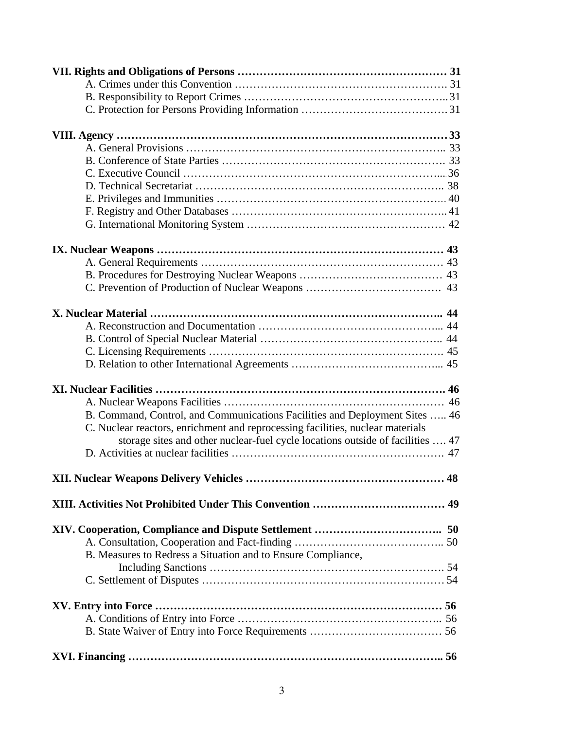**VII. Rights and Obligations of Persons ………………………………………………… 31**

A. Crimes under this Convention …………………………………………………. 31

B. Responsibility to Report Crimes ……………………………………………….. 31

C. Protection for Persons Providing Information …………………………………. 31

**VIII. Agency …………………………………………………………………………… 33**

A. General Provisions …………………………………………………………….. 33

B. Conference of State Parties ……………………………………………………. 33

C. Executive Council …………………………………………………………..... 36

D. Technical Secretariat ………………………………………………………….. 38

E. Privileges and Immunities …………………………………………………..... 40

F. Registry and Other Databases ………………………………………………….. 41

G. International Monitoring System ……………………………………………… 42

**IX. Nuclear Weapons ………………………………………………………………… 43**

A. General Requirements ………………………………………………………… 43

B. Procedures for Destroying Nuclear Weapons ………………………………… 43

C. Prevention of Production of Nuclear Weapons ………………………………. 43

**X. Nuclear Material ……………………………………………………………….. 44**

A. Reconstruction and Documentation ………………………………………..... 44

B. Control of Special Nuclear Material ………………………………………….. 44

C. Licensing Requirements ………………………………………………………. 45

D. Relation to other International Agreements …………………………………... 45

**XI. Nuclear Facilities ……………………………………………………………………. 46**

A. Nuclear Weapons Facilities …………………………………………………… 46

B. Command, Control, and Communications Facilities and Deployment Sites ….. 46

C. Nuclear reactors, enrichment and reprocessing facilities, nuclear materials storage sites and other nuclear-fuel cycle locations outside of facilities …. 47

D. Activities at nuclear facilities …………………………………………………. 47

**XII. Nuclear Weapons Delivery Vehicles ……………………………………………… 48**

**XIII. Activities Not Prohibited Under This Convention ……………………………… 49**

**XIV. Cooperation, Compliance and Dispute Settlement …………………………….. 50**

A. Consultation, Cooperation and Fact-finding ………………………………….. 50

B. Measures to Redress a Situation and to Ensure Compliance, Including Sanctions ………………………………………………………. 54

C. Settlement of Disputes ………………………………………………………… 54

**XV. Entry into Force ……………………………………………………………………… 56**

A. Conditions of Entry into Force ……………………………………………….. 56

B. State Waiver of Entry into Force Requirements ……………………………… 56

**XVI. Financing ……………………………………………………………………….. 56**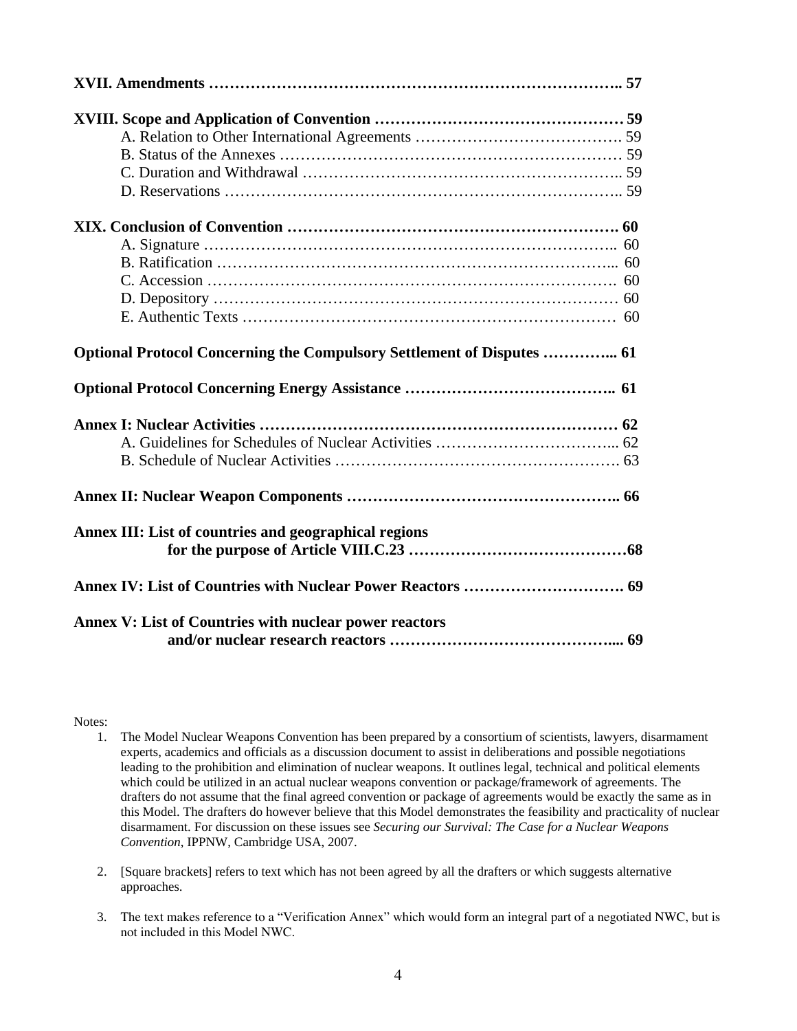**XVII. Amendments ………………………………………………………………….. 57**

**XVIII. Scope and Application of Convention ………………………………………… 59**

- A. Relation to Other International Agreements …………………………………. 59
- B. Status of the Annexes ………………………………………………………… 59
- C. Duration and Withdrawal …………………………………………………….. 59
- D. Reservations ………………………………………………………………….. 59

**XIX. Conclusion of Convention ……………………………………………………. 60**

- A. Signature …………………………………………………………………….. 60
- B. Ratification ………………………………………………………………….... 60
- C. Accession ……………………………………………………………………. 60
- D. Depository …………………………………………………………………… 60
- E. Authentic Texts ……………………………………………………………… 60

**Optional Protocol Concerning the Compulsory Settlement of Disputes …………... 61**

**Optional Protocol Concerning Energy Assistance ……………………………….. 61**

**Annex I: Nuclear Activities …………………………………………………………… 62**

- A. Guidelines for Schedules of Nuclear Activities …………………………... 62
- B. Schedule of Nuclear Activities ……………………………………………. 63

**Annex II: Nuclear Weapon Components …………………………………………….. 66**

**Annex III: List of countries and geographical regions for the purpose of Article VIII.C.23 ……………………………………68**

**Annex IV: List of Countries with Nuclear Power Reactors …………………………. 69**

**Annex V: List of Countries with nuclear power reactors and/or nuclear research reactors …………………………………….... 69**

Notes:

1. The Model Nuclear Weapons Convention has been prepared by a consortium of scientists, lawyers, disarmament experts, academics and officials as a discussion document to assist in deliberations and possible negotiations leading to the prohibition and elimination of nuclear weapons. It outlines legal, technical and political elements which could be utilized in an actual nuclear weapons convention or package/framework of agreements. The drafters do not assume that the final agreed convention or package of agreements would be exactly the same as in this Model. The drafters do however believe that this Model demonstrates the feasibility and practicality of nuclear disarmament. For discussion on these issues see *Securing our Survival: The Case for a Nuclear Weapons Convention*, IPPNW, Cambridge USA, 2007.

2. [Square brackets] refers to text which has not been agreed by all the drafters or which suggests alternative approaches.

3. The text makes reference to a "Verification Annex" which would form an integral part of a negotiated NWC, but is not included in this Model NWC.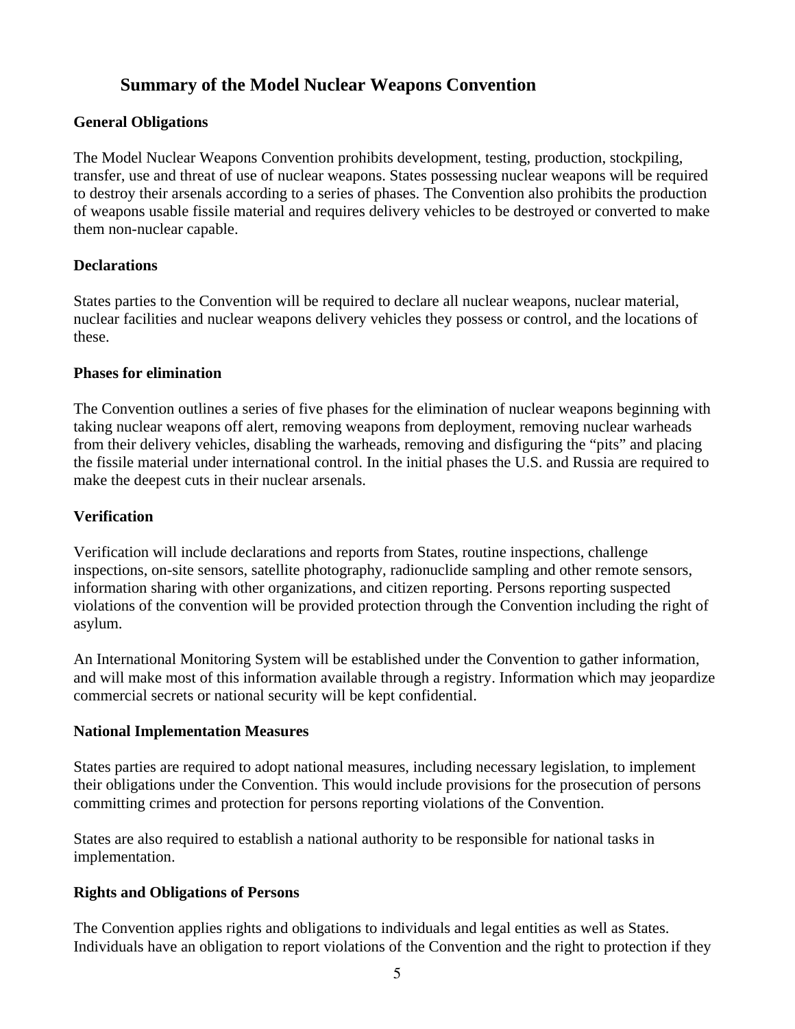## Summary of the Model Nuclear Weapons Convention

### General Obligations

The Model Nuclear Weapons Convention prohibits development, testing, production, stockpiling, transfer, use and threat of use of nuclear weapons. States possessing nuclear weapons will be required to destroy their arsenals according to a series of phases. The Convention also prohibits the production of weapons usable fissile material and requires delivery vehicles to be destroyed or converted to make them non-nuclear capable.

### Declarations

States parties to the Convention will be required to declare all nuclear weapons, nuclear material, nuclear facilities and nuclear weapons delivery vehicles they possess or control, and the locations of these.

### Phases for elimination

The Convention outlines a series of five phases for the elimination of nuclear weapons beginning with taking nuclear weapons off alert, removing weapons from deployment, removing nuclear warheads from their delivery vehicles, disabling the warheads, removing and disfiguring the "pits" and placing the fissile material under international control. In the initial phases the U.S. and Russia are required to make the deepest cuts in their nuclear arsenals.

### Verification

Verification will include declarations and reports from States, routine inspections, challenge inspections, on-site sensors, satellite photography, radionuclide sampling and other remote sensors, information sharing with other organizations, and citizen reporting. Persons reporting suspected violations of the convention will be provided protection through the Convention including the right of asylum.

An International Monitoring System will be established under the Convention to gather information, and will make most of this information available through a registry. Information which may jeopardize commercial secrets or national security will be kept confidential.

### National Implementation Measures

States parties are required to adopt national measures, including necessary legislation, to implement their obligations under the Convention. This would include provisions for the prosecution of persons committing crimes and protection for persons reporting violations of the Convention.

States are also required to establish a national authority to be responsible for national tasks in implementation.

### Rights and Obligations of Persons

The Convention applies rights and obligations to individuals and legal entities as well as States. Individuals have an obligation to report violations of the Convention and the right to protection if they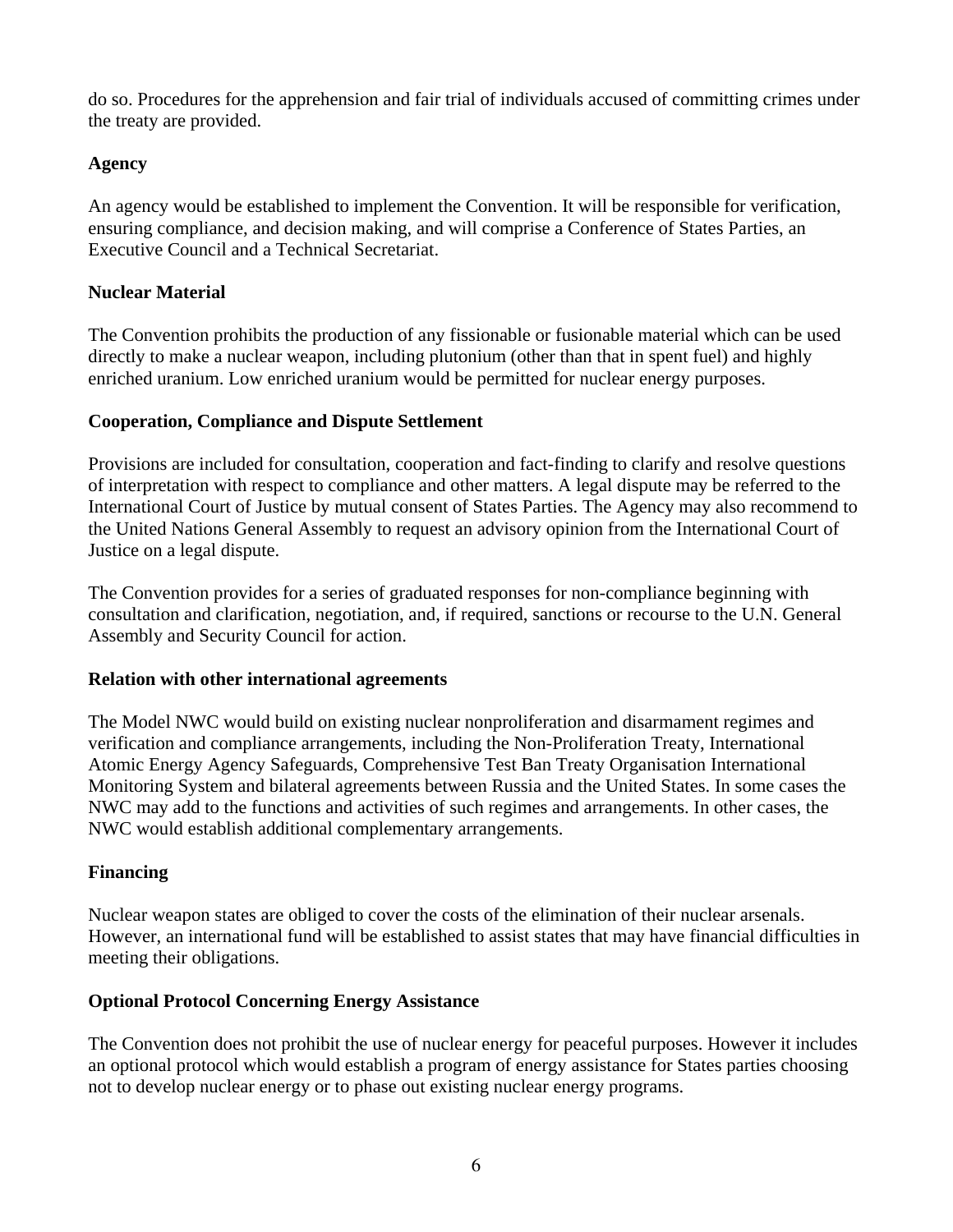do so. Procedures for the apprehension and fair trial of individuals accused of committing crimes under the treaty are provided.

**Agency**

An agency would be established to implement the Convention. It will be responsible for verification, ensuring compliance, and decision making, and will comprise a Conference of States Parties, an Executive Council and a Technical Secretariat.

**Nuclear Material**

The Convention prohibits the production of any fissionable or fusionable material which can be used directly to make a nuclear weapon, including plutonium (other than that in spent fuel) and highly enriched uranium. Low enriched uranium would be permitted for nuclear energy purposes.

**Cooperation, Compliance and Dispute Settlement**

Provisions are included for consultation, cooperation and fact-finding to clarify and resolve questions of interpretation with respect to compliance and other matters. A legal dispute may be referred to the International Court of Justice by mutual consent of States Parties. The Agency may also recommend to the United Nations General Assembly to request an advisory opinion from the International Court of Justice on a legal dispute.

The Convention provides for a series of graduated responses for non-compliance beginning with consultation and clarification, negotiation, and, if required, sanctions or recourse to the U.N. General Assembly and Security Council for action.

**Relation with other international agreements**

The Model NWC would build on existing nuclear nonproliferation and disarmament regimes and verification and compliance arrangements, including the Non-Proliferation Treaty, International Atomic Energy Agency Safeguards, Comprehensive Test Ban Treaty Organisation International Monitoring System and bilateral agreements between Russia and the United States. In some cases the NWC may add to the functions and activities of such regimes and arrangements. In other cases, the NWC would establish additional complementary arrangements.

**Financing**

Nuclear weapon states are obliged to cover the costs of the elimination of their nuclear arsenals. However, an international fund will be established to assist states that may have financial difficulties in meeting their obligations.

**Optional Protocol Concerning Energy Assistance**

The Convention does not prohibit the use of nuclear energy for peaceful purposes. However it includes an optional protocol which would establish a program of energy assistance for States parties choosing not to develop nuclear energy or to phase out existing nuclear energy programs.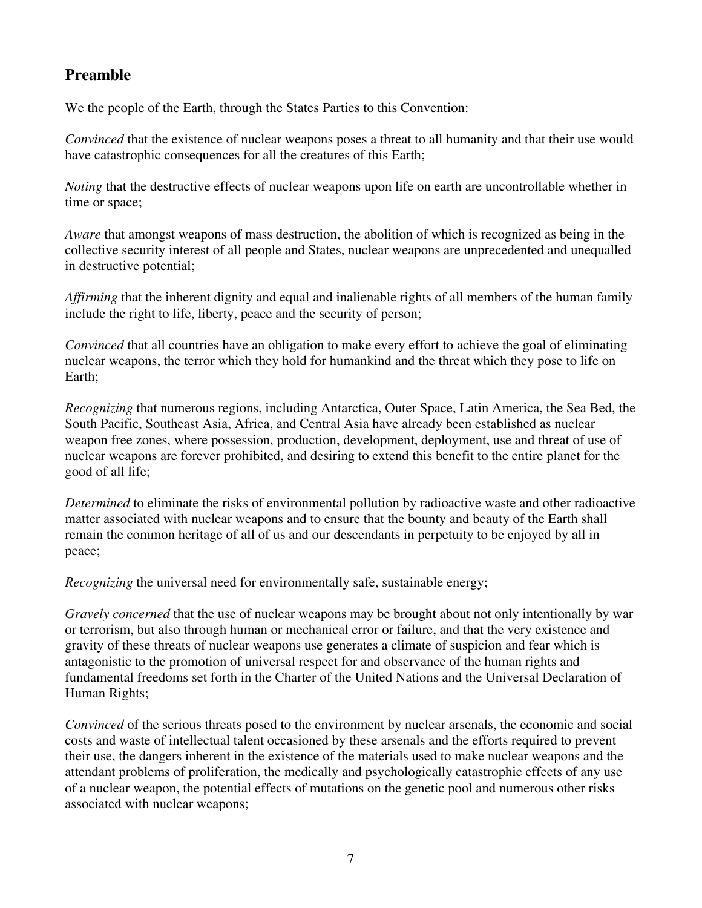## Preamble

We the people of the Earth, through the States Parties to this Convention:

*Convinced* that the existence of nuclear weapons poses a threat to all humanity and that their use would have catastrophic consequences for all the creatures of this Earth;

*Noting* that the destructive effects of nuclear weapons upon life on earth are uncontrollable whether in time or space;

*Aware* that amongst weapons of mass destruction, the abolition of which is recognized as being in the collective security interest of all people and States, nuclear weapons are unprecedented and unequalled in destructive potential;

*Affirming* that the inherent dignity and equal and inalienable rights of all members of the human family include the right to life, liberty, peace and the security of person;

*Convinced* that all countries have an obligation to make every effort to achieve the goal of eliminating nuclear weapons, the terror which they hold for humankind and the threat which they pose to life on Earth;

*Recognizing* that numerous regions, including Antarctica, Outer Space, Latin America, the Sea Bed, the South Pacific, Southeast Asia, Africa, and Central Asia have already been established as nuclear weapon free zones, where possession, production, development, deployment, use and threat of use of nuclear weapons are forever prohibited, and desiring to extend this benefit to the entire planet for the good of all life;

*Determined* to eliminate the risks of environmental pollution by radioactive waste and other radioactive matter associated with nuclear weapons and to ensure that the bounty and beauty of the Earth shall remain the common heritage of all of us and our descendants in perpetuity to be enjoyed by all in peace;

*Recognizing* the universal need for environmentally safe, sustainable energy;

*Gravely concerned* that the use of nuclear weapons may be brought about not only intentionally by war or terrorism, but also through human or mechanical error or failure, and that the very existence and gravity of these threats of nuclear weapons use generates a climate of suspicion and fear which is antagonistic to the promotion of universal respect for and observance of the human rights and fundamental freedoms set forth in the Charter of the United Nations and the Universal Declaration of Human Rights;

*Convinced* of the serious threats posed to the environment by nuclear arsenals, the economic and social costs and waste of intellectual talent occasioned by these arsenals and the efforts required to prevent their use, the dangers inherent in the existence of the materials used to make nuclear weapons and the attendant problems of proliferation, the medically and psychologically catastrophic effects of any use of a nuclear weapon, the potential effects of mutations on the genetic pool and numerous other risks associated with nuclear weapons;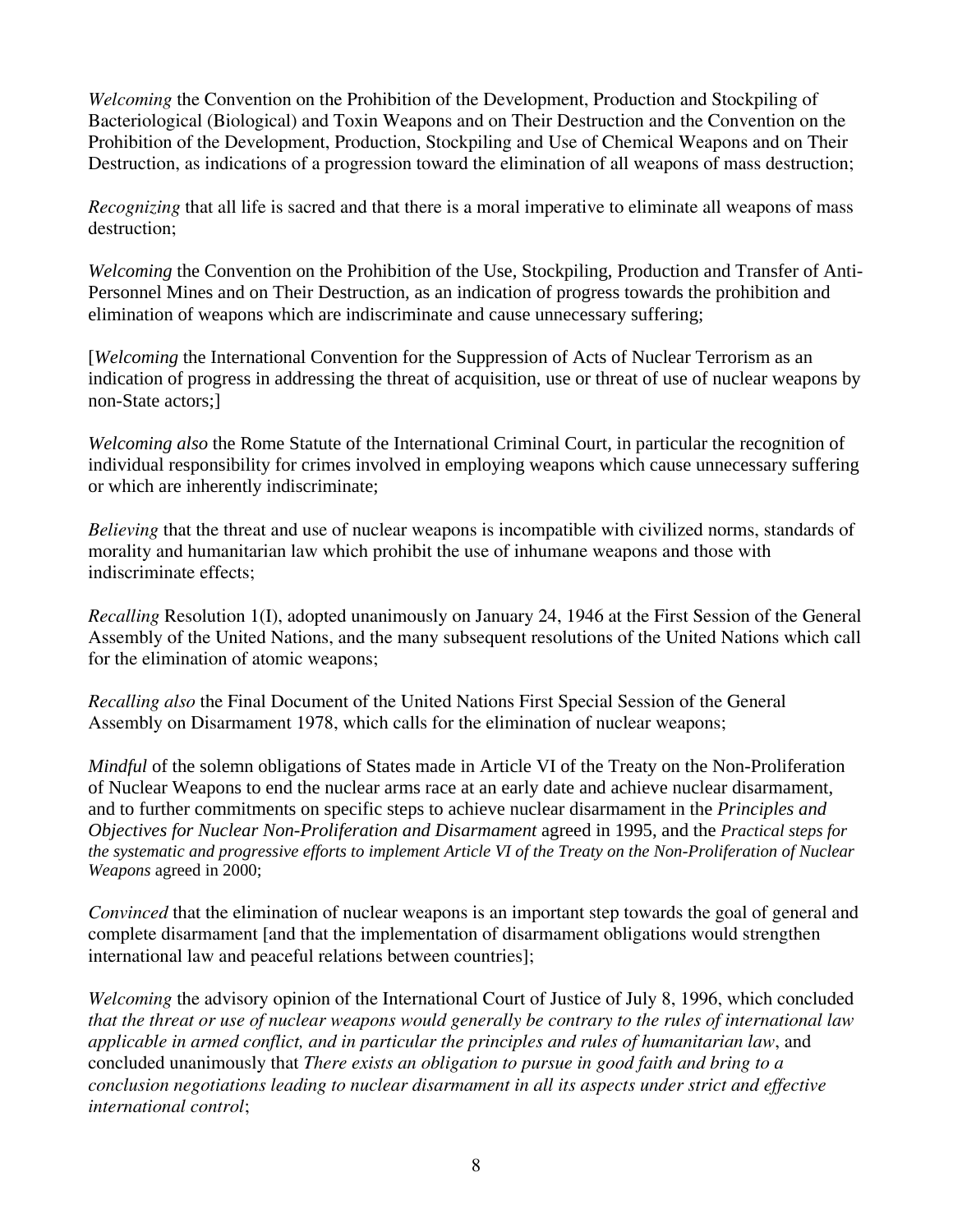*Welcoming* the Convention on the Prohibition of the Development, Production and Stockpiling of Bacteriological (Biological) and Toxin Weapons and on Their Destruction and the Convention on the Prohibition of the Development, Production, Stockpiling and Use of Chemical Weapons and on Their Destruction, as indications of a progression toward the elimination of all weapons of mass destruction;

*Recognizing* that all life is sacred and that there is a moral imperative to eliminate all weapons of mass destruction;

*Welcoming* the Convention on the Prohibition of the Use, Stockpiling, Production and Transfer of Anti-Personnel Mines and on Their Destruction, as an indication of progress towards the prohibition and elimination of weapons which are indiscriminate and cause unnecessary suffering;

[*Welcoming* the International Convention for the Suppression of Acts of Nuclear Terrorism as an indication of progress in addressing the threat of acquisition, use or threat of use of nuclear weapons by non-State actors;]

*Welcoming also* the Rome Statute of the International Criminal Court, in particular the recognition of individual responsibility for crimes involved in employing weapons which cause unnecessary suffering or which are inherently indiscriminate;

*Believing* that the threat and use of nuclear weapons is incompatible with civilized norms, standards of morality and humanitarian law which prohibit the use of inhumane weapons and those with indiscriminate effects;

*Recalling* Resolution 1(I), adopted unanimously on January 24, 1946 at the First Session of the General Assembly of the United Nations, and the many subsequent resolutions of the United Nations which call for the elimination of atomic weapons;

*Recalling also* the Final Document of the United Nations First Special Session of the General Assembly on Disarmament 1978, which calls for the elimination of nuclear weapons;

*Mindful* of the solemn obligations of States made in Article VI of the Treaty on the Non-Proliferation of Nuclear Weapons to end the nuclear arms race at an early date and achieve nuclear disarmament, and to further commitments on specific steps to achieve nuclear disarmament in the *Principles and Objectives for Nuclear Non-Proliferation and Disarmament* agreed in 1995, and the *Practical steps for the systematic and progressive efforts to implement Article VI of the Treaty on the Non-Proliferation of Nuclear Weapons* agreed in 2000;

*Convinced* that the elimination of nuclear weapons is an important step towards the goal of general and complete disarmament [and that the implementation of disarmament obligations would strengthen international law and peaceful relations between countries];

*Welcoming* the advisory opinion of the International Court of Justice of July 8, 1996, which concluded *that the threat or use of nuclear weapons would generally be contrary to the rules of international law applicable in armed conflict, and in particular the principles and rules of humanitarian law*, and concluded unanimously that *There exists an obligation to pursue in good faith and bring to a conclusion negotiations leading to nuclear disarmament in all its aspects under strict and effective international control*;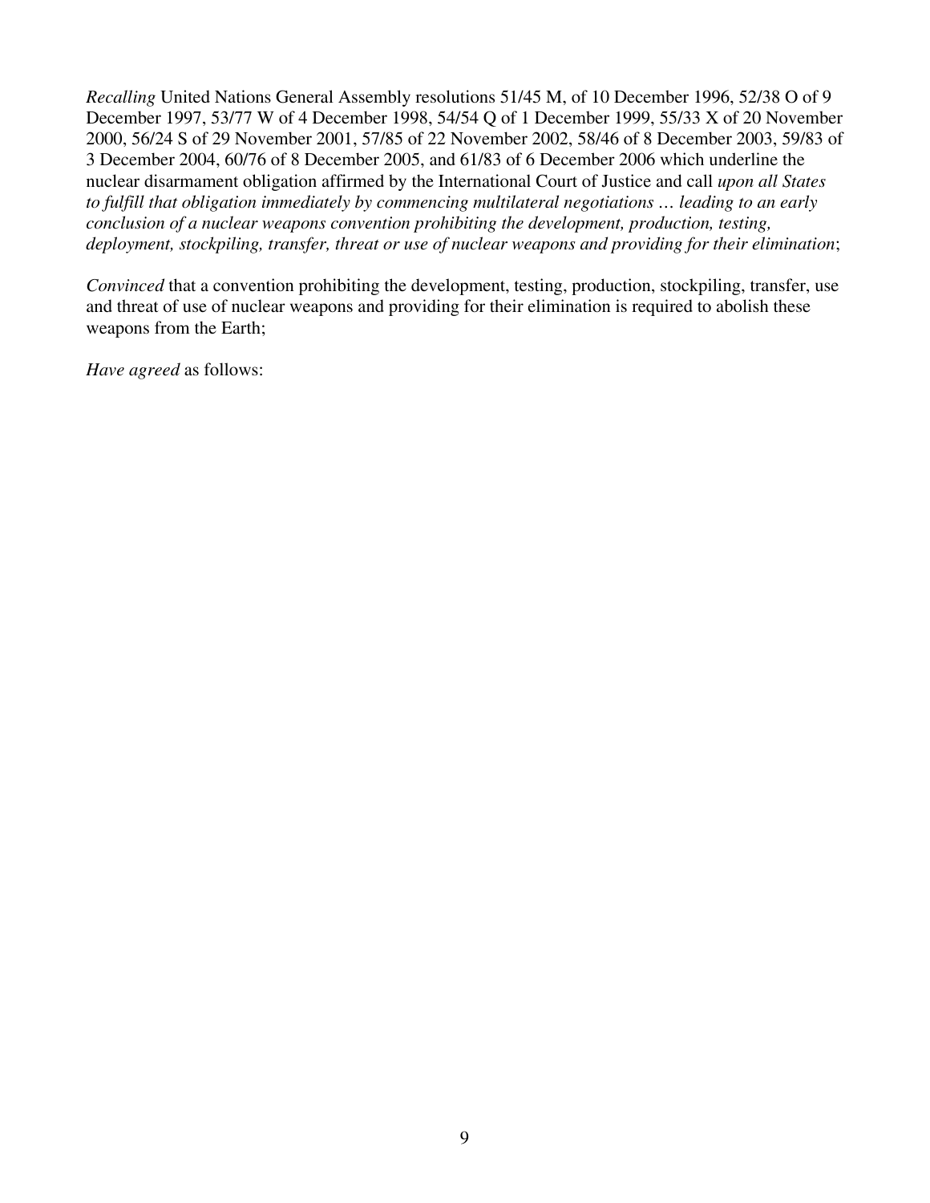*Recalling* United Nations General Assembly resolutions 51/45 M, of 10 December 1996, 52/38 O of 9 December 1997, 53/77 W of 4 December 1998, 54/54 Q of 1 December 1999, 55/33 X of 20 November 2000, 56/24 S of 29 November 2001, 57/85 of 22 November 2002, 58/46 of 8 December 2003, 59/83 of 3 December 2004, 60/76 of 8 December 2005, and 61/83 of 6 December 2006 which underline the nuclear disarmament obligation affirmed by the International Court of Justice and call *upon all States to fulfill that obligation immediately by commencing multilateral negotiations … leading to an early conclusion of a nuclear weapons convention prohibiting the development, production, testing, deployment, stockpiling, transfer, threat or use of nuclear weapons and providing for their elimination*;

*Convinced* that a convention prohibiting the development, testing, production, stockpiling, transfer, use and threat of use of nuclear weapons and providing for their elimination is required to abolish these weapons from the Earth;

*Have agreed* as follows: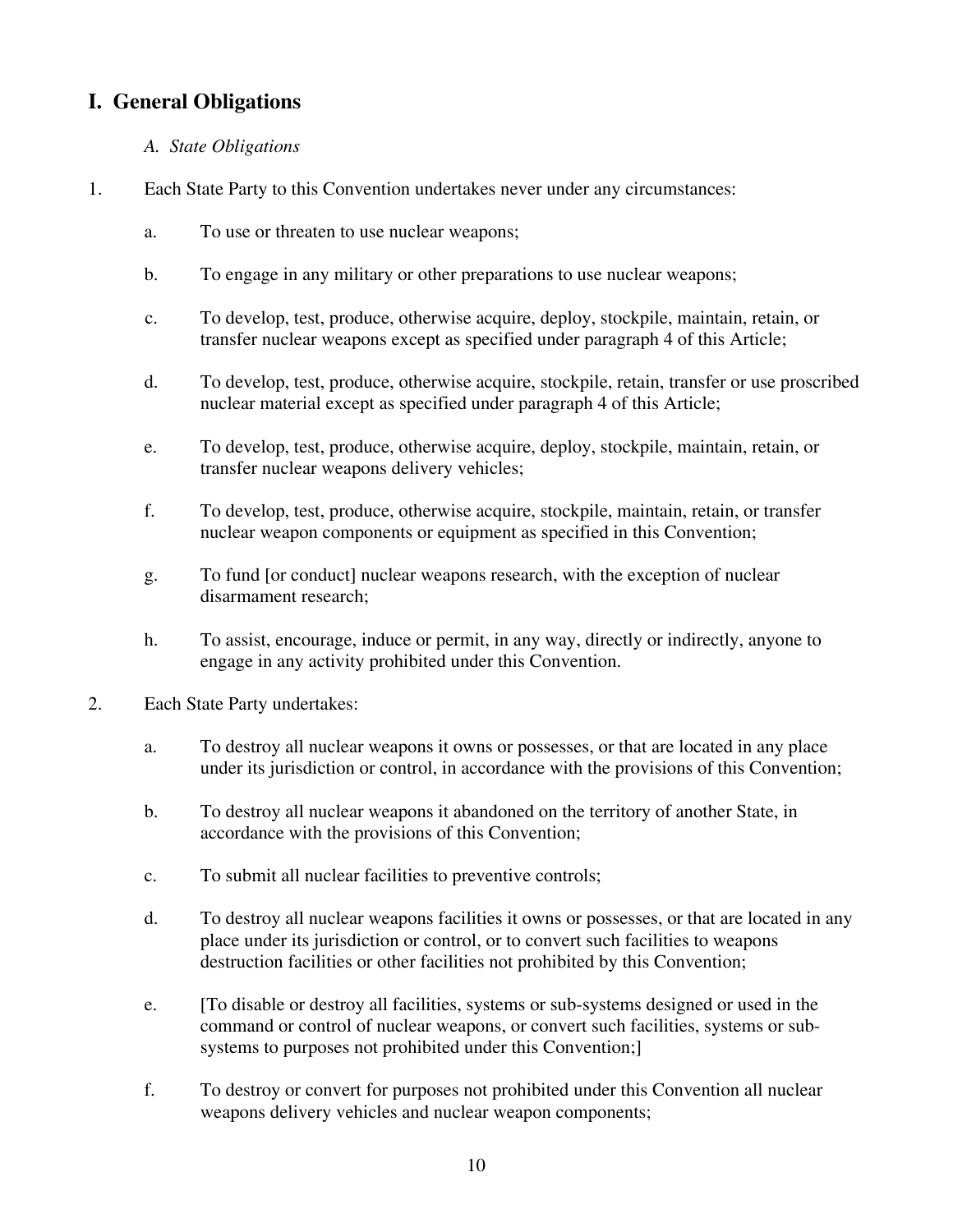## I. General Obligations

*A. State Obligations*

1. Each State Party to this Convention undertakes never under any circumstances:

   a. To use or threaten to use nuclear weapons;

   b. To engage in any military or other preparations to use nuclear weapons;

   c. To develop, test, produce, otherwise acquire, deploy, stockpile, maintain, retain, or transfer nuclear weapons except as specified under paragraph 4 of this Article;

   d. To develop, test, produce, otherwise acquire, stockpile, retain, transfer or use proscribed nuclear material except as specified under paragraph 4 of this Article;

   e. To develop, test, produce, otherwise acquire, deploy, stockpile, maintain, retain, or transfer nuclear weapons delivery vehicles;

   f. To develop, test, produce, otherwise acquire, stockpile, maintain, retain, or transfer nuclear weapon components or equipment as specified in this Convention;

   g. To fund [or conduct] nuclear weapons research, with the exception of nuclear disarmament research;

   h. To assist, encourage, induce or permit, in any way, directly or indirectly, anyone to engage in any activity prohibited under this Convention.

2. Each State Party undertakes:

   a. To destroy all nuclear weapons it owns or possesses, or that are located in any place under its jurisdiction or control, in accordance with the provisions of this Convention;

   b. To destroy all nuclear weapons it abandoned on the territory of another State, in accordance with the provisions of this Convention;

   c. To submit all nuclear facilities to preventive controls;

   d. To destroy all nuclear weapons facilities it owns or possesses, or that are located in any place under its jurisdiction or control, or to convert such facilities to weapons destruction facilities or other facilities not prohibited by this Convention;

   e. [To disable or destroy all facilities, systems or sub-systems designed or used in the command or control of nuclear weapons, or convert such facilities, systems or sub-systems to purposes not prohibited under this Convention;]

   f. To destroy or convert for purposes not prohibited under this Convention all nuclear weapons delivery vehicles and nuclear weapon components;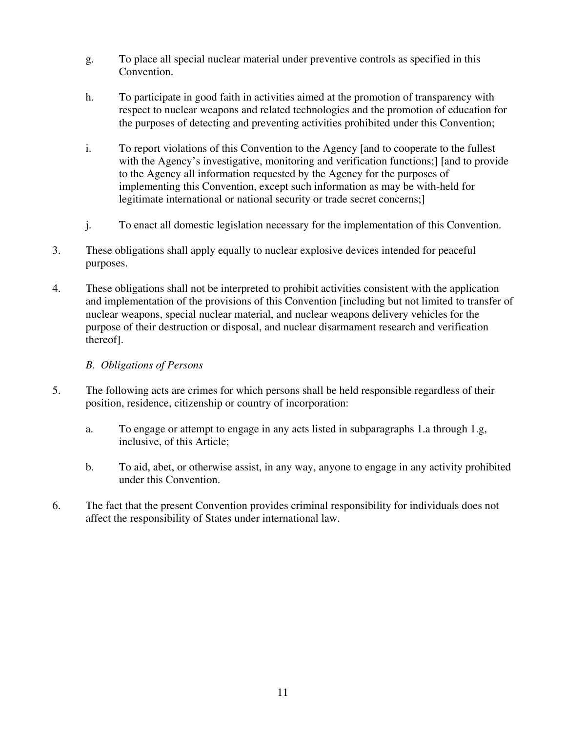g. To place all special nuclear material under preventive controls as specified in this Convention.

h. To participate in good faith in activities aimed at the promotion of transparency with respect to nuclear weapons and related technologies and the promotion of education for the purposes of detecting and preventing activities prohibited under this Convention;

i. To report violations of this Convention to the Agency [and to cooperate to the fullest with the Agency's investigative, monitoring and verification functions;] [and to provide to the Agency all information requested by the Agency for the purposes of implementing this Convention, except such information as may be with-held for legitimate international or national security or trade secret concerns;]

j. To enact all domestic legislation necessary for the implementation of this Convention.

3. These obligations shall apply equally to nuclear explosive devices intended for peaceful purposes.

4. These obligations shall not be interpreted to prohibit activities consistent with the application and implementation of the provisions of this Convention [including but not limited to transfer of nuclear weapons, special nuclear material, and nuclear weapons delivery vehicles for the purpose of their destruction or disposal, and nuclear disarmament research and verification thereof].

*B. Obligations of Persons*

5. The following acts are crimes for which persons shall be held responsible regardless of their position, residence, citizenship or country of incorporation:

   a. To engage or attempt to engage in any acts listed in subparagraphs 1.a through 1.g, inclusive, of this Article;

   b. To aid, abet, or otherwise assist, in any way, anyone to engage in any activity prohibited under this Convention.

6. The fact that the present Convention provides criminal responsibility for individuals does not affect the responsibility of States under international law.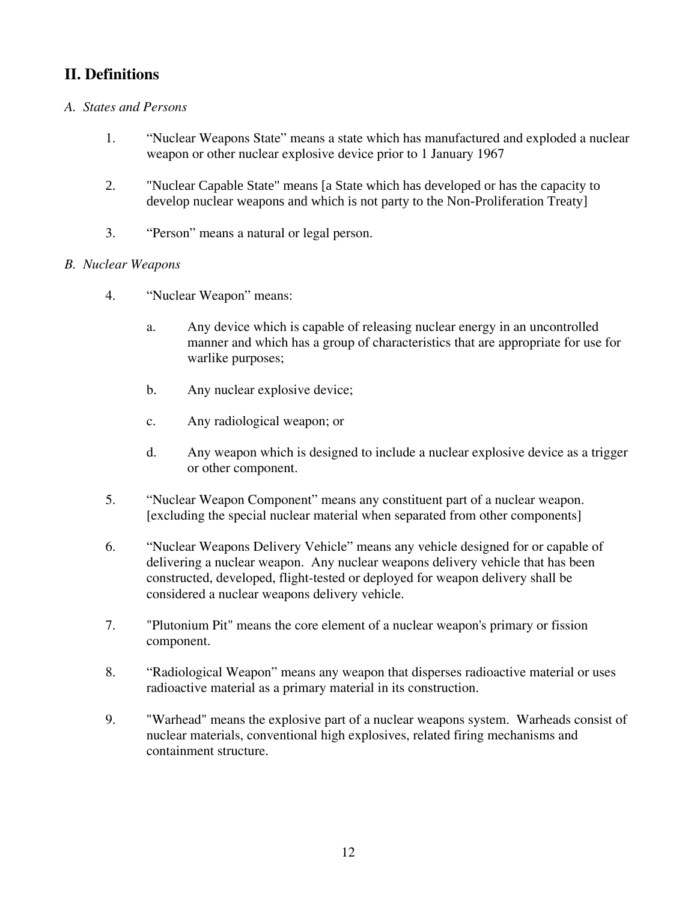## II. Definitions

*A. States and Persons*

1. "Nuclear Weapons State" means a state which has manufactured and exploded a nuclear weapon or other nuclear explosive device prior to 1 January 1967

2. "Nuclear Capable State" means [a State which has developed or has the capacity to develop nuclear weapons and which is not party to the Non-Proliferation Treaty]

3. "Person" means a natural or legal person.

*B. Nuclear Weapons*

4. "Nuclear Weapon" means:

   a. Any device which is capable of releasing nuclear energy in an uncontrolled manner and which has a group of characteristics that are appropriate for use for warlike purposes;

   b. Any nuclear explosive device;

   c. Any radiological weapon; or

   d. Any weapon which is designed to include a nuclear explosive device as a trigger or other component.

5. "Nuclear Weapon Component" means any constituent part of a nuclear weapon. [excluding the special nuclear material when separated from other components]

6. "Nuclear Weapons Delivery Vehicle" means any vehicle designed for or capable of delivering a nuclear weapon. Any nuclear weapons delivery vehicle that has been constructed, developed, flight-tested or deployed for weapon delivery shall be considered a nuclear weapons delivery vehicle.

7. "Plutonium Pit" means the core element of a nuclear weapon's primary or fission component.

8. "Radiological Weapon" means any weapon that disperses radioactive material or uses radioactive material as a primary material in its construction.

9. "Warhead" means the explosive part of a nuclear weapons system. Warheads consist of nuclear materials, conventional high explosives, related firing mechanisms and containment structure.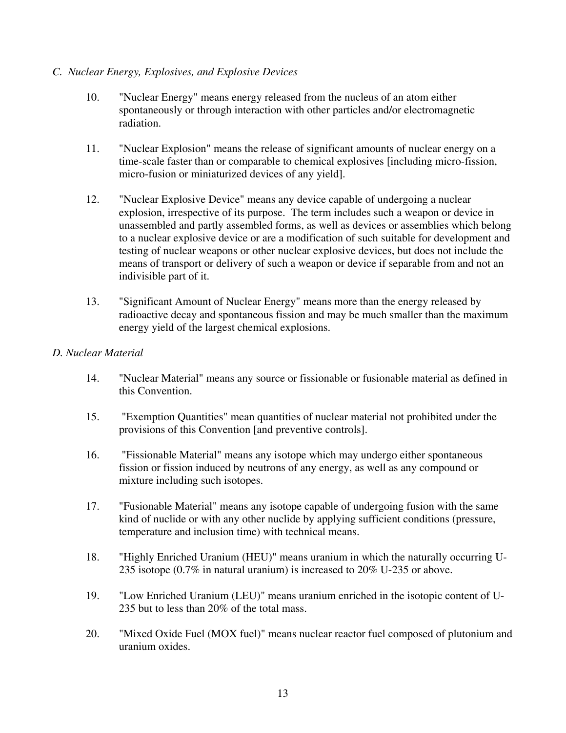*C. Nuclear Energy, Explosives, and Explosive Devices*

10. "Nuclear Energy" means energy released from the nucleus of an atom either spontaneously or through interaction with other particles and/or electromagnetic radiation.

11. "Nuclear Explosion" means the release of significant amounts of nuclear energy on a time-scale faster than or comparable to chemical explosives [including micro-fission, micro-fusion or miniaturized devices of any yield].

12. "Nuclear Explosive Device" means any device capable of undergoing a nuclear explosion, irrespective of its purpose. The term includes such a weapon or device in unassembled and partly assembled forms, as well as devices or assemblies which belong to a nuclear explosive device or are a modification of such suitable for development and testing of nuclear weapons or other nuclear explosive devices, but does not include the means of transport or delivery of such a weapon or device if separable from and not an indivisible part of it.

13. "Significant Amount of Nuclear Energy" means more than the energy released by radioactive decay and spontaneous fission and may be much smaller than the maximum energy yield of the largest chemical explosions.

*D. Nuclear Material*

14. "Nuclear Material" means any source or fissionable or fusionable material as defined in this Convention.

15. "Exemption Quantities" mean quantities of nuclear material not prohibited under the provisions of this Convention [and preventive controls].

16. "Fissionable Material" means any isotope which may undergo either spontaneous fission or fission induced by neutrons of any energy, as well as any compound or mixture including such isotopes.

17. "Fusionable Material" means any isotope capable of undergoing fusion with the same kind of nuclide or with any other nuclide by applying sufficient conditions (pressure, temperature and inclusion time) with technical means.

18. "Highly Enriched Uranium (HEU)" means uranium in which the naturally occurring U-235 isotope (0.7% in natural uranium) is increased to 20% U-235 or above.

19. "Low Enriched Uranium (LEU)" means uranium enriched in the isotopic content of U-235 but to less than 20% of the total mass.

20. "Mixed Oxide Fuel (MOX fuel)" means nuclear reactor fuel composed of plutonium and uranium oxides.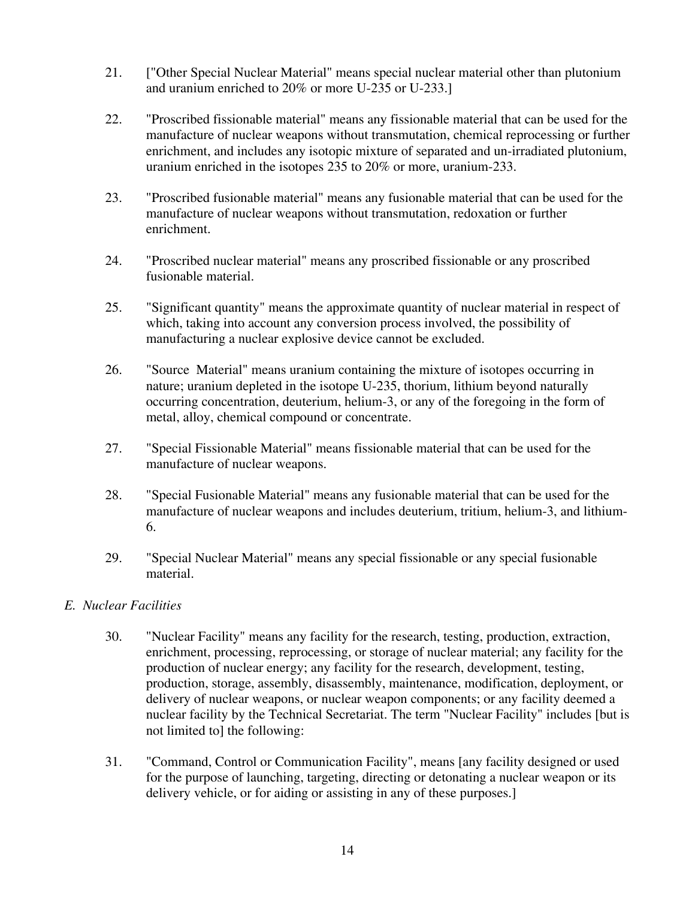21. ["Other Special Nuclear Material" means special nuclear material other than plutonium and uranium enriched to 20% or more U-235 or U-233.]

22. "Proscribed fissionable material" means any fissionable material that can be used for the manufacture of nuclear weapons without transmutation, chemical reprocessing or further enrichment, and includes any isotopic mixture of separated and un-irradiated plutonium, uranium enriched in the isotopes 235 to 20% or more, uranium-233.

23. "Proscribed fusionable material" means any fusionable material that can be used for the manufacture of nuclear weapons without transmutation, redoxation or further enrichment.

24. "Proscribed nuclear material" means any proscribed fissionable or any proscribed fusionable material.

25. "Significant quantity" means the approximate quantity of nuclear material in respect of which, taking into account any conversion process involved, the possibility of manufacturing a nuclear explosive device cannot be excluded.

26. "Source Material" means uranium containing the mixture of isotopes occurring in nature; uranium depleted in the isotope U-235, thorium, lithium beyond naturally occurring concentration, deuterium, helium-3, or any of the foregoing in the form of metal, alloy, chemical compound or concentrate.

27. "Special Fissionable Material" means fissionable material that can be used for the manufacture of nuclear weapons.

28. "Special Fusionable Material" means any fusionable material that can be used for the manufacture of nuclear weapons and includes deuterium, tritium, helium-3, and lithium-6.

29. "Special Nuclear Material" means any special fissionable or any special fusionable material.

*E. Nuclear Facilities*

30. "Nuclear Facility" means any facility for the research, testing, production, extraction, enrichment, processing, reprocessing, or storage of nuclear material; any facility for the production of nuclear energy; any facility for the research, development, testing, production, storage, assembly, disassembly, maintenance, modification, deployment, or delivery of nuclear weapons, or nuclear weapon components; or any facility deemed a nuclear facility by the Technical Secretariat. The term "Nuclear Facility" includes [but is not limited to] the following:

31. "Command, Control or Communication Facility", means [any facility designed or used for the purpose of launching, targeting, directing or detonating a nuclear weapon or its delivery vehicle, or for aiding or assisting in any of these purposes.]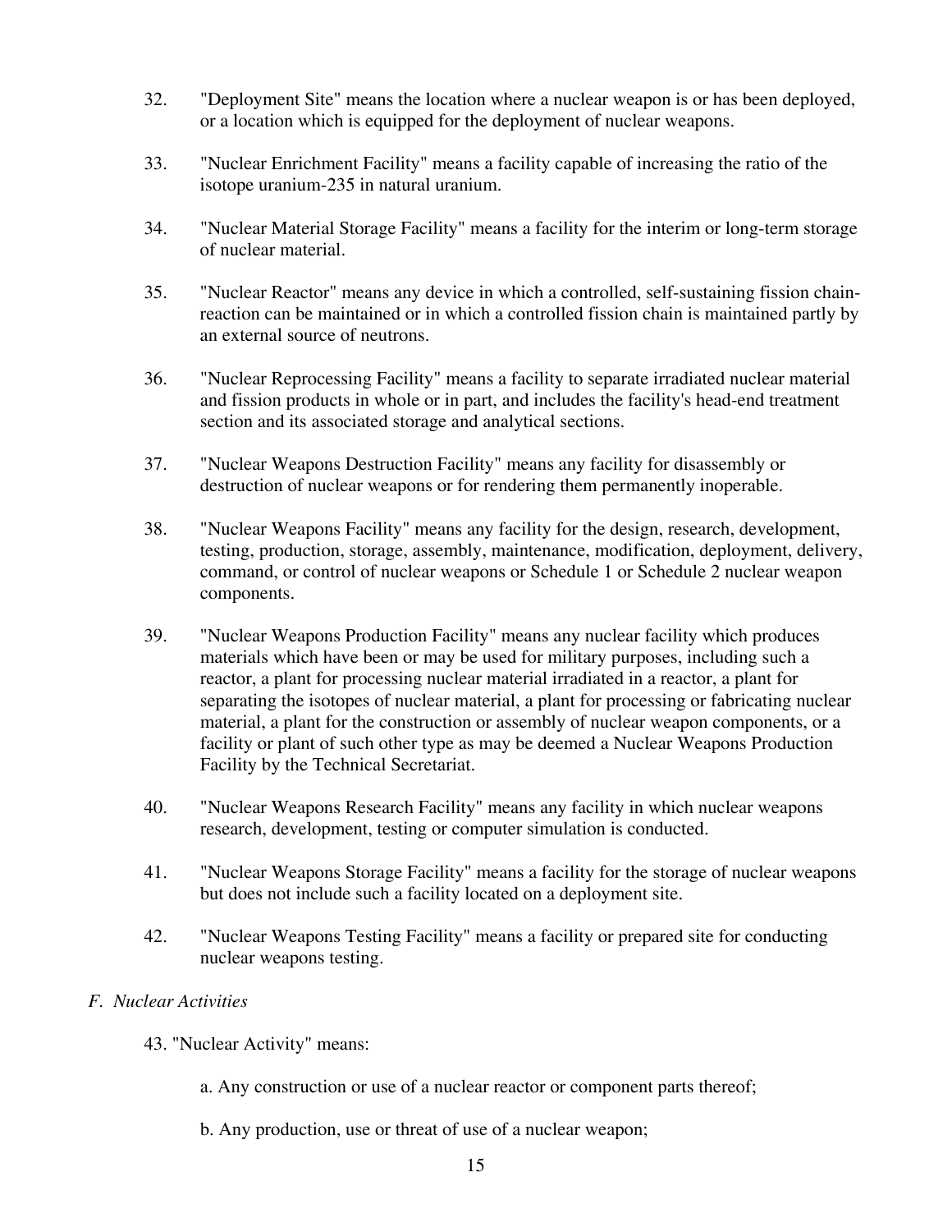32. "Deployment Site" means the location where a nuclear weapon is or has been deployed, or a location which is equipped for the deployment of nuclear weapons.

33. "Nuclear Enrichment Facility" means a facility capable of increasing the ratio of the isotope uranium-235 in natural uranium.

34. "Nuclear Material Storage Facility" means a facility for the interim or long-term storage of nuclear material.

35. "Nuclear Reactor" means any device in which a controlled, self-sustaining fission chain-reaction can be maintained or in which a controlled fission chain is maintained partly by an external source of neutrons.

36. "Nuclear Reprocessing Facility" means a facility to separate irradiated nuclear material and fission products in whole or in part, and includes the facility's head-end treatment section and its associated storage and analytical sections.

37. "Nuclear Weapons Destruction Facility" means any facility for disassembly or destruction of nuclear weapons or for rendering them permanently inoperable.

38. "Nuclear Weapons Facility" means any facility for the design, research, development, testing, production, storage, assembly, maintenance, modification, deployment, delivery, command, or control of nuclear weapons or Schedule 1 or Schedule 2 nuclear weapon components.

39. "Nuclear Weapons Production Facility" means any nuclear facility which produces materials which have been or may be used for military purposes, including such a reactor, a plant for processing nuclear material irradiated in a reactor, a plant for separating the isotopes of nuclear material, a plant for processing or fabricating nuclear material, a plant for the construction or assembly of nuclear weapon components, or a facility or plant of such other type as may be deemed a Nuclear Weapons Production Facility by the Technical Secretariat.

40. "Nuclear Weapons Research Facility" means any facility in which nuclear weapons research, development, testing or computer simulation is conducted.

41. "Nuclear Weapons Storage Facility" means a facility for the storage of nuclear weapons but does not include such a facility located on a deployment site.

42. "Nuclear Weapons Testing Facility" means a facility or prepared site for conducting nuclear weapons testing.

*F. Nuclear Activities*

43. "Nuclear Activity" means:

   a. Any construction or use of a nuclear reactor or component parts thereof;

   b. Any production, use or threat of use of a nuclear weapon;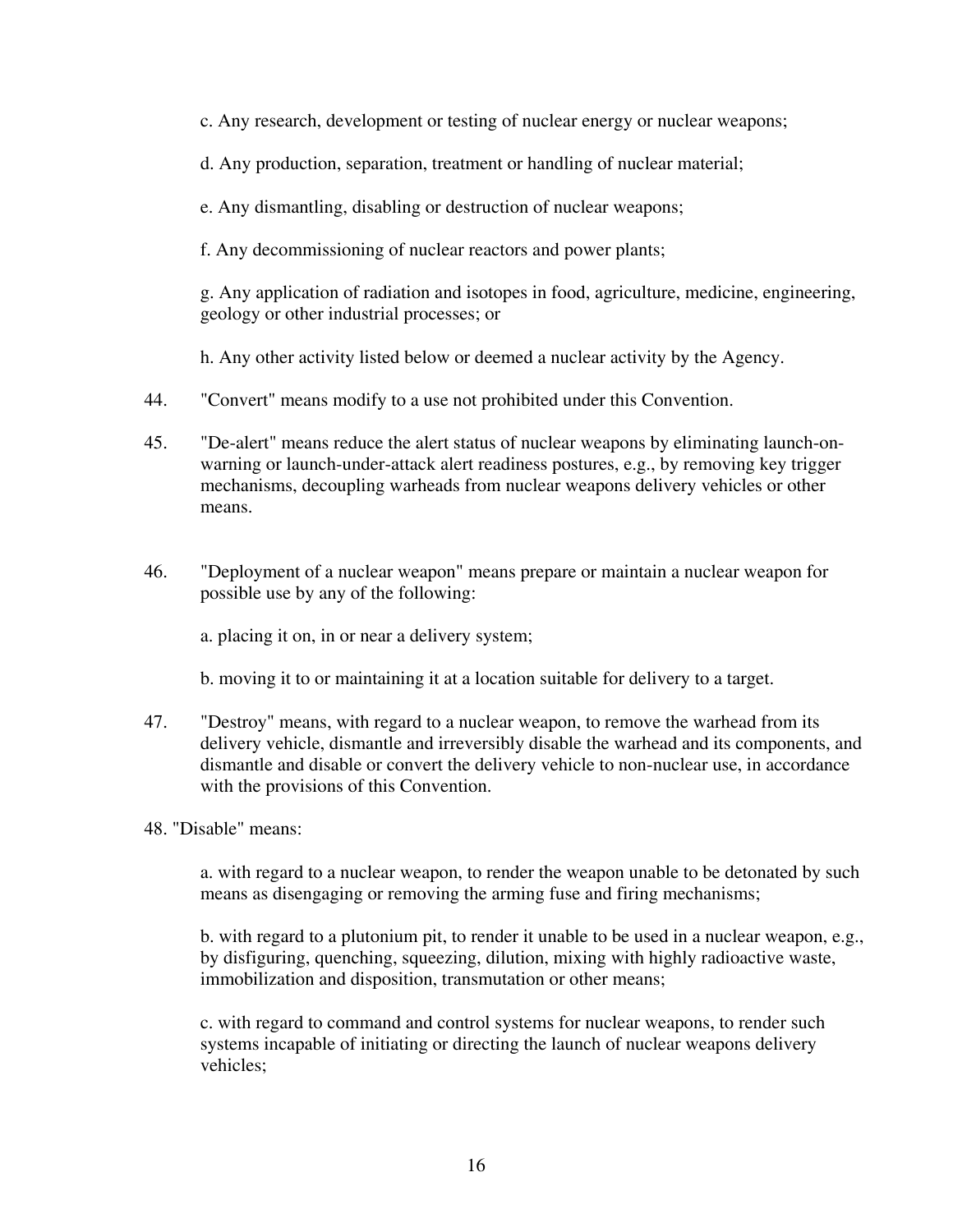c. Any research, development or testing of nuclear energy or nuclear weapons;

d. Any production, separation, treatment or handling of nuclear material;

e. Any dismantling, disabling or destruction of nuclear weapons;

f. Any decommissioning of nuclear reactors and power plants;

g. Any application of radiation and isotopes in food, agriculture, medicine, engineering, geology or other industrial processes; or

h. Any other activity listed below or deemed a nuclear activity by the Agency.

44. "Convert" means modify to a use not prohibited under this Convention.

45. "De-alert" means reduce the alert status of nuclear weapons by eliminating launch-on-warning or launch-under-attack alert readiness postures, e.g., by removing key trigger mechanisms, decoupling warheads from nuclear weapons delivery vehicles or other means.

46. "Deployment of a nuclear weapon" means prepare or maintain a nuclear weapon for possible use by any of the following:

a. placing it on, in or near a delivery system;

b. moving it to or maintaining it at a location suitable for delivery to a target.

47. "Destroy" means, with regard to a nuclear weapon, to remove the warhead from its delivery vehicle, dismantle and irreversibly disable the warhead and its components, and dismantle and disable or convert the delivery vehicle to non-nuclear use, in accordance with the provisions of this Convention.

48. "Disable" means:

a. with regard to a nuclear weapon, to render the weapon unable to be detonated by such means as disengaging or removing the arming fuse and firing mechanisms;

b. with regard to a plutonium pit, to render it unable to be used in a nuclear weapon, e.g., by disfiguring, quenching, squeezing, dilution, mixing with highly radioactive waste, immobilization and disposition, transmutation or other means;

c. with regard to command and control systems for nuclear weapons, to render such systems incapable of initiating or directing the launch of nuclear weapons delivery vehicles;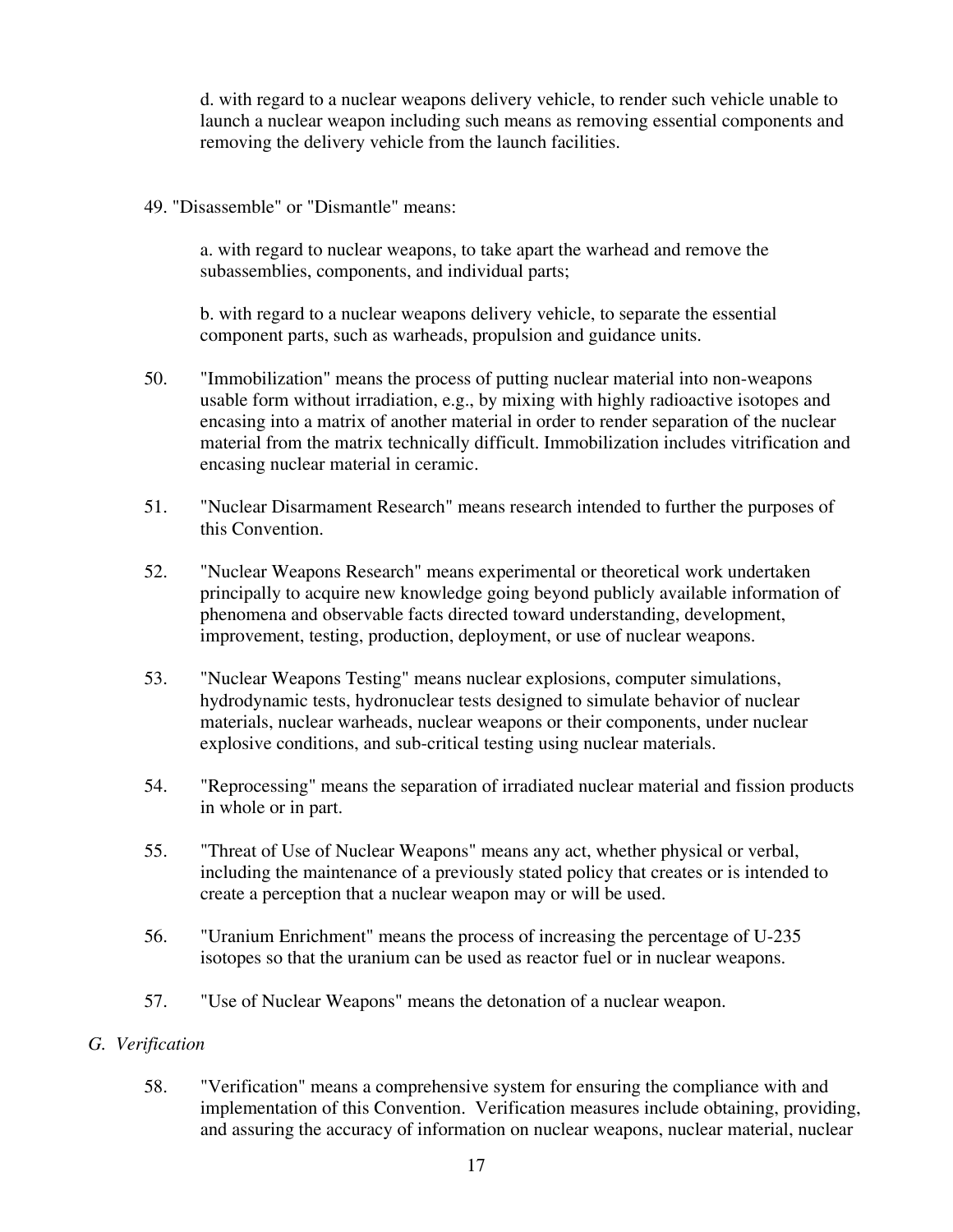d. with regard to a nuclear weapons delivery vehicle, to render such vehicle unable to launch a nuclear weapon including such means as removing essential components and removing the delivery vehicle from the launch facilities.

49. "Disassemble" or "Dismantle" means:

a. with regard to nuclear weapons, to take apart the warhead and remove the subassemblies, components, and individual parts;

b. with regard to a nuclear weapons delivery vehicle, to separate the essential component parts, such as warheads, propulsion and guidance units.

50. "Immobilization" means the process of putting nuclear material into non-weapons usable form without irradiation, e.g., by mixing with highly radioactive isotopes and encasing into a matrix of another material in order to render separation of the nuclear material from the matrix technically difficult. Immobilization includes vitrification and encasing nuclear material in ceramic.

51. "Nuclear Disarmament Research" means research intended to further the purposes of this Convention.

52. "Nuclear Weapons Research" means experimental or theoretical work undertaken principally to acquire new knowledge going beyond publicly available information of phenomena and observable facts directed toward understanding, development, improvement, testing, production, deployment, or use of nuclear weapons.

53. "Nuclear Weapons Testing" means nuclear explosions, computer simulations, hydrodynamic tests, hydronuclear tests designed to simulate behavior of nuclear materials, nuclear warheads, nuclear weapons or their components, under nuclear explosive conditions, and sub-critical testing using nuclear materials.

54. "Reprocessing" means the separation of irradiated nuclear material and fission products in whole or in part.

55. "Threat of Use of Nuclear Weapons" means any act, whether physical or verbal, including the maintenance of a previously stated policy that creates or is intended to create a perception that a nuclear weapon may or will be used.

56. "Uranium Enrichment" means the process of increasing the percentage of U-235 isotopes so that the uranium can be used as reactor fuel or in nuclear weapons.

57. "Use of Nuclear Weapons" means the detonation of a nuclear weapon.

### *G. Verification*

58. "Verification" means a comprehensive system for ensuring the compliance with and implementation of this Convention. Verification measures include obtaining, providing, and assuring the accuracy of information on nuclear weapons, nuclear material, nuclear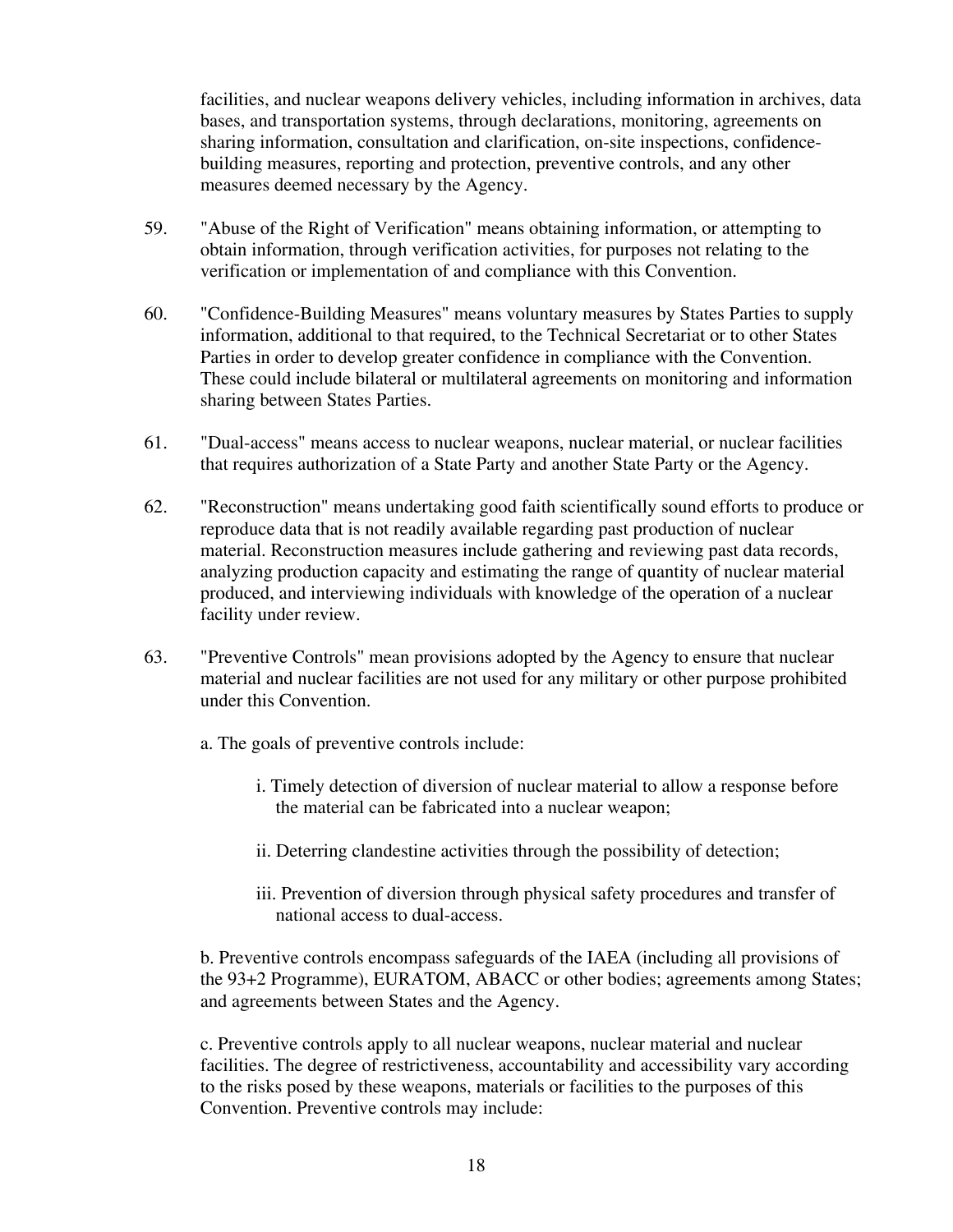facilities, and nuclear weapons delivery vehicles, including information in archives, data bases, and transportation systems, through declarations, monitoring, agreements on sharing information, consultation and clarification, on-site inspections, confidence-building measures, reporting and protection, preventive controls, and any other measures deemed necessary by the Agency.

59. "Abuse of the Right of Verification" means obtaining information, or attempting to obtain information, through verification activities, for purposes not relating to the verification or implementation of and compliance with this Convention.

60. "Confidence-Building Measures" means voluntary measures by States Parties to supply information, additional to that required, to the Technical Secretariat or to other States Parties in order to develop greater confidence in compliance with the Convention. These could include bilateral or multilateral agreements on monitoring and information sharing between States Parties.

61. "Dual-access" means access to nuclear weapons, nuclear material, or nuclear facilities that requires authorization of a State Party and another State Party or the Agency.

62. "Reconstruction" means undertaking good faith scientifically sound efforts to produce or reproduce data that is not readily available regarding past production of nuclear material. Reconstruction measures include gathering and reviewing past data records, analyzing production capacity and estimating the range of quantity of nuclear material produced, and interviewing individuals with knowledge of the operation of a nuclear facility under review.

63. "Preventive Controls" mean provisions adopted by the Agency to ensure that nuclear material and nuclear facilities are not used for any military or other purpose prohibited under this Convention.

   a. The goals of preventive controls include:

      i. Timely detection of diversion of nuclear material to allow a response before the material can be fabricated into a nuclear weapon;

      ii. Deterring clandestine activities through the possibility of detection;

      iii. Prevention of diversion through physical safety procedures and transfer of national access to dual-access.

   b. Preventive controls encompass safeguards of the IAEA (including all provisions of the 93+2 Programme), EURATOM, ABACC or other bodies; agreements among States; and agreements between States and the Agency.

   c. Preventive controls apply to all nuclear weapons, nuclear material and nuclear facilities. The degree of restrictiveness, accountability and accessibility vary according to the risks posed by these weapons, materials or facilities to the purposes of this Convention. Preventive controls may include: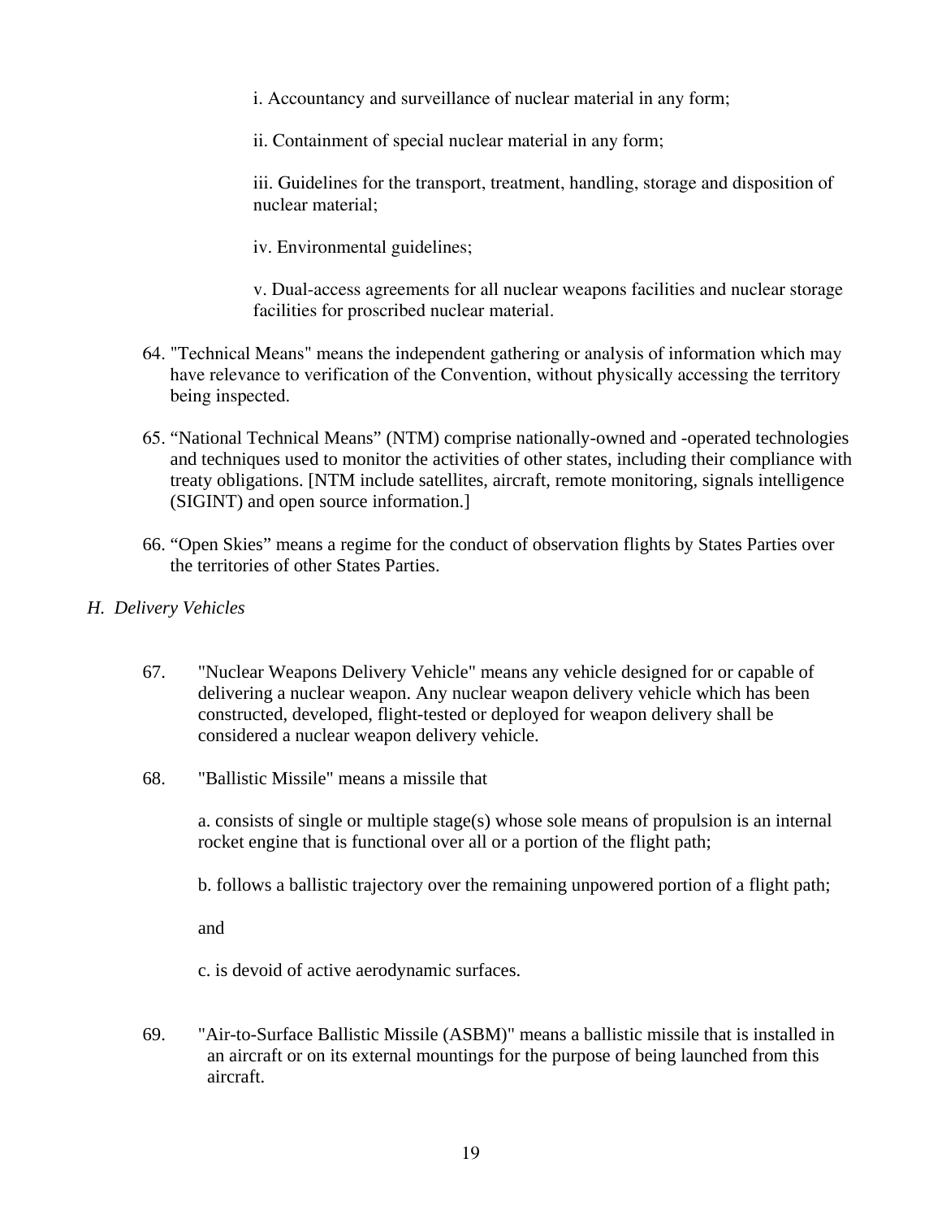i. Accountancy and surveillance of nuclear material in any form;

ii. Containment of special nuclear material in any form;

iii. Guidelines for the transport, treatment, handling, storage and disposition of nuclear material;

iv. Environmental guidelines;

v. Dual-access agreements for all nuclear weapons facilities and nuclear storage facilities for proscribed nuclear material.

64. "Technical Means" means the independent gathering or analysis of information which may have relevance to verification of the Convention, without physically accessing the territory being inspected.

65. "National Technical Means" (NTM) comprise nationally-owned and -operated technologies and techniques used to monitor the activities of other states, including their compliance with treaty obligations. [NTM include satellites, aircraft, remote monitoring, signals intelligence (SIGINT) and open source information.]

66. "Open Skies" means a regime for the conduct of observation flights by States Parties over the territories of other States Parties.

*H. Delivery Vehicles*

67. "Nuclear Weapons Delivery Vehicle" means any vehicle designed for or capable of delivering a nuclear weapon. Any nuclear weapon delivery vehicle which has been constructed, developed, flight-tested or deployed for weapon delivery shall be considered a nuclear weapon delivery vehicle.

68. "Ballistic Missile" means a missile that

a. consists of single or multiple stage(s) whose sole means of propulsion is an internal rocket engine that is functional over all or a portion of the flight path;

b. follows a ballistic trajectory over the remaining unpowered portion of a flight path;

and

c. is devoid of active aerodynamic surfaces.

69. "Air-to-Surface Ballistic Missile (ASBM)" means a ballistic missile that is installed in an aircraft or on its external mountings for the purpose of being launched from this aircraft.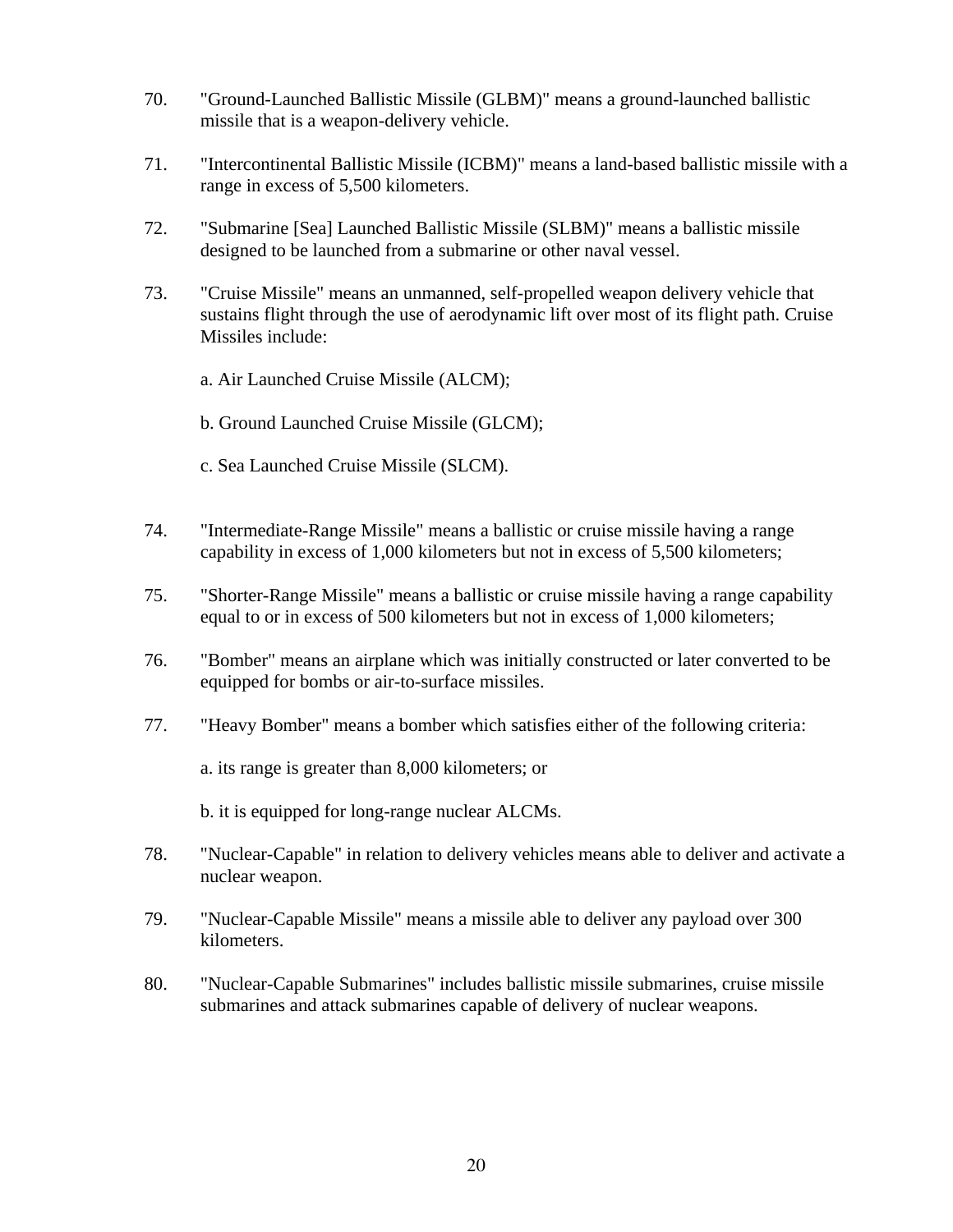70. "Ground-Launched Ballistic Missile (GLBM)" means a ground-launched ballistic missile that is a weapon-delivery vehicle.

71. "Intercontinental Ballistic Missile (ICBM)" means a land-based ballistic missile with a range in excess of 5,500 kilometers.

72. "Submarine [Sea] Launched Ballistic Missile (SLBM)" means a ballistic missile designed to be launched from a submarine or other naval vessel.

73. "Cruise Missile" means an unmanned, self-propelled weapon delivery vehicle that sustains flight through the use of aerodynamic lift over most of its flight path. Cruise Missiles include:

    a. Air Launched Cruise Missile (ALCM);

    b. Ground Launched Cruise Missile (GLCM);

    c. Sea Launched Cruise Missile (SLCM).

74. "Intermediate-Range Missile" means a ballistic or cruise missile having a range capability in excess of 1,000 kilometers but not in excess of 5,500 kilometers;

75. "Shorter-Range Missile" means a ballistic or cruise missile having a range capability equal to or in excess of 500 kilometers but not in excess of 1,000 kilometers;

76. "Bomber" means an airplane which was initially constructed or later converted to be equipped for bombs or air-to-surface missiles.

77. "Heavy Bomber" means a bomber which satisfies either of the following criteria:

    a. its range is greater than 8,000 kilometers; or

    b. it is equipped for long-range nuclear ALCMs.

78. "Nuclear-Capable" in relation to delivery vehicles means able to deliver and activate a nuclear weapon.

79. "Nuclear-Capable Missile" means a missile able to deliver any payload over 300 kilometers.

80. "Nuclear-Capable Submarines" includes ballistic missile submarines, cruise missile submarines and attack submarines capable of delivery of nuclear weapons.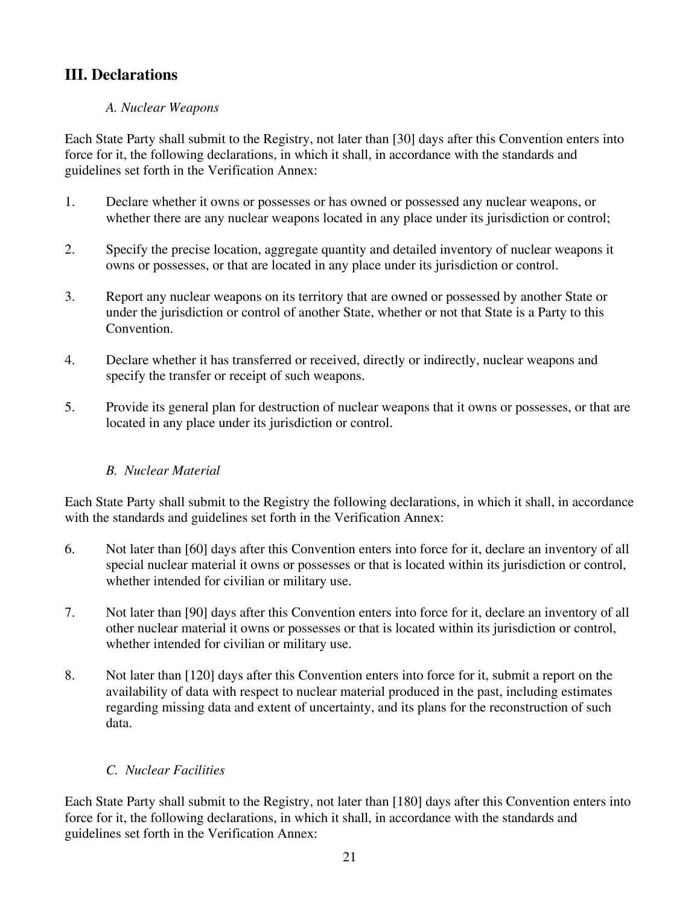## III. Declarations

### *A. Nuclear Weapons*

Each State Party shall submit to the Registry, not later than [30] days after this Convention enters into force for it, the following declarations, in which it shall, in accordance with the standards and guidelines set forth in the Verification Annex:

1. Declare whether it owns or possesses or has owned or possessed any nuclear weapons, or whether there are any nuclear weapons located in any place under its jurisdiction or control;

2. Specify the precise location, aggregate quantity and detailed inventory of nuclear weapons it owns or possesses, or that are located in any place under its jurisdiction or control.

3. Report any nuclear weapons on its territory that are owned or possessed by another State or under the jurisdiction or control of another State, whether or not that State is a Party to this Convention.

4. Declare whether it has transferred or received, directly or indirectly, nuclear weapons and specify the transfer or receipt of such weapons.

5. Provide its general plan for destruction of nuclear weapons that it owns or possesses, or that are located in any place under its jurisdiction or control.

### *B. Nuclear Material*

Each State Party shall submit to the Registry the following declarations, in which it shall, in accordance with the standards and guidelines set forth in the Verification Annex:

6. Not later than [60] days after this Convention enters into force for it, declare an inventory of all special nuclear material it owns or possesses or that is located within its jurisdiction or control, whether intended for civilian or military use.

7. Not later than [90] days after this Convention enters into force for it, declare an inventory of all other nuclear material it owns or possesses or that is located within its jurisdiction or control, whether intended for civilian or military use.

8. Not later than [120] days after this Convention enters into force for it, submit a report on the availability of data with respect to nuclear material produced in the past, including estimates regarding missing data and extent of uncertainty, and its plans for the reconstruction of such data.

### *C. Nuclear Facilities*

Each State Party shall submit to the Registry, not later than [180] days after this Convention enters into force for it, the following declarations, in which it shall, in accordance with the standards and guidelines set forth in the Verification Annex: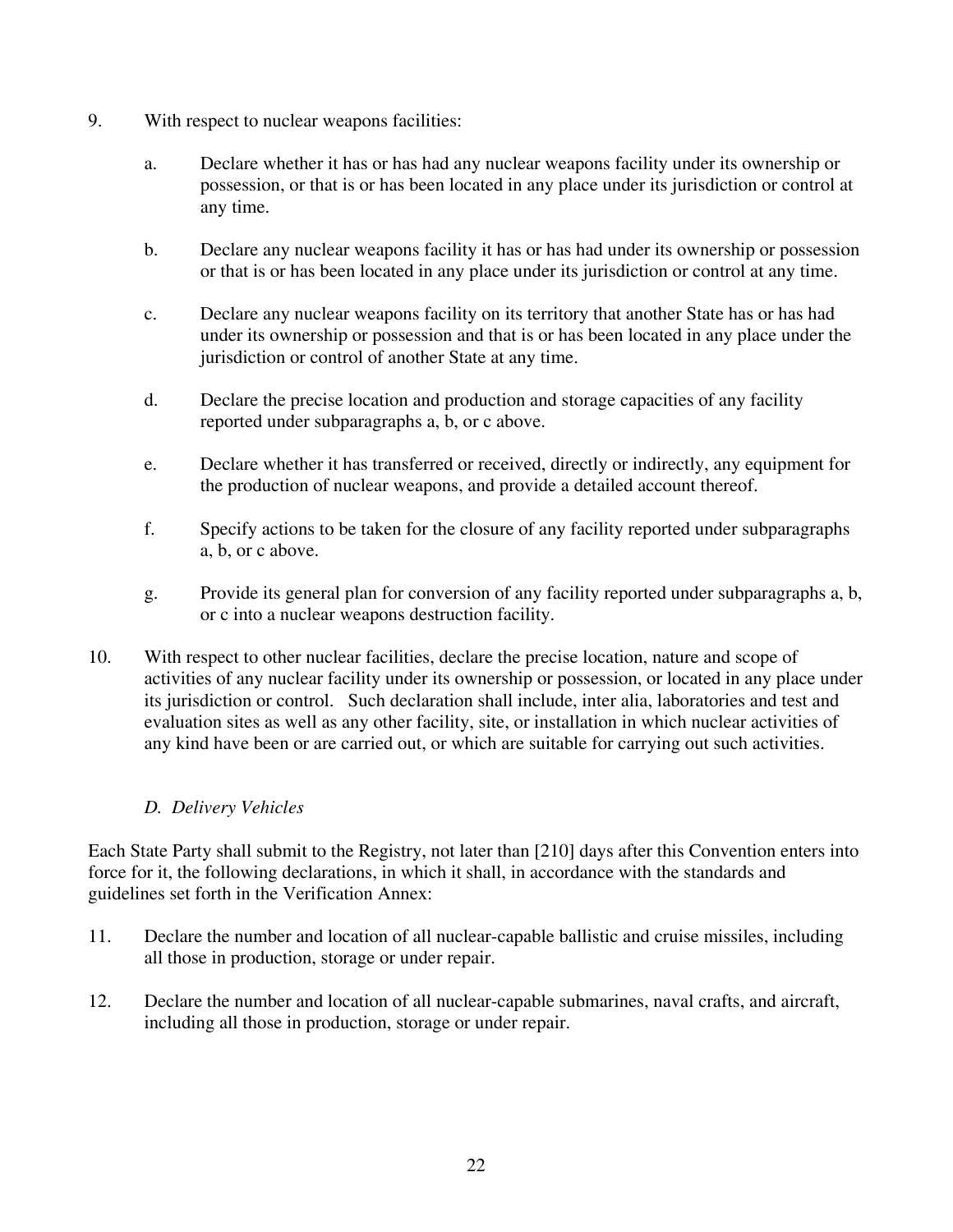9. With respect to nuclear weapons facilities:

    a. Declare whether it has or has had any nuclear weapons facility under its ownership or possession, or that is or has been located in any place under its jurisdiction or control at any time.

    b. Declare any nuclear weapons facility it has or has had under its ownership or possession or that is or has been located in any place under its jurisdiction or control at any time.

    c. Declare any nuclear weapons facility on its territory that another State has or has had under its ownership or possession and that is or has been located in any place under the jurisdiction or control of another State at any time.

    d. Declare the precise location and production and storage capacities of any facility reported under subparagraphs a, b, or c above.

    e. Declare whether it has transferred or received, directly or indirectly, any equipment for the production of nuclear weapons, and provide a detailed account thereof.

    f. Specify actions to be taken for the closure of any facility reported under subparagraphs a, b, or c above.

    g. Provide its general plan for conversion of any facility reported under subparagraphs a, b, or c into a nuclear weapons destruction facility.

10. With respect to other nuclear facilities, declare the precise location, nature and scope of activities of any nuclear facility under its ownership or possession, or located in any place under its jurisdiction or control. Such declaration shall include, inter alia, laboratories and test and evaluation sites as well as any other facility, site, or installation in which nuclear activities of any kind have been or are carried out, or which are suitable for carrying out such activities.

### *D. Delivery Vehicles*

Each State Party shall submit to the Registry, not later than [210] days after this Convention enters into force for it, the following declarations, in which it shall, in accordance with the standards and guidelines set forth in the Verification Annex:

11. Declare the number and location of all nuclear-capable ballistic and cruise missiles, including all those in production, storage or under repair.

12. Declare the number and location of all nuclear-capable submarines, naval crafts, and aircraft, including all those in production, storage or under repair.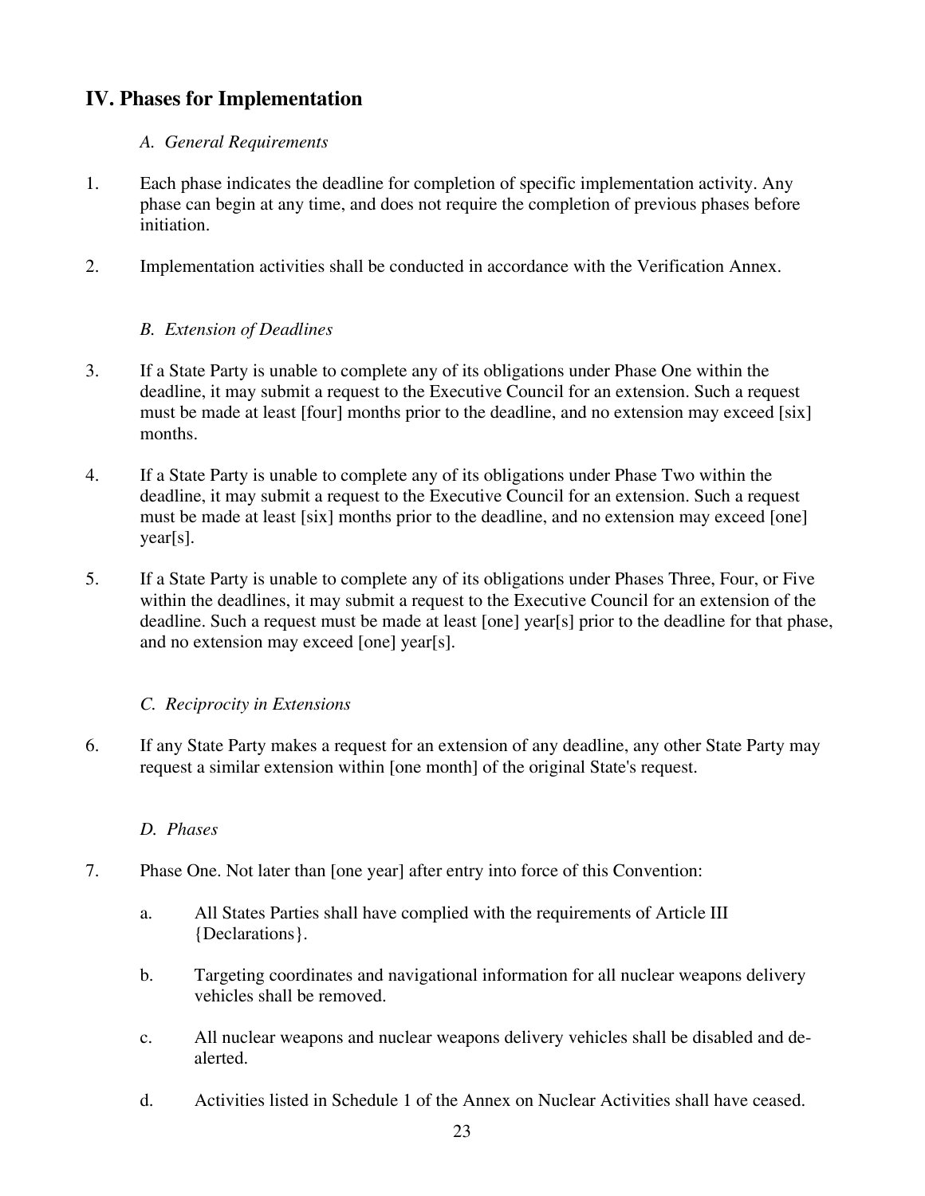## IV. Phases for Implementation

### *A. General Requirements*

1. Each phase indicates the deadline for completion of specific implementation activity. Any phase can begin at any time, and does not require the completion of previous phases before initiation.

2. Implementation activities shall be conducted in accordance with the Verification Annex.

### *B. Extension of Deadlines*

3. If a State Party is unable to complete any of its obligations under Phase One within the deadline, it may submit a request to the Executive Council for an extension. Such a request must be made at least [four] months prior to the deadline, and no extension may exceed [six] months.

4. If a State Party is unable to complete any of its obligations under Phase Two within the deadline, it may submit a request to the Executive Council for an extension. Such a request must be made at least [six] months prior to the deadline, and no extension may exceed [one] year[s].

5. If a State Party is unable to complete any of its obligations under Phases Three, Four, or Five within the deadlines, it may submit a request to the Executive Council for an extension of the deadline. Such a request must be made at least [one] year[s] prior to the deadline for that phase, and no extension may exceed [one] year[s].

### *C. Reciprocity in Extensions*

6. If any State Party makes a request for an extension of any deadline, any other State Party may request a similar extension within [one month] of the original State's request.

### *D. Phases*

7. Phase One. Not later than [one year] after entry into force of this Convention:

   a. All States Parties shall have complied with the requirements of Article III {Declarations}.

   b. Targeting coordinates and navigational information for all nuclear weapons delivery vehicles shall be removed.

   c. All nuclear weapons and nuclear weapons delivery vehicles shall be disabled and de-alerted.

   d. Activities listed in Schedule 1 of the Annex on Nuclear Activities shall have ceased.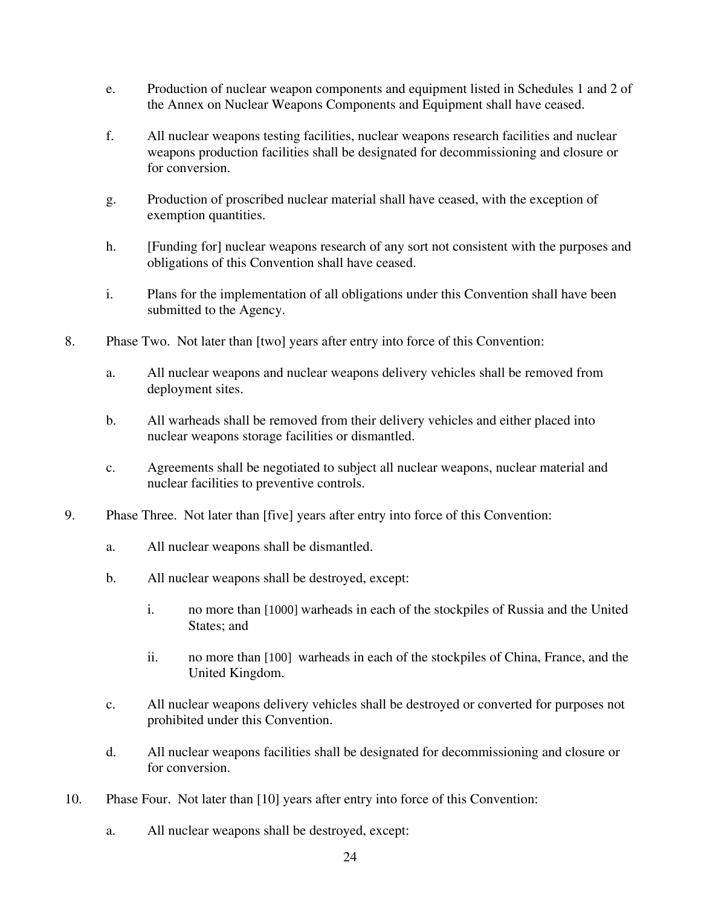e. Production of nuclear weapon components and equipment listed in Schedules 1 and 2 of the Annex on Nuclear Weapons Components and Equipment shall have ceased.

f. All nuclear weapons testing facilities, nuclear weapons research facilities and nuclear weapons production facilities shall be designated for decommissioning and closure or for conversion.

g. Production of proscribed nuclear material shall have ceased, with the exception of exemption quantities.

h. [Funding for] nuclear weapons research of any sort not consistent with the purposes and obligations of this Convention shall have ceased.

i. Plans for the implementation of all obligations under this Convention shall have been submitted to the Agency.

8. Phase Two. Not later than [two] years after entry into force of this Convention:

   a. All nuclear weapons and nuclear weapons delivery vehicles shall be removed from deployment sites.

   b. All warheads shall be removed from their delivery vehicles and either placed into nuclear weapons storage facilities or dismantled.

   c. Agreements shall be negotiated to subject all nuclear weapons, nuclear material and nuclear facilities to preventive controls.

9. Phase Three. Not later than [five] years after entry into force of this Convention:

   a. All nuclear weapons shall be dismantled.

   b. All nuclear weapons shall be destroyed, except:

      i. no more than [1000] warheads in each of the stockpiles of Russia and the United States; and

      ii. no more than [100] warheads in each of the stockpiles of China, France, and the United Kingdom.

   c. All nuclear weapons delivery vehicles shall be destroyed or converted for purposes not prohibited under this Convention.

   d. All nuclear weapons facilities shall be designated for decommissioning and closure or for conversion.

10. Phase Four. Not later than [10] years after entry into force of this Convention:

    a. All nuclear weapons shall be destroyed, except: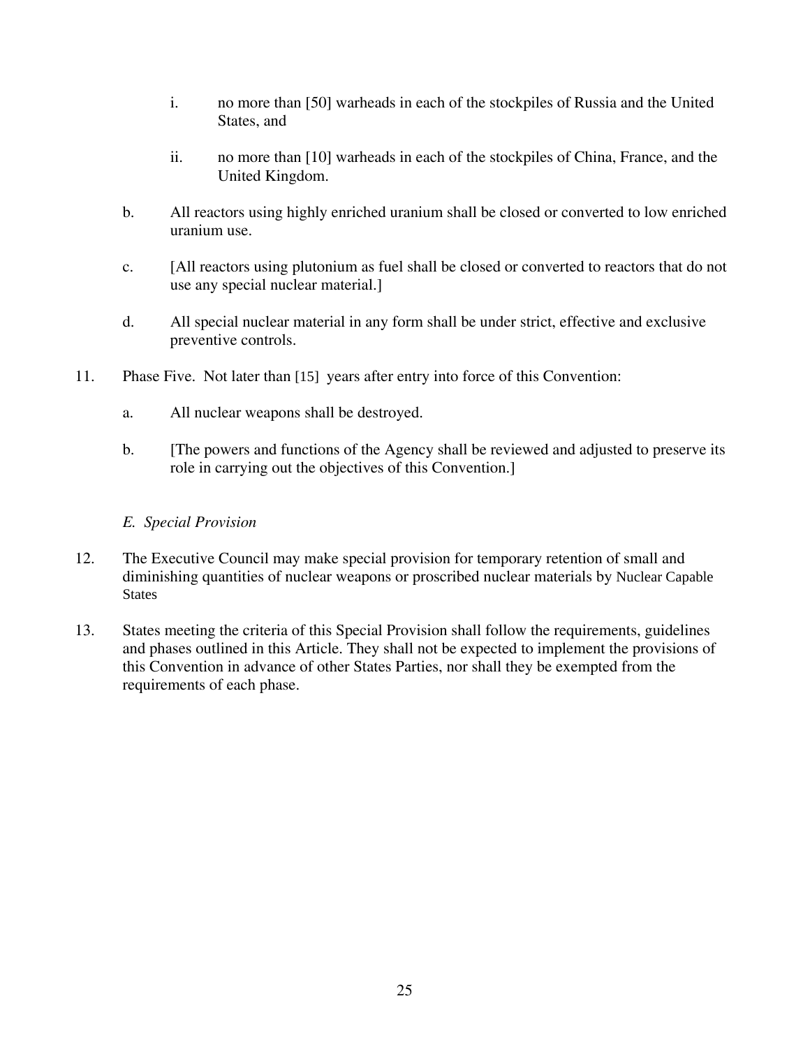i. no more than [50] warheads in each of the stockpiles of Russia and the United States, and

ii. no more than [10] warheads in each of the stockpiles of China, France, and the United Kingdom.

b. All reactors using highly enriched uranium shall be closed or converted to low enriched uranium use.

c. [All reactors using plutonium as fuel shall be closed or converted to reactors that do not use any special nuclear material.]

d. All special nuclear material in any form shall be under strict, effective and exclusive preventive controls.

11. Phase Five. Not later than [15] years after entry into force of this Convention:

a. All nuclear weapons shall be destroyed.

b. [The powers and functions of the Agency shall be reviewed and adjusted to preserve its role in carrying out the objectives of this Convention.]

*E. Special Provision*

12. The Executive Council may make special provision for temporary retention of small and diminishing quantities of nuclear weapons or proscribed nuclear materials by Nuclear Capable States

13. States meeting the criteria of this Special Provision shall follow the requirements, guidelines and phases outlined in this Article. They shall not be expected to implement the provisions of this Convention in advance of other States Parties, nor shall they be exempted from the requirements of each phase.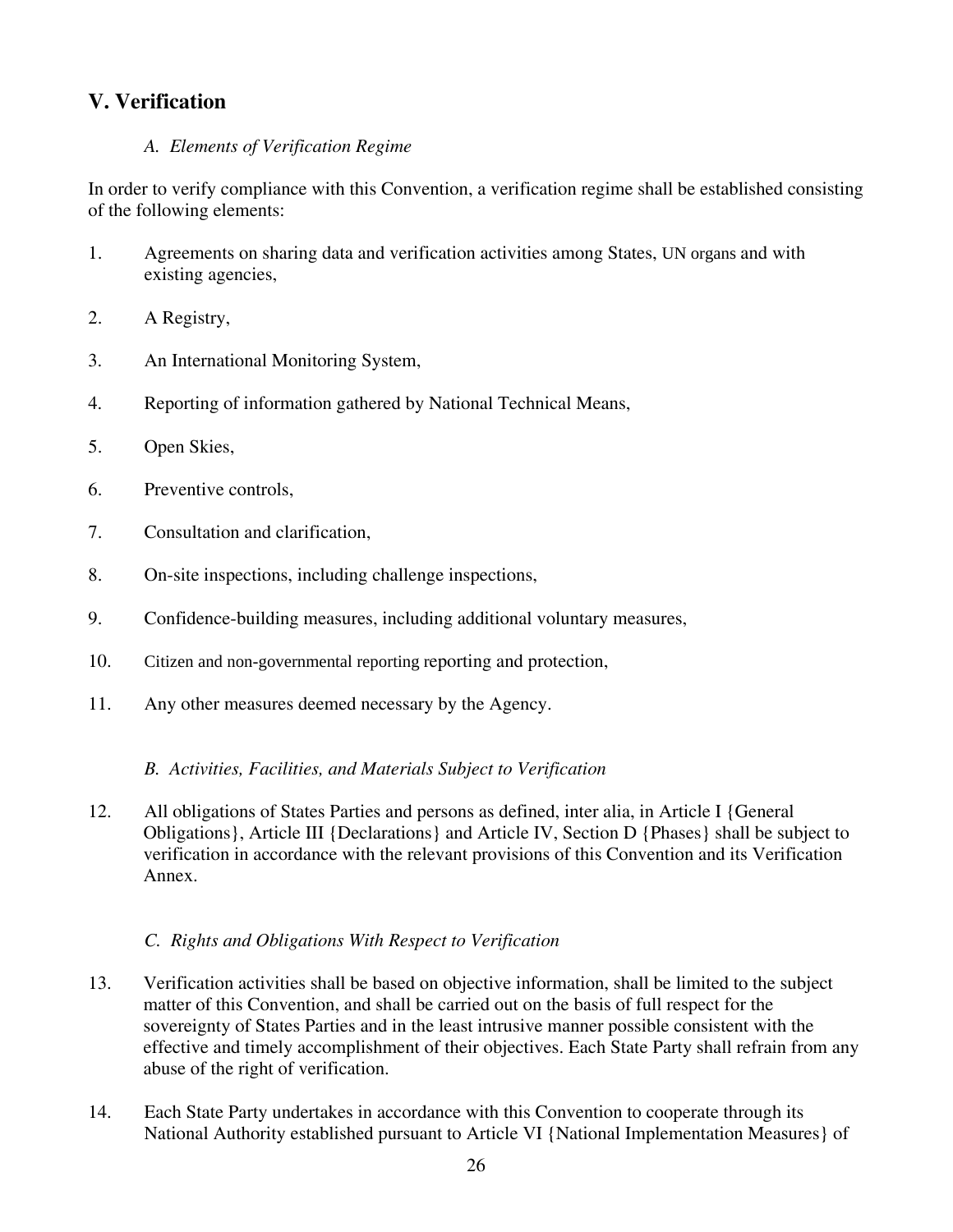## V. Verification

### *A. Elements of Verification Regime*

In order to verify compliance with this Convention, a verification regime shall be established consisting of the following elements:

1. Agreements on sharing data and verification activities among States, UN organs and with existing agencies,

2. A Registry,

3. An International Monitoring System,

4. Reporting of information gathered by National Technical Means,

5. Open Skies,

6. Preventive controls,

7. Consultation and clarification,

8. On-site inspections, including challenge inspections,

9. Confidence-building measures, including additional voluntary measures,

10. Citizen and non-governmental reporting reporting and protection,

11. Any other measures deemed necessary by the Agency.

### *B. Activities, Facilities, and Materials Subject to Verification*

12. All obligations of States Parties and persons as defined, inter alia, in Article I {General Obligations}, Article III {Declarations} and Article IV, Section D {Phases} shall be subject to verification in accordance with the relevant provisions of this Convention and its Verification Annex.

### *C. Rights and Obligations With Respect to Verification*

13. Verification activities shall be based on objective information, shall be limited to the subject matter of this Convention, and shall be carried out on the basis of full respect for the sovereignty of States Parties and in the least intrusive manner possible consistent with the effective and timely accomplishment of their objectives. Each State Party shall refrain from any abuse of the right of verification.

14. Each State Party undertakes in accordance with this Convention to cooperate through its National Authority established pursuant to Article VI {National Implementation Measures} of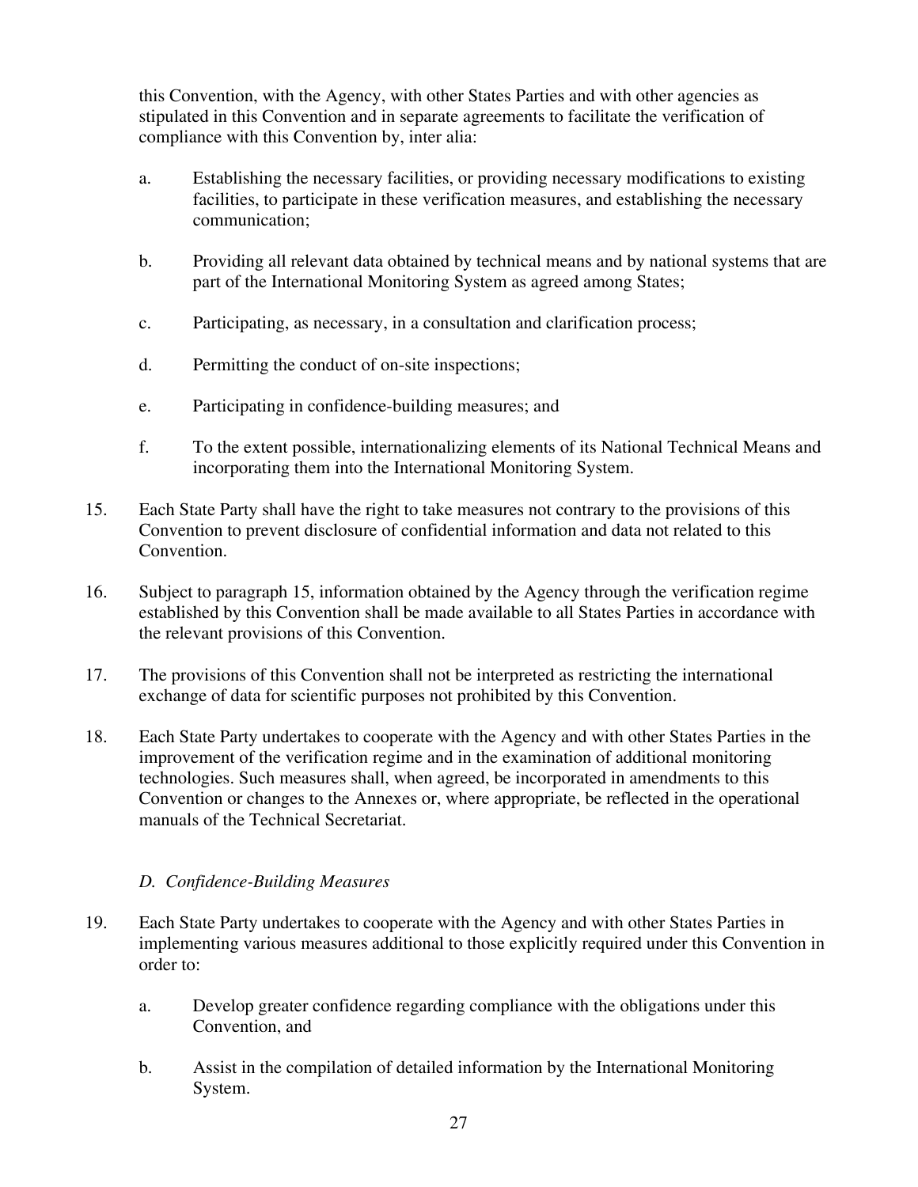this Convention, with the Agency, with other States Parties and with other agencies as stipulated in this Convention and in separate agreements to facilitate the verification of compliance with this Convention by, inter alia:

a. Establishing the necessary facilities, or providing necessary modifications to existing facilities, to participate in these verification measures, and establishing the necessary communication;

b. Providing all relevant data obtained by technical means and by national systems that are part of the International Monitoring System as agreed among States;

c. Participating, as necessary, in a consultation and clarification process;

d. Permitting the conduct of on-site inspections;

e. Participating in confidence-building measures; and

f. To the extent possible, internationalizing elements of its National Technical Means and incorporating them into the International Monitoring System.

15. Each State Party shall have the right to take measures not contrary to the provisions of this Convention to prevent disclosure of confidential information and data not related to this Convention.

16. Subject to paragraph 15, information obtained by the Agency through the verification regime established by this Convention shall be made available to all States Parties in accordance with the relevant provisions of this Convention.

17. The provisions of this Convention shall not be interpreted as restricting the international exchange of data for scientific purposes not prohibited by this Convention.

18. Each State Party undertakes to cooperate with the Agency and with other States Parties in the improvement of the verification regime and in the examination of additional monitoring technologies. Such measures shall, when agreed, be incorporated in amendments to this Convention or changes to the Annexes or, where appropriate, be reflected in the operational manuals of the Technical Secretariat.

### *D. Confidence-Building Measures*

19. Each State Party undertakes to cooperate with the Agency and with other States Parties in implementing various measures additional to those explicitly required under this Convention in order to:

a. Develop greater confidence regarding compliance with the obligations under this Convention, and

b. Assist in the compilation of detailed information by the International Monitoring System.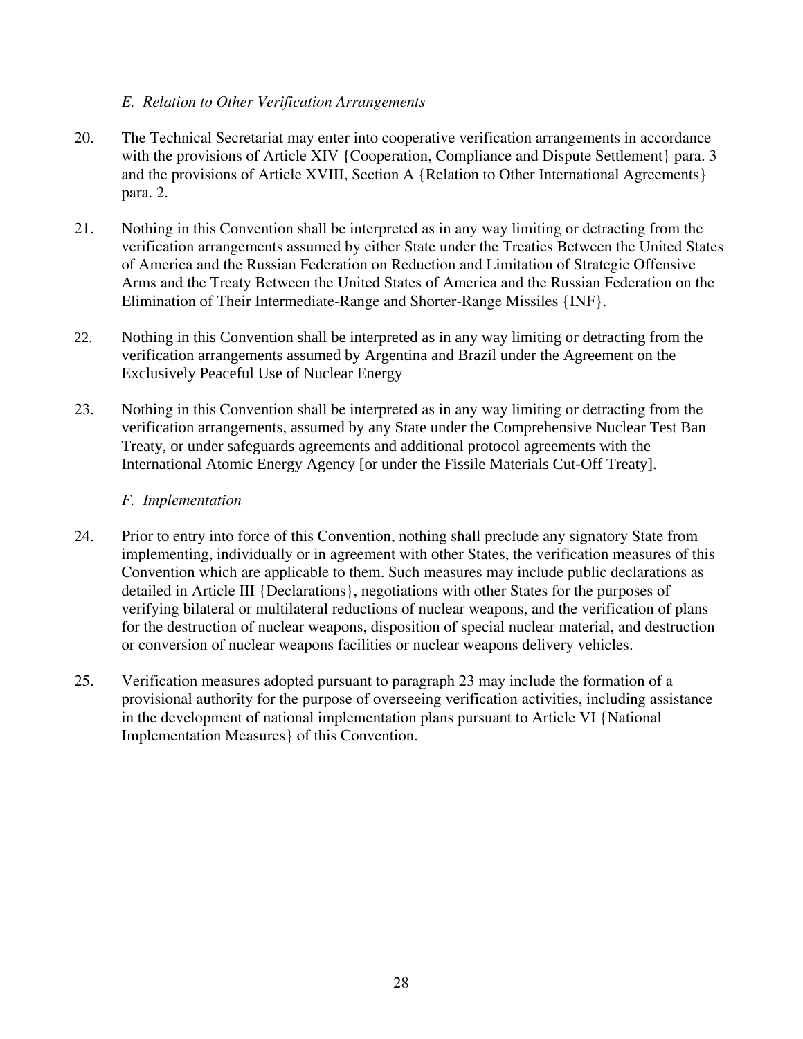### *E. Relation to Other Verification Arrangements*

20. The Technical Secretariat may enter into cooperative verification arrangements in accordance with the provisions of Article XIV {Cooperation, Compliance and Dispute Settlement} para. 3 and the provisions of Article XVIII, Section A {Relation to Other International Agreements} para. 2.

21. Nothing in this Convention shall be interpreted as in any way limiting or detracting from the verification arrangements assumed by either State under the Treaties Between the United States of America and the Russian Federation on Reduction and Limitation of Strategic Offensive Arms and the Treaty Between the United States of America and the Russian Federation on the Elimination of Their Intermediate-Range and Shorter-Range Missiles {INF}.

22. Nothing in this Convention shall be interpreted as in any way limiting or detracting from the verification arrangements assumed by Argentina and Brazil under the Agreement on the Exclusively Peaceful Use of Nuclear Energy

23. Nothing in this Convention shall be interpreted as in any way limiting or detracting from the verification arrangements, assumed by any State under the Comprehensive Nuclear Test Ban Treaty, or under safeguards agreements and additional protocol agreements with the International Atomic Energy Agency [or under the Fissile Materials Cut-Off Treaty].

### *F. Implementation*

24. Prior to entry into force of this Convention, nothing shall preclude any signatory State from implementing, individually or in agreement with other States, the verification measures of this Convention which are applicable to them. Such measures may include public declarations as detailed in Article III {Declarations}, negotiations with other States for the purposes of verifying bilateral or multilateral reductions of nuclear weapons, and the verification of plans for the destruction of nuclear weapons, disposition of special nuclear material, and destruction or conversion of nuclear weapons facilities or nuclear weapons delivery vehicles.

25. Verification measures adopted pursuant to paragraph 23 may include the formation of a provisional authority for the purpose of overseeing verification activities, including assistance in the development of national implementation plans pursuant to Article VI {National Implementation Measures} of this Convention.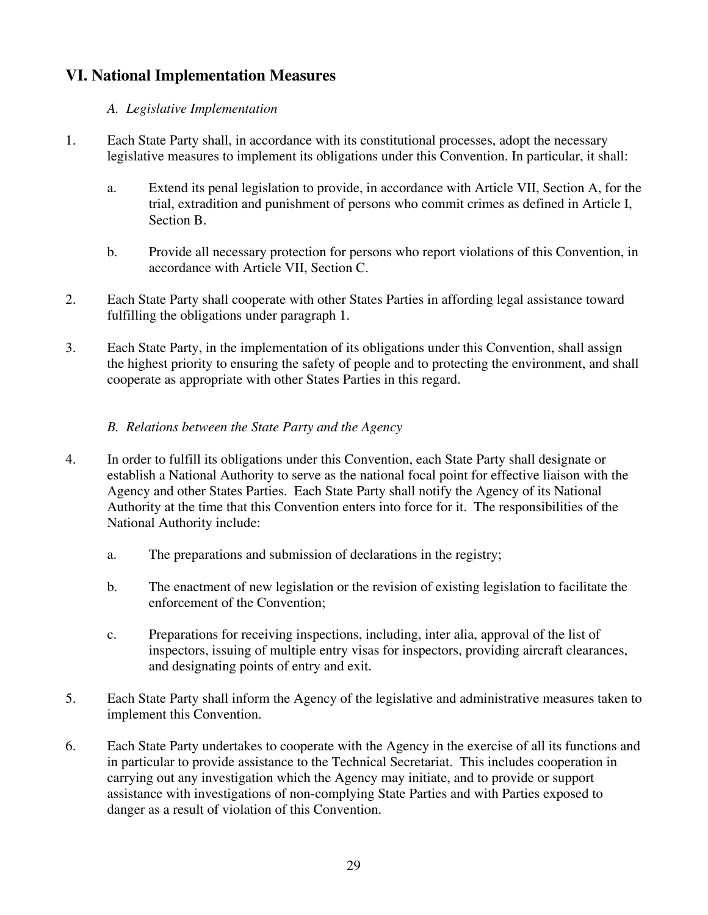## VI. National Implementation Measures

### *A. Legislative Implementation*

1. Each State Party shall, in accordance with its constitutional processes, adopt the necessary legislative measures to implement its obligations under this Convention. In particular, it shall:

    a. Extend its penal legislation to provide, in accordance with Article VII, Section A, for the trial, extradition and punishment of persons who commit crimes as defined in Article I, Section B.

    b. Provide all necessary protection for persons who report violations of this Convention, in accordance with Article VII, Section C.

2. Each State Party shall cooperate with other States Parties in affording legal assistance toward fulfilling the obligations under paragraph 1.

3. Each State Party, in the implementation of its obligations under this Convention, shall assign the highest priority to ensuring the safety of people and to protecting the environment, and shall cooperate as appropriate with other States Parties in this regard.

### *B. Relations between the State Party and the Agency*

4. In order to fulfill its obligations under this Convention, each State Party shall designate or establish a National Authority to serve as the national focal point for effective liaison with the Agency and other States Parties. Each State Party shall notify the Agency of its National Authority at the time that this Convention enters into force for it. The responsibilities of the National Authority include:

    a. The preparations and submission of declarations in the registry;

    b. The enactment of new legislation or the revision of existing legislation to facilitate the enforcement of the Convention;

    c. Preparations for receiving inspections, including, inter alia, approval of the list of inspectors, issuing of multiple entry visas for inspectors, providing aircraft clearances, and designating points of entry and exit.

5. Each State Party shall inform the Agency of the legislative and administrative measures taken to implement this Convention.

6. Each State Party undertakes to cooperate with the Agency in the exercise of all its functions and in particular to provide assistance to the Technical Secretariat. This includes cooperation in carrying out any investigation which the Agency may initiate, and to provide or support assistance with investigations of non-complying State Parties and with Parties exposed to danger as a result of violation of this Convention.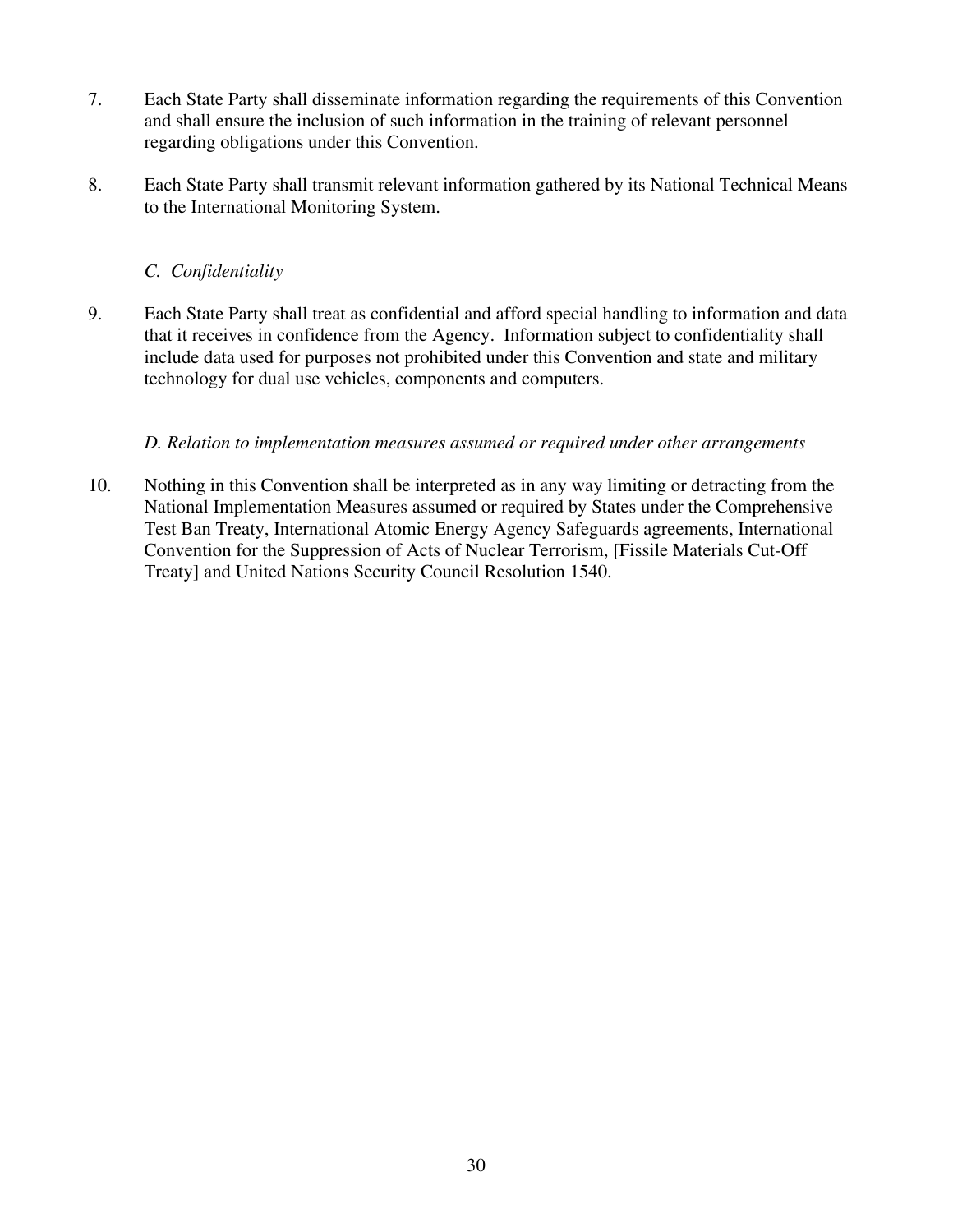7. Each State Party shall disseminate information regarding the requirements of this Convention and shall ensure the inclusion of such information in the training of relevant personnel regarding obligations under this Convention.

8. Each State Party shall transmit relevant information gathered by its National Technical Means to the International Monitoring System.

### *C. Confidentiality*

9. Each State Party shall treat as confidential and afford special handling to information and data that it receives in confidence from the Agency. Information subject to confidentiality shall include data used for purposes not prohibited under this Convention and state and military technology for dual use vehicles, components and computers.

### *D. Relation to implementation measures assumed or required under other arrangements*

10. Nothing in this Convention shall be interpreted as in any way limiting or detracting from the National Implementation Measures assumed or required by States under the Comprehensive Test Ban Treaty, International Atomic Energy Agency Safeguards agreements, International Convention for the Suppression of Acts of Nuclear Terrorism, [Fissile Materials Cut-Off Treaty] and United Nations Security Council Resolution 1540.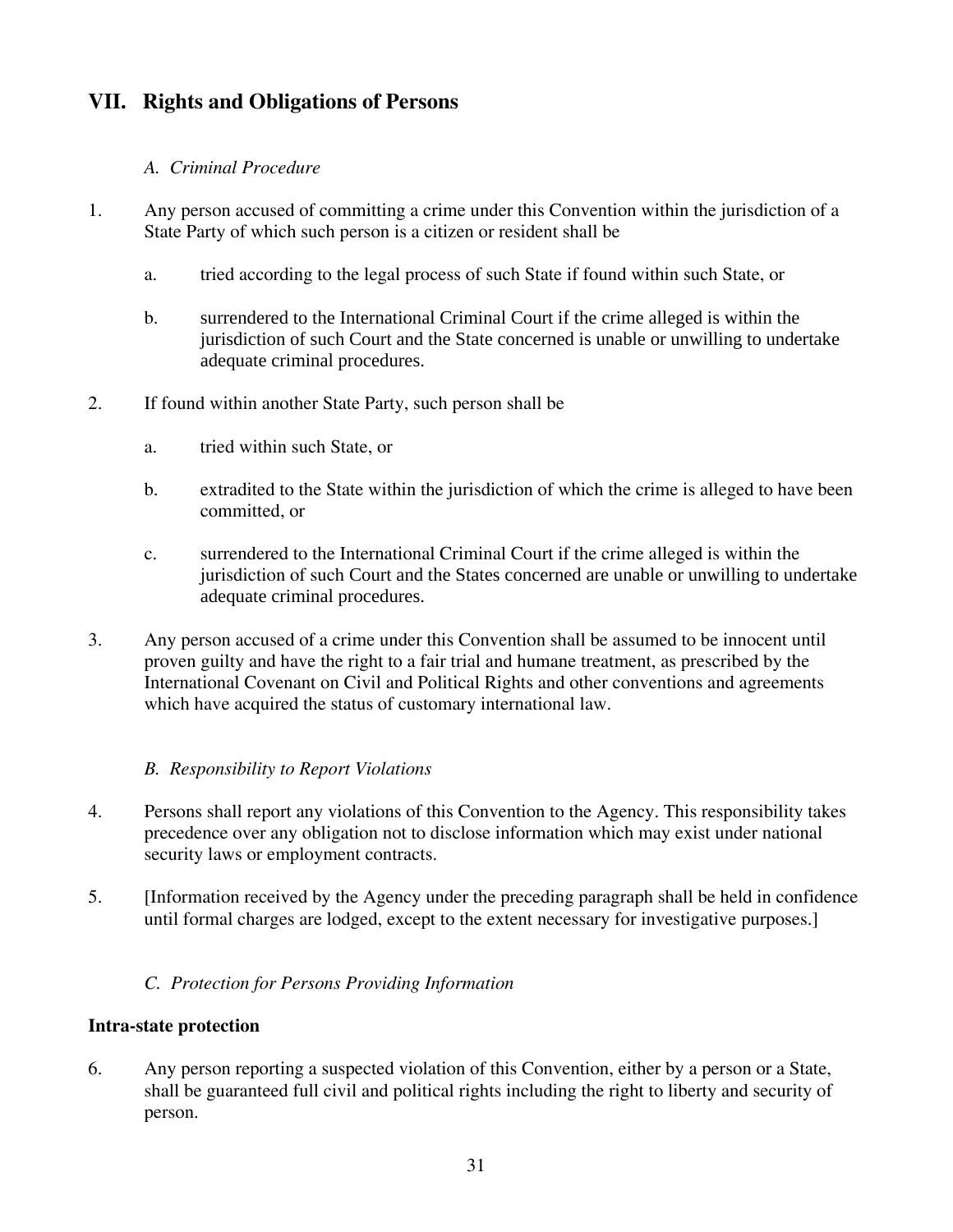## VII. Rights and Obligations of Persons

### *A. Criminal Procedure*

1. Any person accused of committing a crime under this Convention within the jurisdiction of a State Party of which such person is a citizen or resident shall be

   a. tried according to the legal process of such State if found within such State, or

   b. surrendered to the International Criminal Court if the crime alleged is within the jurisdiction of such Court and the State concerned is unable or unwilling to undertake adequate criminal procedures.

2. If found within another State Party, such person shall be

   a. tried within such State, or

   b. extradited to the State within the jurisdiction of which the crime is alleged to have been committed, or

   c. surrendered to the International Criminal Court if the crime alleged is within the jurisdiction of such Court and the States concerned are unable or unwilling to undertake adequate criminal procedures.

3. Any person accused of a crime under this Convention shall be assumed to be innocent until proven guilty and have the right to a fair trial and humane treatment, as prescribed by the International Covenant on Civil and Political Rights and other conventions and agreements which have acquired the status of customary international law.

### *B. Responsibility to Report Violations*

4. Persons shall report any violations of this Convention to the Agency. This responsibility takes precedence over any obligation not to disclose information which may exist under national security laws or employment contracts.

5. [Information received by the Agency under the preceding paragraph shall be held in confidence until formal charges are lodged, except to the extent necessary for investigative purposes.]

### *C. Protection for Persons Providing Information*

**Intra-state protection**

6. Any person reporting a suspected violation of this Convention, either by a person or a State, shall be guaranteed full civil and political rights including the right to liberty and security of person.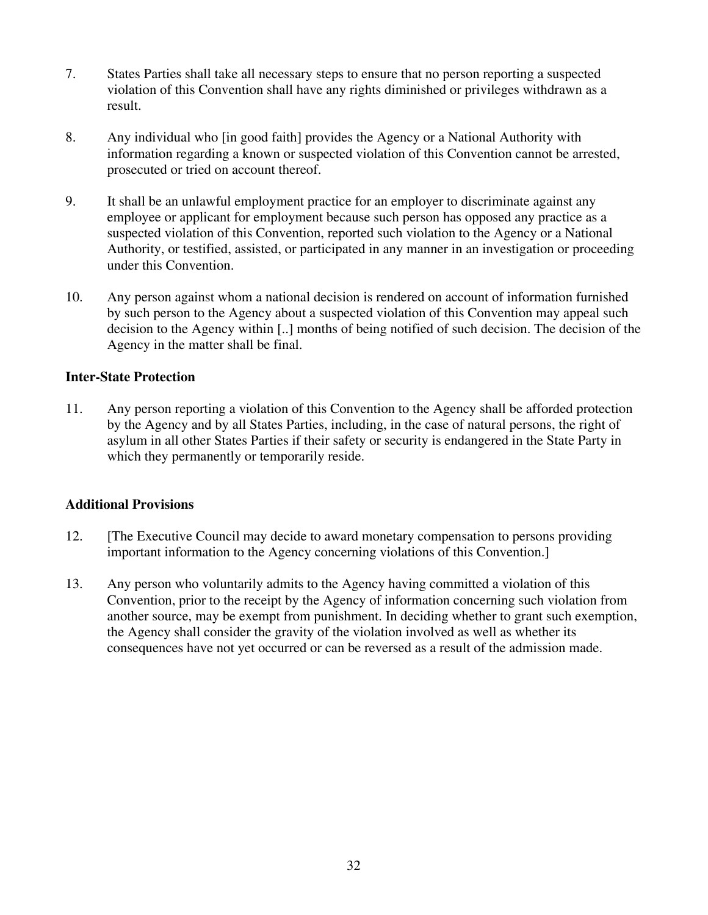7. States Parties shall take all necessary steps to ensure that no person reporting a suspected violation of this Convention shall have any rights diminished or privileges withdrawn as a result.

8. Any individual who [in good faith] provides the Agency or a National Authority with information regarding a known or suspected violation of this Convention cannot be arrested, prosecuted or tried on account thereof.

9. It shall be an unlawful employment practice for an employer to discriminate against any employee or applicant for employment because such person has opposed any practice as a suspected violation of this Convention, reported such violation to the Agency or a National Authority, or testified, assisted, or participated in any manner in an investigation or proceeding under this Convention.

10. Any person against whom a national decision is rendered on account of information furnished by such person to the Agency about a suspected violation of this Convention may appeal such decision to the Agency within [..] months of being notified of such decision. The decision of the Agency in the matter shall be final.

**Inter-State Protection**

11. Any person reporting a violation of this Convention to the Agency shall be afforded protection by the Agency and by all States Parties, including, in the case of natural persons, the right of asylum in all other States Parties if their safety or security is endangered in the State Party in which they permanently or temporarily reside.

**Additional Provisions**

12. [The Executive Council may decide to award monetary compensation to persons providing important information to the Agency concerning violations of this Convention.]

13. Any person who voluntarily admits to the Agency having committed a violation of this Convention, prior to the receipt by the Agency of information concerning such violation from another source, may be exempt from punishment. In deciding whether to grant such exemption, the Agency shall consider the gravity of the violation involved as well as whether its consequences have not yet occurred or can be reversed as a result of the admission made.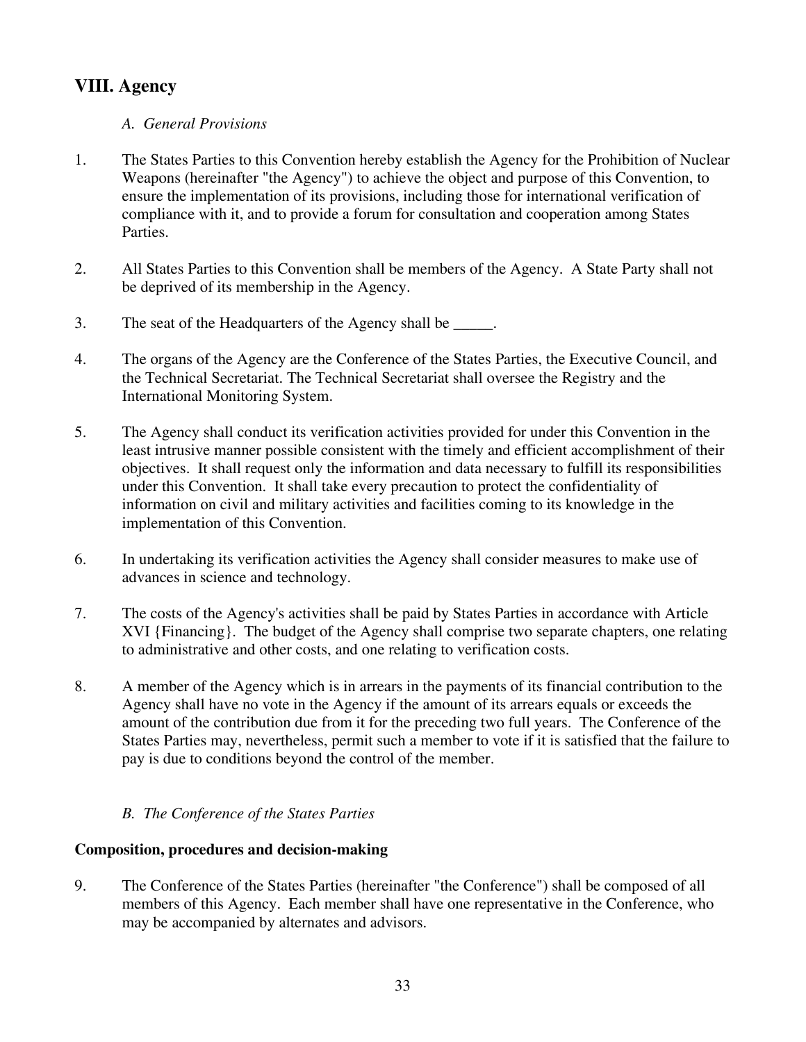## VIII. Agency

### *A. General Provisions*

1. The States Parties to this Convention hereby establish the Agency for the Prohibition of Nuclear Weapons (hereinafter "the Agency") to achieve the object and purpose of this Convention, to ensure the implementation of its provisions, including those for international verification of compliance with it, and to provide a forum for consultation and cooperation among States Parties.

2. All States Parties to this Convention shall be members of the Agency. A State Party shall not be deprived of its membership in the Agency.

3. The seat of the Headquarters of the Agency shall be _____.

4. The organs of the Agency are the Conference of the States Parties, the Executive Council, and the Technical Secretariat. The Technical Secretariat shall oversee the Registry and the International Monitoring System.

5. The Agency shall conduct its verification activities provided for under this Convention in the least intrusive manner possible consistent with the timely and efficient accomplishment of their objectives. It shall request only the information and data necessary to fulfill its responsibilities under this Convention. It shall take every precaution to protect the confidentiality of information on civil and military activities and facilities coming to its knowledge in the implementation of this Convention.

6. In undertaking its verification activities the Agency shall consider measures to make use of advances in science and technology.

7. The costs of the Agency's activities shall be paid by States Parties in accordance with Article XVI {Financing}. The budget of the Agency shall comprise two separate chapters, one relating to administrative and other costs, and one relating to verification costs.

8. A member of the Agency which is in arrears in the payments of its financial contribution to the Agency shall have no vote in the Agency if the amount of its arrears equals or exceeds the amount of the contribution due from it for the preceding two full years. The Conference of the States Parties may, nevertheless, permit such a member to vote if it is satisfied that the failure to pay is due to conditions beyond the control of the member.

### *B. The Conference of the States Parties*

**Composition, procedures and decision-making**

9. The Conference of the States Parties (hereinafter "the Conference") shall be composed of all members of this Agency. Each member shall have one representative in the Conference, who may be accompanied by alternates and advisors.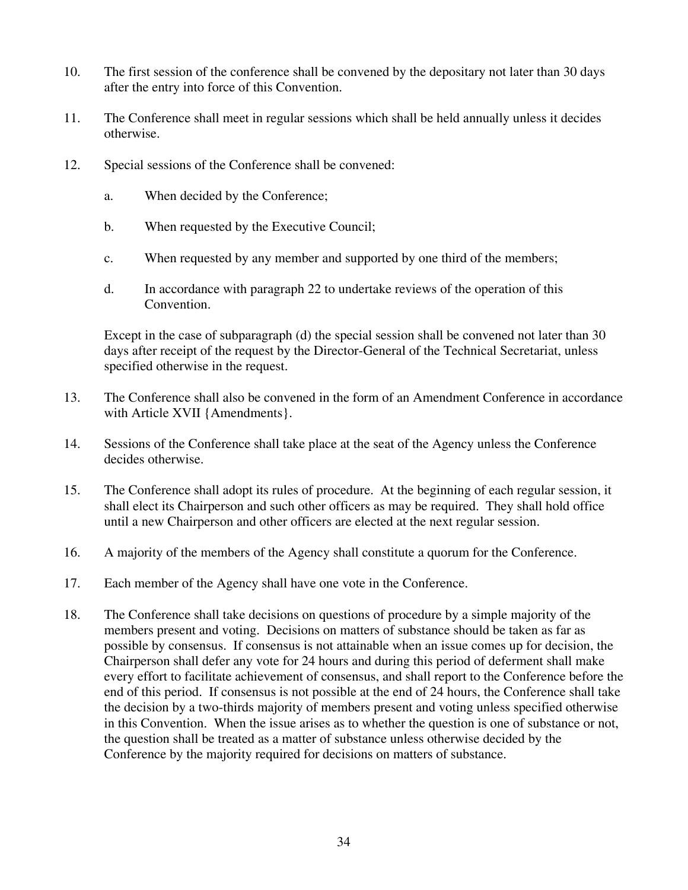10. The first session of the conference shall be convened by the depositary not later than 30 days after the entry into force of this Convention.

11. The Conference shall meet in regular sessions which shall be held annually unless it decides otherwise.

12. Special sessions of the Conference shall be convened:

    a. When decided by the Conference;

    b. When requested by the Executive Council;

    c. When requested by any member and supported by one third of the members;

    d. In accordance with paragraph 22 to undertake reviews of the operation of this Convention.

    Except in the case of subparagraph (d) the special session shall be convened not later than 30 days after receipt of the request by the Director-General of the Technical Secretariat, unless specified otherwise in the request.

13. The Conference shall also be convened in the form of an Amendment Conference in accordance with Article XVII {Amendments}.

14. Sessions of the Conference shall take place at the seat of the Agency unless the Conference decides otherwise.

15. The Conference shall adopt its rules of procedure. At the beginning of each regular session, it shall elect its Chairperson and such other officers as may be required. They shall hold office until a new Chairperson and other officers are elected at the next regular session.

16. A majority of the members of the Agency shall constitute a quorum for the Conference.

17. Each member of the Agency shall have one vote in the Conference.

18. The Conference shall take decisions on questions of procedure by a simple majority of the members present and voting. Decisions on matters of substance should be taken as far as possible by consensus. If consensus is not attainable when an issue comes up for decision, the Chairperson shall defer any vote for 24 hours and during this period of deferment shall make every effort to facilitate achievement of consensus, and shall report to the Conference before the end of this period. If consensus is not possible at the end of 24 hours, the Conference shall take the decision by a two-thirds majority of members present and voting unless specified otherwise in this Convention. When the issue arises as to whether the question is one of substance or not, the question shall be treated as a matter of substance unless otherwise decided by the Conference by the majority required for decisions on matters of substance.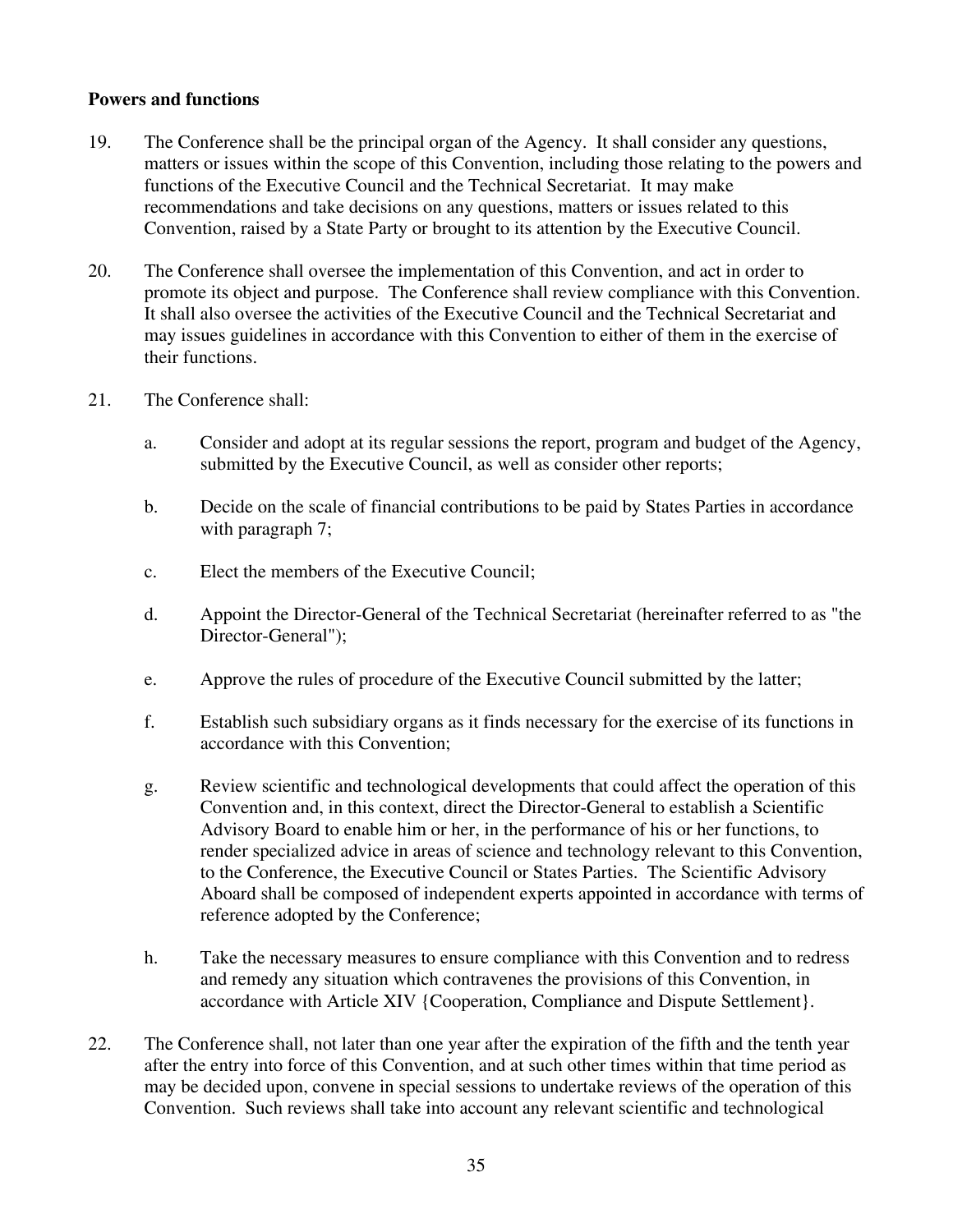**Powers and functions**

19. The Conference shall be the principal organ of the Agency. It shall consider any questions, matters or issues within the scope of this Convention, including those relating to the powers and functions of the Executive Council and the Technical Secretariat. It may make recommendations and take decisions on any questions, matters or issues related to this Convention, raised by a State Party or brought to its attention by the Executive Council.

20. The Conference shall oversee the implementation of this Convention, and act in order to promote its object and purpose. The Conference shall review compliance with this Convention. It shall also oversee the activities of the Executive Council and the Technical Secretariat and may issues guidelines in accordance with this Convention to either of them in the exercise of their functions.

21. The Conference shall:

    a. Consider and adopt at its regular sessions the report, program and budget of the Agency, submitted by the Executive Council, as well as consider other reports;

    b. Decide on the scale of financial contributions to be paid by States Parties in accordance with paragraph 7;

    c. Elect the members of the Executive Council;

    d. Appoint the Director-General of the Technical Secretariat (hereinafter referred to as "the Director-General");

    e. Approve the rules of procedure of the Executive Council submitted by the latter;

    f. Establish such subsidiary organs as it finds necessary for the exercise of its functions in accordance with this Convention;

    g. Review scientific and technological developments that could affect the operation of this Convention and, in this context, direct the Director-General to establish a Scientific Advisory Board to enable him or her, in the performance of his or her functions, to render specialized advice in areas of science and technology relevant to this Convention, to the Conference, the Executive Council or States Parties. The Scientific Advisory Aboard shall be composed of independent experts appointed in accordance with terms of reference adopted by the Conference;

    h. Take the necessary measures to ensure compliance with this Convention and to redress and remedy any situation which contravenes the provisions of this Convention, in accordance with Article XIV {Cooperation, Compliance and Dispute Settlement}.

22. The Conference shall, not later than one year after the expiration of the fifth and the tenth year after the entry into force of this Convention, and at such other times within that time period as may be decided upon, convene in special sessions to undertake reviews of the operation of this Convention. Such reviews shall take into account any relevant scientific and technological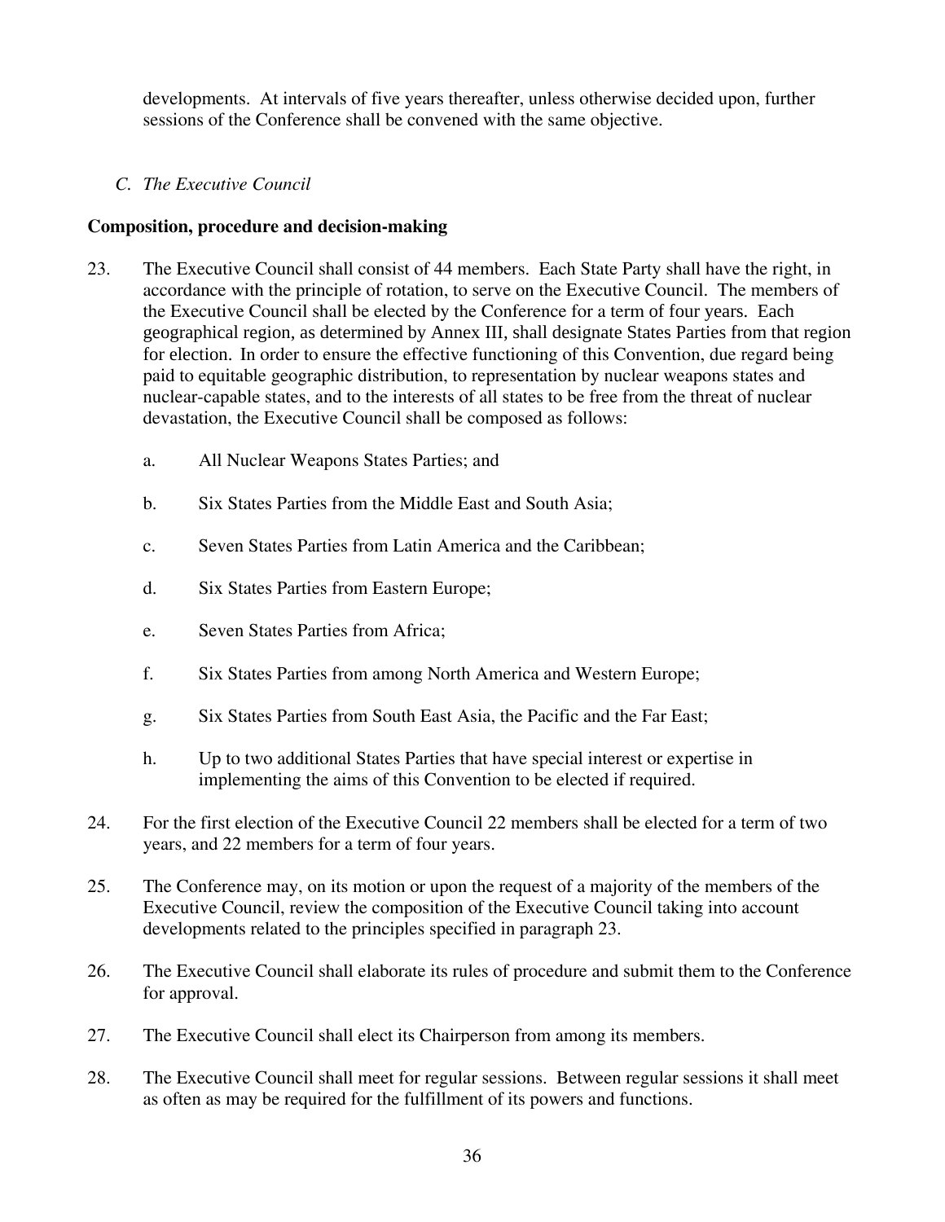developments. At intervals of five years thereafter, unless otherwise decided upon, further sessions of the Conference shall be convened with the same objective.

### *C. The Executive Council*

**Composition, procedure and decision-making**

23. The Executive Council shall consist of 44 members. Each State Party shall have the right, in accordance with the principle of rotation, to serve on the Executive Council. The members of the Executive Council shall be elected by the Conference for a term of four years. Each geographical region, as determined by Annex III, shall designate States Parties from that region for election. In order to ensure the effective functioning of this Convention, due regard being paid to equitable geographic distribution, to representation by nuclear weapons states and nuclear-capable states, and to the interests of all states to be free from the threat of nuclear devastation, the Executive Council shall be composed as follows:

    a. All Nuclear Weapons States Parties; and

    b. Six States Parties from the Middle East and South Asia;

    c. Seven States Parties from Latin America and the Caribbean;

    d. Six States Parties from Eastern Europe;

    e. Seven States Parties from Africa;

    f. Six States Parties from among North America and Western Europe;

    g. Six States Parties from South East Asia, the Pacific and the Far East;

    h. Up to two additional States Parties that have special interest or expertise in implementing the aims of this Convention to be elected if required.

24. For the first election of the Executive Council 22 members shall be elected for a term of two years, and 22 members for a term of four years.

25. The Conference may, on its motion or upon the request of a majority of the members of the Executive Council, review the composition of the Executive Council taking into account developments related to the principles specified in paragraph 23.

26. The Executive Council shall elaborate its rules of procedure and submit them to the Conference for approval.

27. The Executive Council shall elect its Chairperson from among its members.

28. The Executive Council shall meet for regular sessions. Between regular sessions it shall meet as often as may be required for the fulfillment of its powers and functions.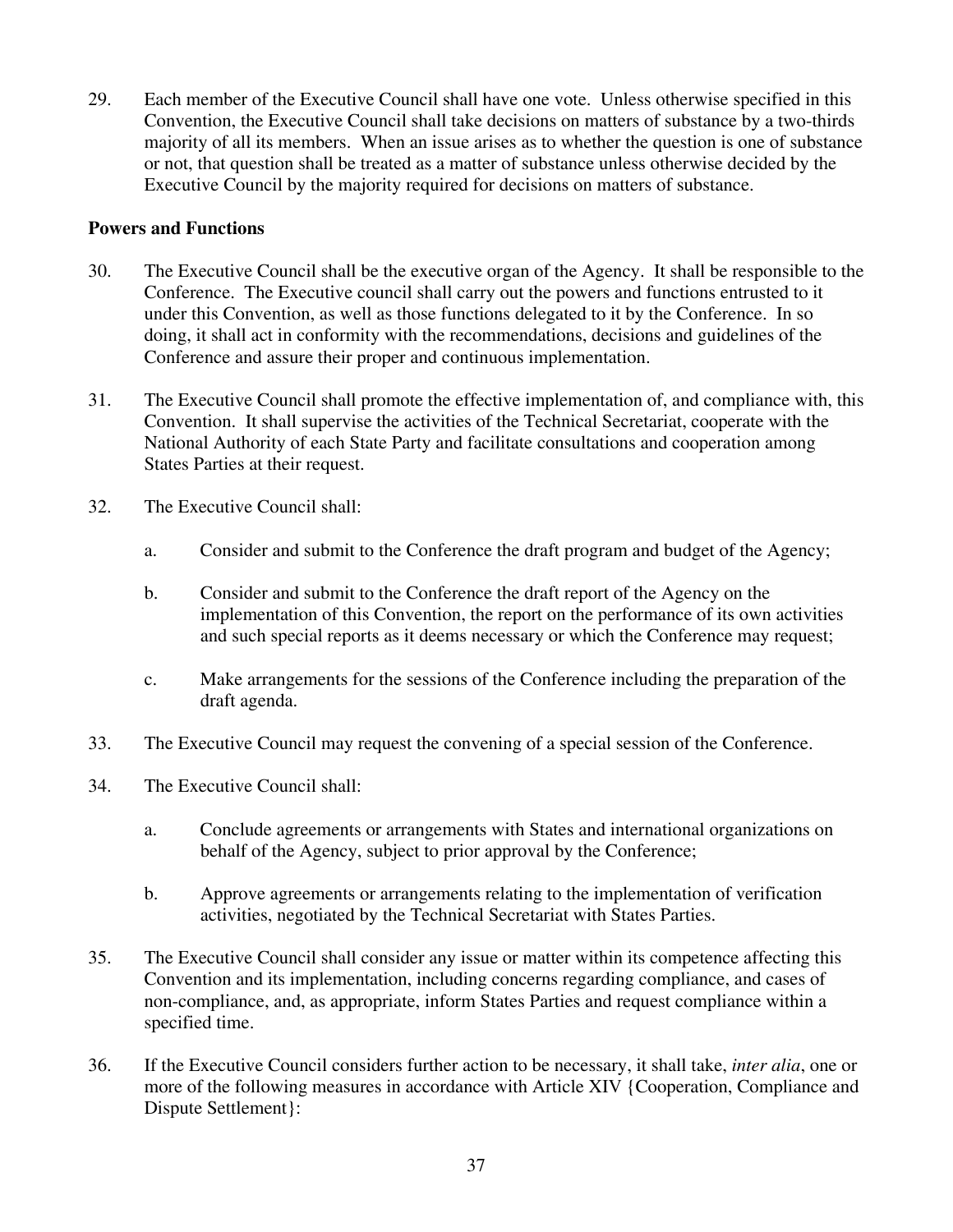29. Each member of the Executive Council shall have one vote. Unless otherwise specified in this Convention, the Executive Council shall take decisions on matters of substance by a two-thirds majority of all its members. When an issue arises as to whether the question is one of substance or not, that question shall be treated as a matter of substance unless otherwise decided by the Executive Council by the majority required for decisions on matters of substance.

**Powers and Functions**

30. The Executive Council shall be the executive organ of the Agency. It shall be responsible to the Conference. The Executive council shall carry out the powers and functions entrusted to it under this Convention, as well as those functions delegated to it by the Conference. In so doing, it shall act in conformity with the recommendations, decisions and guidelines of the Conference and assure their proper and continuous implementation.

31. The Executive Council shall promote the effective implementation of, and compliance with, this Convention. It shall supervise the activities of the Technical Secretariat, cooperate with the National Authority of each State Party and facilitate consultations and cooperation among States Parties at their request.

32. The Executive Council shall:

    a. Consider and submit to the Conference the draft program and budget of the Agency;

    b. Consider and submit to the Conference the draft report of the Agency on the implementation of this Convention, the report on the performance of its own activities and such special reports as it deems necessary or which the Conference may request;

    c. Make arrangements for the sessions of the Conference including the preparation of the draft agenda.

33. The Executive Council may request the convening of a special session of the Conference.

34. The Executive Council shall:

    a. Conclude agreements or arrangements with States and international organizations on behalf of the Agency, subject to prior approval by the Conference;

    b. Approve agreements or arrangements relating to the implementation of verification activities, negotiated by the Technical Secretariat with States Parties.

35. The Executive Council shall consider any issue or matter within its competence affecting this Convention and its implementation, including concerns regarding compliance, and cases of non-compliance, and, as appropriate, inform States Parties and request compliance within a specified time.

36. If the Executive Council considers further action to be necessary, it shall take, *inter alia*, one or more of the following measures in accordance with Article XIV {Cooperation, Compliance and Dispute Settlement}: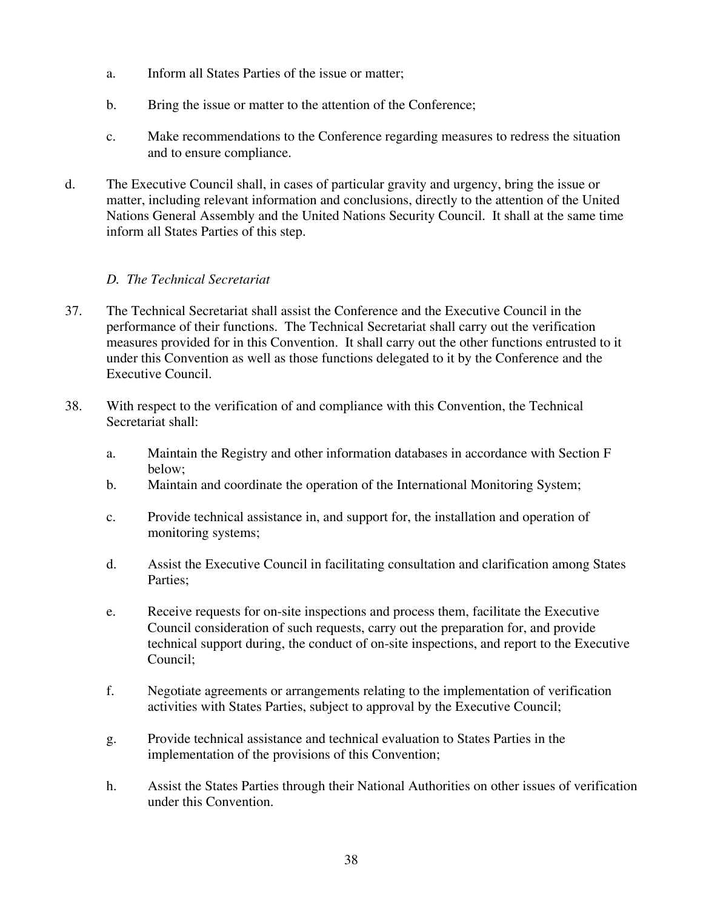a. Inform all States Parties of the issue or matter;

b. Bring the issue or matter to the attention of the Conference;

c. Make recommendations to the Conference regarding measures to redress the situation and to ensure compliance.

d. The Executive Council shall, in cases of particular gravity and urgency, bring the issue or matter, including relevant information and conclusions, directly to the attention of the United Nations General Assembly and the United Nations Security Council. It shall at the same time inform all States Parties of this step.

### *D. The Technical Secretariat*

37. The Technical Secretariat shall assist the Conference and the Executive Council in the performance of their functions. The Technical Secretariat shall carry out the verification measures provided for in this Convention. It shall carry out the other functions entrusted to it under this Convention as well as those functions delegated to it by the Conference and the Executive Council.

38. With respect to the verification of and compliance with this Convention, the Technical Secretariat shall:

   a. Maintain the Registry and other information databases in accordance with Section F below;

   b. Maintain and coordinate the operation of the International Monitoring System;

   c. Provide technical assistance in, and support for, the installation and operation of monitoring systems;

   d. Assist the Executive Council in facilitating consultation and clarification among States Parties;

   e. Receive requests for on-site inspections and process them, facilitate the Executive Council consideration of such requests, carry out the preparation for, and provide technical support during, the conduct of on-site inspections, and report to the Executive Council;

   f. Negotiate agreements or arrangements relating to the implementation of verification activities with States Parties, subject to approval by the Executive Council;

   g. Provide technical assistance and technical evaluation to States Parties in the implementation of the provisions of this Convention;

   h. Assist the States Parties through their National Authorities on other issues of verification under this Convention.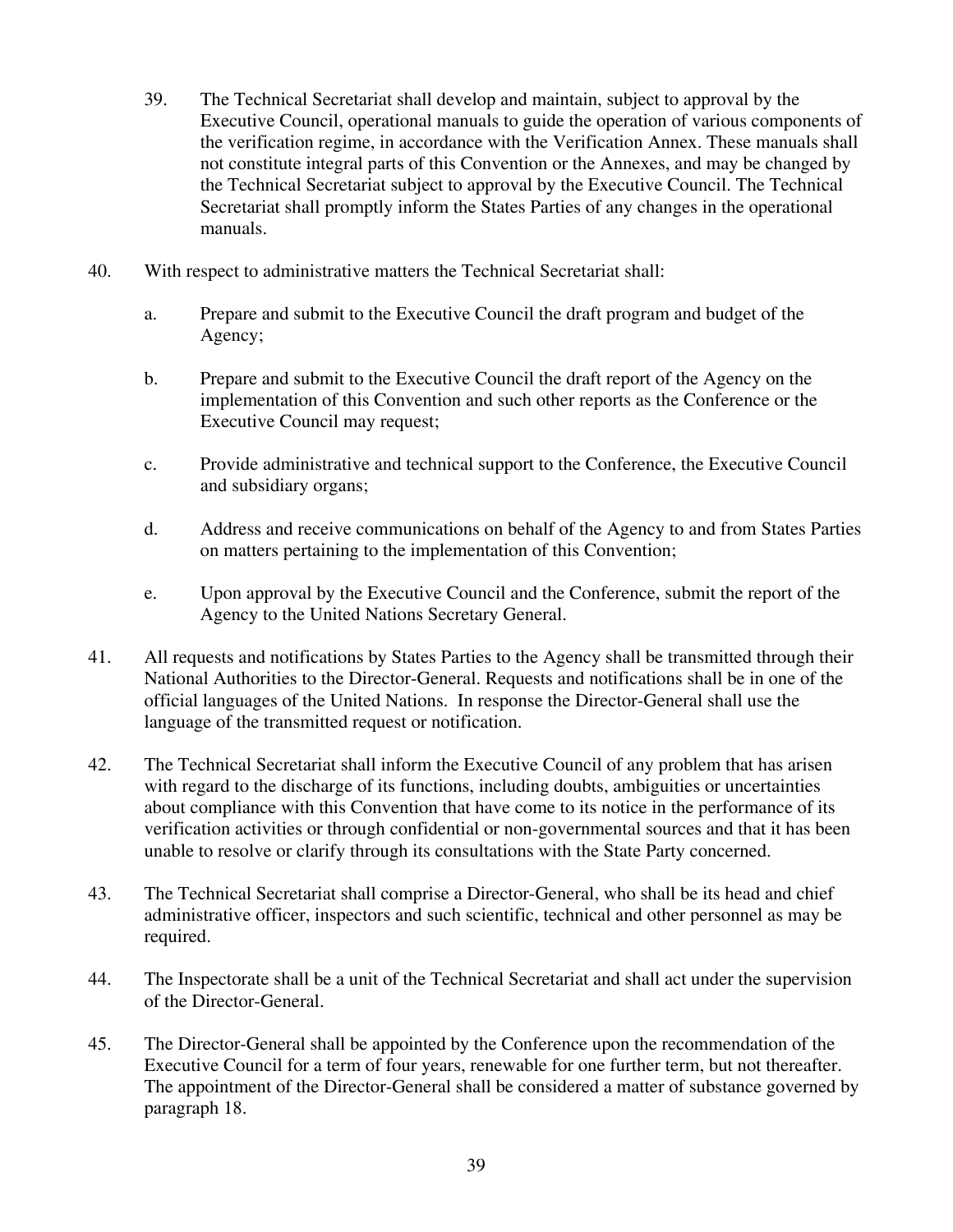39. The Technical Secretariat shall develop and maintain, subject to approval by the Executive Council, operational manuals to guide the operation of various components of the verification regime, in accordance with the Verification Annex. These manuals shall not constitute integral parts of this Convention or the Annexes, and may be changed by the Technical Secretariat subject to approval by the Executive Council. The Technical Secretariat shall promptly inform the States Parties of any changes in the operational manuals.

40. With respect to administrative matters the Technical Secretariat shall:

    a. Prepare and submit to the Executive Council the draft program and budget of the Agency;

    b. Prepare and submit to the Executive Council the draft report of the Agency on the implementation of this Convention and such other reports as the Conference or the Executive Council may request;

    c. Provide administrative and technical support to the Conference, the Executive Council and subsidiary organs;

    d. Address and receive communications on behalf of the Agency to and from States Parties on matters pertaining to the implementation of this Convention;

    e. Upon approval by the Executive Council and the Conference, submit the report of the Agency to the United Nations Secretary General.

41. All requests and notifications by States Parties to the Agency shall be transmitted through their National Authorities to the Director-General. Requests and notifications shall be in one of the official languages of the United Nations. In response the Director-General shall use the language of the transmitted request or notification.

42. The Technical Secretariat shall inform the Executive Council of any problem that has arisen with regard to the discharge of its functions, including doubts, ambiguities or uncertainties about compliance with this Convention that have come to its notice in the performance of its verification activities or through confidential or non-governmental sources and that it has been unable to resolve or clarify through its consultations with the State Party concerned.

43. The Technical Secretariat shall comprise a Director-General, who shall be its head and chief administrative officer, inspectors and such scientific, technical and other personnel as may be required.

44. The Inspectorate shall be a unit of the Technical Secretariat and shall act under the supervision of the Director-General.

45. The Director-General shall be appointed by the Conference upon the recommendation of the Executive Council for a term of four years, renewable for one further term, but not thereafter. The appointment of the Director-General shall be considered a matter of substance governed by paragraph 18.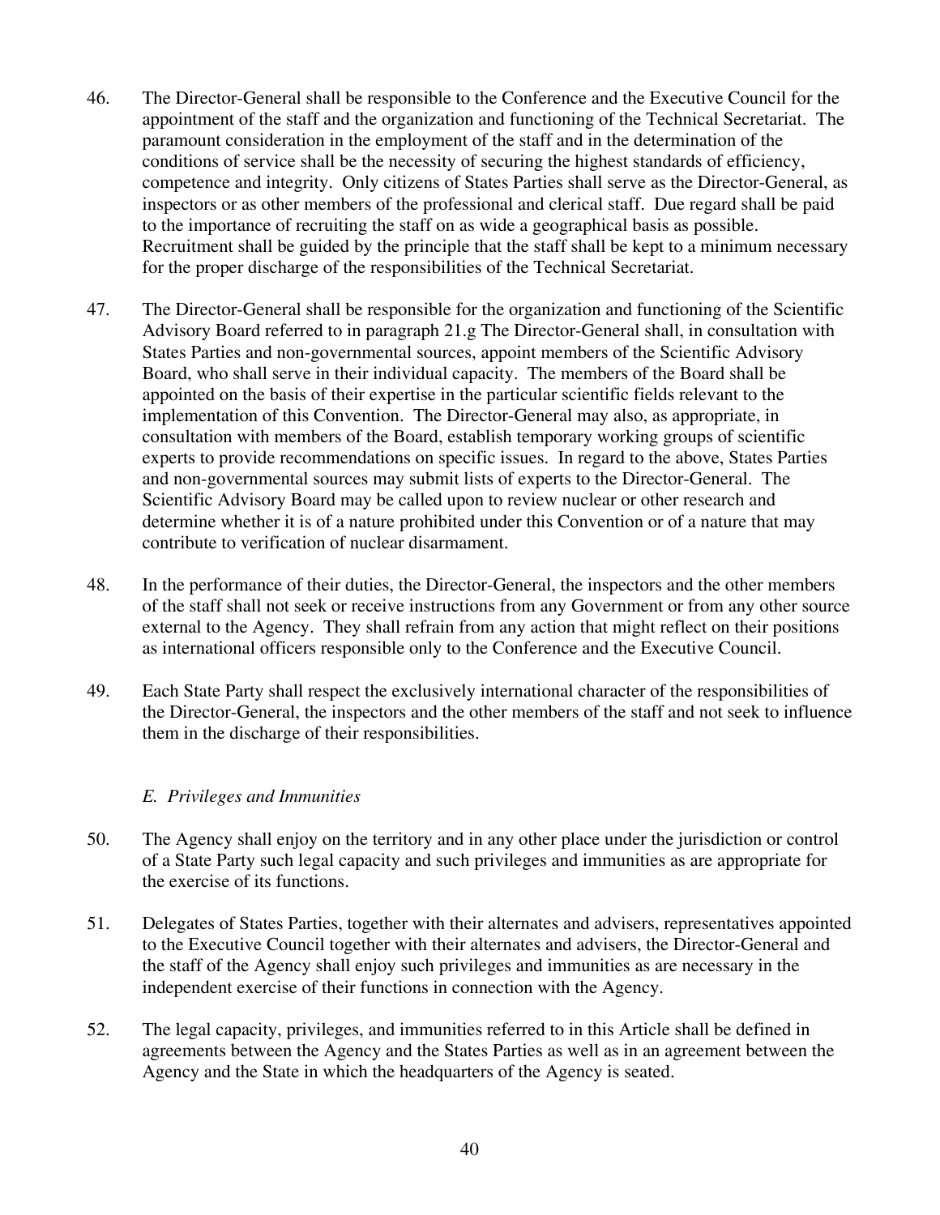46. The Director-General shall be responsible to the Conference and the Executive Council for the appointment of the staff and the organization and functioning of the Technical Secretariat. The paramount consideration in the employment of the staff and in the determination of the conditions of service shall be the necessity of securing the highest standards of efficiency, competence and integrity. Only citizens of States Parties shall serve as the Director-General, as inspectors or as other members of the professional and clerical staff. Due regard shall be paid to the importance of recruiting the staff on as wide a geographical basis as possible. Recruitment shall be guided by the principle that the staff shall be kept to a minimum necessary for the proper discharge of the responsibilities of the Technical Secretariat.

47. The Director-General shall be responsible for the organization and functioning of the Scientific Advisory Board referred to in paragraph 21.g The Director-General shall, in consultation with States Parties and non-governmental sources, appoint members of the Scientific Advisory Board, who shall serve in their individual capacity. The members of the Board shall be appointed on the basis of their expertise in the particular scientific fields relevant to the implementation of this Convention. The Director-General may also, as appropriate, in consultation with members of the Board, establish temporary working groups of scientific experts to provide recommendations on specific issues. In regard to the above, States Parties and non-governmental sources may submit lists of experts to the Director-General. The Scientific Advisory Board may be called upon to review nuclear or other research and determine whether it is of a nature prohibited under this Convention or of a nature that may contribute to verification of nuclear disarmament.

48. In the performance of their duties, the Director-General, the inspectors and the other members of the staff shall not seek or receive instructions from any Government or from any other source external to the Agency. They shall refrain from any action that might reflect on their positions as international officers responsible only to the Conference and the Executive Council.

49. Each State Party shall respect the exclusively international character of the responsibilities of the Director-General, the inspectors and the other members of the staff and not seek to influence them in the discharge of their responsibilities.

*E. Privileges and Immunities*

50. The Agency shall enjoy on the territory and in any other place under the jurisdiction or control of a State Party such legal capacity and such privileges and immunities as are appropriate for the exercise of its functions.

51. Delegates of States Parties, together with their alternates and advisers, representatives appointed to the Executive Council together with their alternates and advisers, the Director-General and the staff of the Agency shall enjoy such privileges and immunities as are necessary in the independent exercise of their functions in connection with the Agency.

52. The legal capacity, privileges, and immunities referred to in this Article shall be defined in agreements between the Agency and the States Parties as well as in an agreement between the Agency and the State in which the headquarters of the Agency is seated.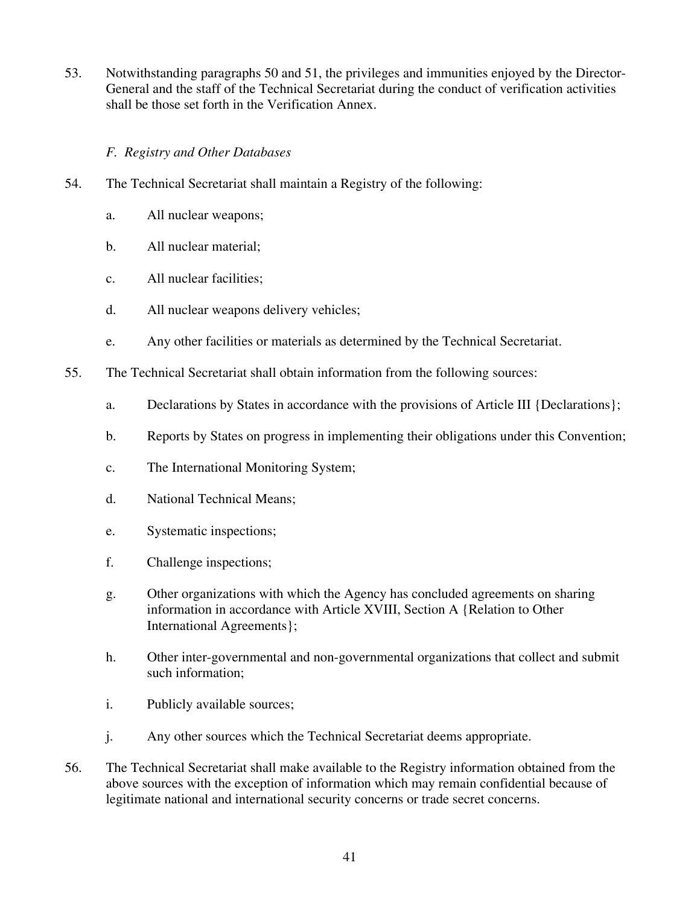53. Notwithstanding paragraphs 50 and 51, the privileges and immunities enjoyed by the Director-General and the staff of the Technical Secretariat during the conduct of verification activities shall be those set forth in the Verification Annex.

### *F. Registry and Other Databases*

54. The Technical Secretariat shall maintain a Registry of the following:

    a. All nuclear weapons;

    b. All nuclear material;

    c. All nuclear facilities;

    d. All nuclear weapons delivery vehicles;

    e. Any other facilities or materials as determined by the Technical Secretariat.

55. The Technical Secretariat shall obtain information from the following sources:

    a. Declarations by States in accordance with the provisions of Article III {Declarations};

    b. Reports by States on progress in implementing their obligations under this Convention;

    c. The International Monitoring System;

    d. National Technical Means;

    e. Systematic inspections;

    f. Challenge inspections;

    g. Other organizations with which the Agency has concluded agreements on sharing information in accordance with Article XVIII, Section A {Relation to Other International Agreements};

    h. Other inter-governmental and non-governmental organizations that collect and submit such information;

    i. Publicly available sources;

    j. Any other sources which the Technical Secretariat deems appropriate.

56. The Technical Secretariat shall make available to the Registry information obtained from the above sources with the exception of information which may remain confidential because of legitimate national and international security concerns or trade secret concerns.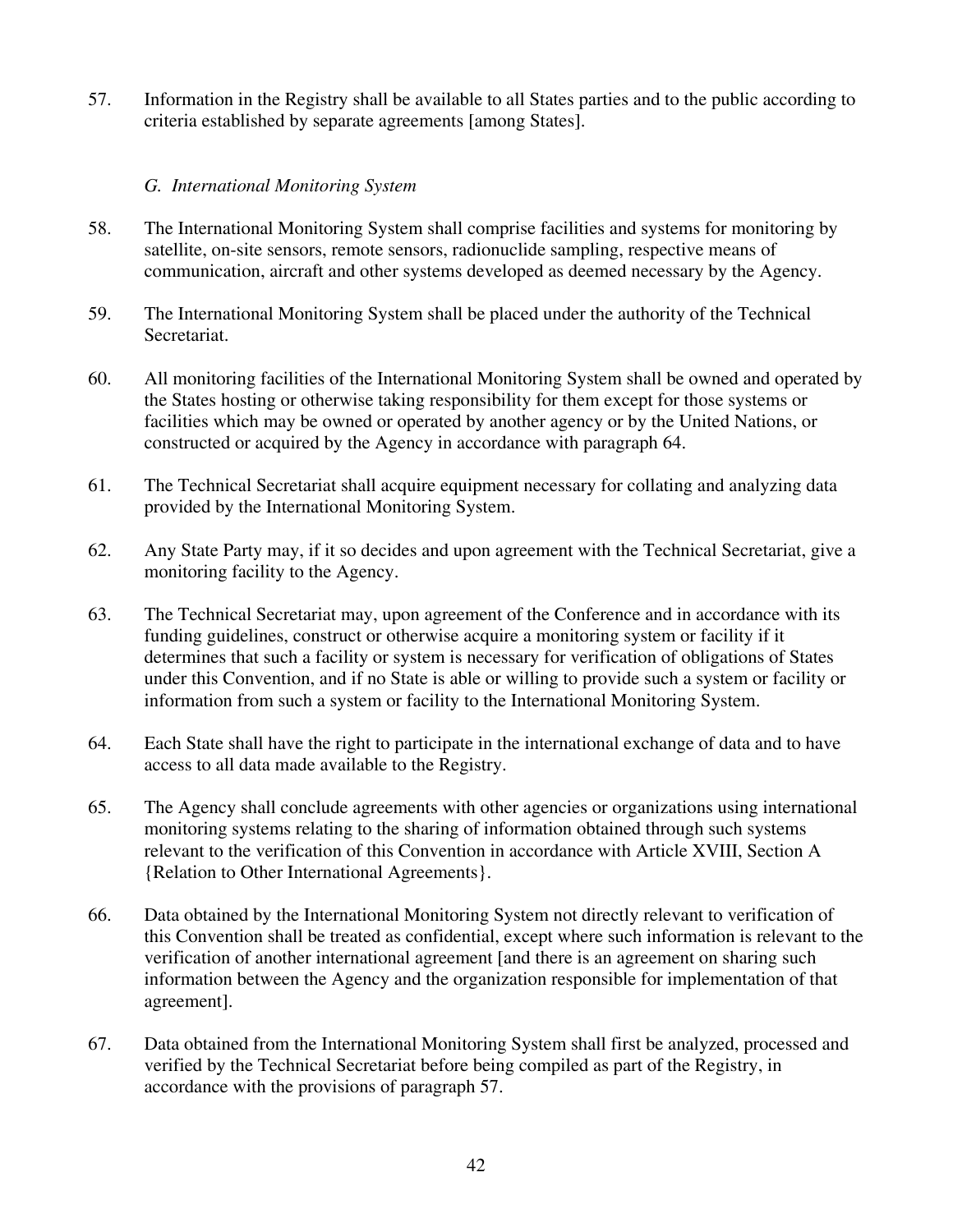57. Information in the Registry shall be available to all States parties and to the public according to criteria established by separate agreements [among States].

### *G. International Monitoring System*

58. The International Monitoring System shall comprise facilities and systems for monitoring by satellite, on-site sensors, remote sensors, radionuclide sampling, respective means of communication, aircraft and other systems developed as deemed necessary by the Agency.

59. The International Monitoring System shall be placed under the authority of the Technical Secretariat.

60. All monitoring facilities of the International Monitoring System shall be owned and operated by the States hosting or otherwise taking responsibility for them except for those systems or facilities which may be owned or operated by another agency or by the United Nations, or constructed or acquired by the Agency in accordance with paragraph 64.

61. The Technical Secretariat shall acquire equipment necessary for collating and analyzing data provided by the International Monitoring System.

62. Any State Party may, if it so decides and upon agreement with the Technical Secretariat, give a monitoring facility to the Agency.

63. The Technical Secretariat may, upon agreement of the Conference and in accordance with its funding guidelines, construct or otherwise acquire a monitoring system or facility if it determines that such a facility or system is necessary for verification of obligations of States under this Convention, and if no State is able or willing to provide such a system or facility or information from such a system or facility to the International Monitoring System.

64. Each State shall have the right to participate in the international exchange of data and to have access to all data made available to the Registry.

65. The Agency shall conclude agreements with other agencies or organizations using international monitoring systems relating to the sharing of information obtained through such systems relevant to the verification of this Convention in accordance with Article XVIII, Section A {Relation to Other International Agreements}.

66. Data obtained by the International Monitoring System not directly relevant to verification of this Convention shall be treated as confidential, except where such information is relevant to the verification of another international agreement [and there is an agreement on sharing such information between the Agency and the organization responsible for implementation of that agreement].

67. Data obtained from the International Monitoring System shall first be analyzed, processed and verified by the Technical Secretariat before being compiled as part of the Registry, in accordance with the provisions of paragraph 57.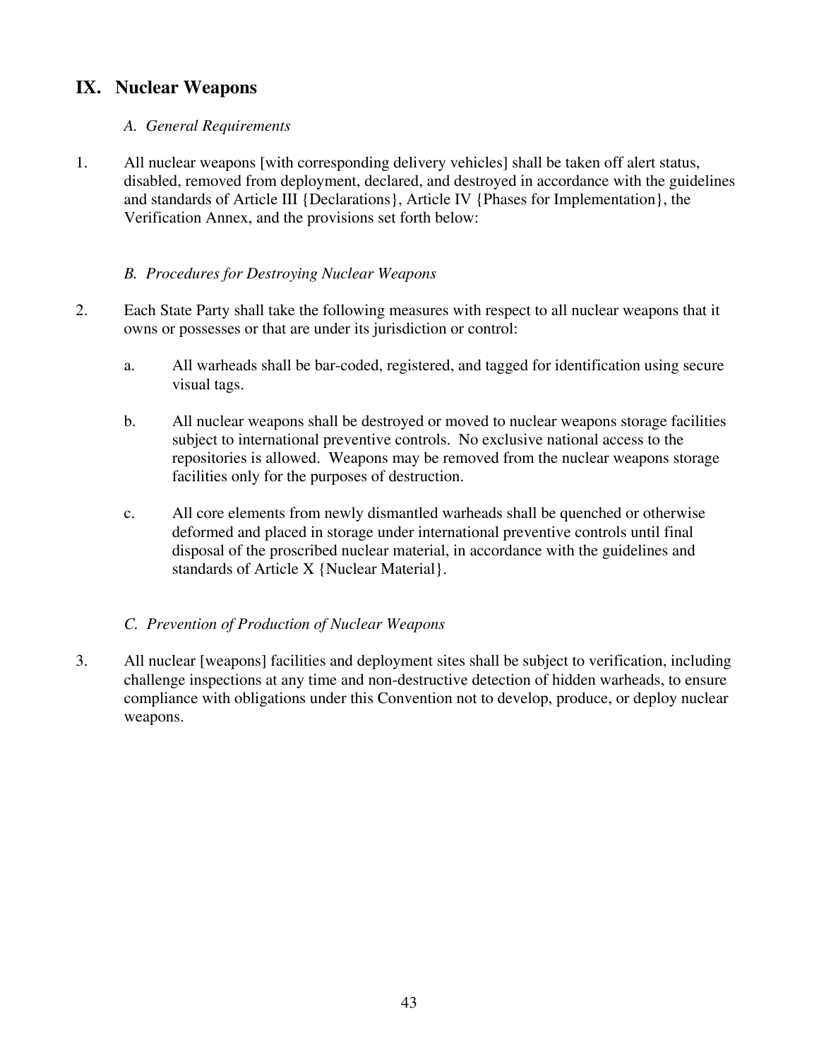## IX. Nuclear Weapons

### *A. General Requirements*

1. All nuclear weapons [with corresponding delivery vehicles] shall be taken off alert status, disabled, removed from deployment, declared, and destroyed in accordance with the guidelines and standards of Article III {Declarations}, Article IV {Phases for Implementation}, the Verification Annex, and the provisions set forth below:

### *B. Procedures for Destroying Nuclear Weapons*

2. Each State Party shall take the following measures with respect to all nuclear weapons that it owns or possesses or that are under its jurisdiction or control:

   a. All warheads shall be bar-coded, registered, and tagged for identification using secure visual tags.

   b. All nuclear weapons shall be destroyed or moved to nuclear weapons storage facilities subject to international preventive controls. No exclusive national access to the repositories is allowed. Weapons may be removed from the nuclear weapons storage facilities only for the purposes of destruction.

   c. All core elements from newly dismantled warheads shall be quenched or otherwise deformed and placed in storage under international preventive controls until final disposal of the proscribed nuclear material, in accordance with the guidelines and standards of Article X {Nuclear Material}.

### *C. Prevention of Production of Nuclear Weapons*

3. All nuclear [weapons] facilities and deployment sites shall be subject to verification, including challenge inspections at any time and non-destructive detection of hidden warheads, to ensure compliance with obligations under this Convention not to develop, produce, or deploy nuclear weapons.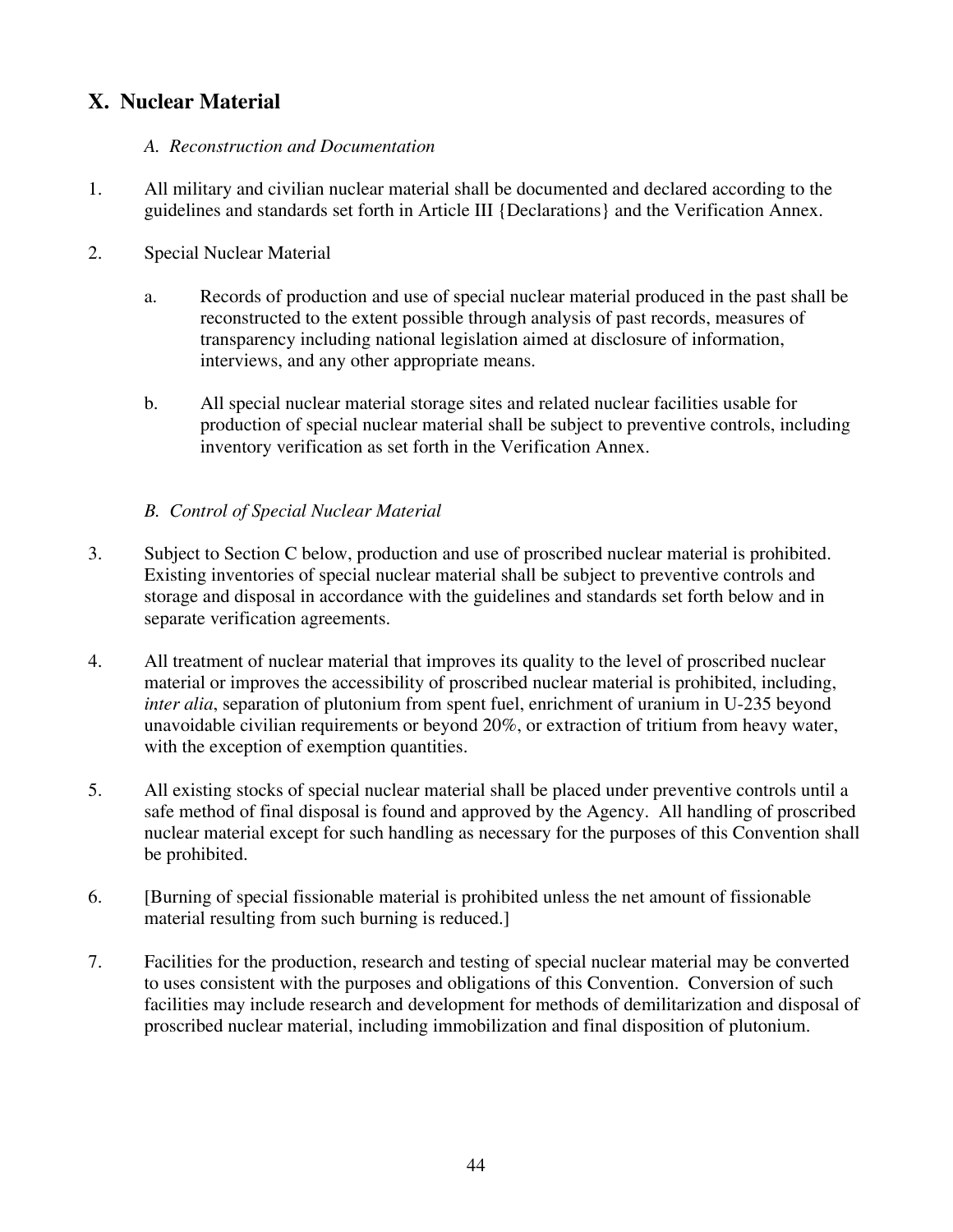## X. Nuclear Material

### *A. Reconstruction and Documentation*

1. All military and civilian nuclear material shall be documented and declared according to the guidelines and standards set forth in Article III {Declarations} and the Verification Annex.

2. Special Nuclear Material

   a. Records of production and use of special nuclear material produced in the past shall be reconstructed to the extent possible through analysis of past records, measures of transparency including national legislation aimed at disclosure of information, interviews, and any other appropriate means.

   b. All special nuclear material storage sites and related nuclear facilities usable for production of special nuclear material shall be subject to preventive controls, including inventory verification as set forth in the Verification Annex.

### *B. Control of Special Nuclear Material*

3. Subject to Section C below, production and use of proscribed nuclear material is prohibited. Existing inventories of special nuclear material shall be subject to preventive controls and storage and disposal in accordance with the guidelines and standards set forth below and in separate verification agreements.

4. All treatment of nuclear material that improves its quality to the level of proscribed nuclear material or improves the accessibility of proscribed nuclear material is prohibited, including, *inter alia*, separation of plutonium from spent fuel, enrichment of uranium in U-235 beyond unavoidable civilian requirements or beyond 20%, or extraction of tritium from heavy water, with the exception of exemption quantities.

5. All existing stocks of special nuclear material shall be placed under preventive controls until a safe method of final disposal is found and approved by the Agency. All handling of proscribed nuclear material except for such handling as necessary for the purposes of this Convention shall be prohibited.

6. [Burning of special fissionable material is prohibited unless the net amount of fissionable material resulting from such burning is reduced.]

7. Facilities for the production, research and testing of special nuclear material may be converted to uses consistent with the purposes and obligations of this Convention. Conversion of such facilities may include research and development for methods of demilitarization and disposal of proscribed nuclear material, including immobilization and final disposition of plutonium.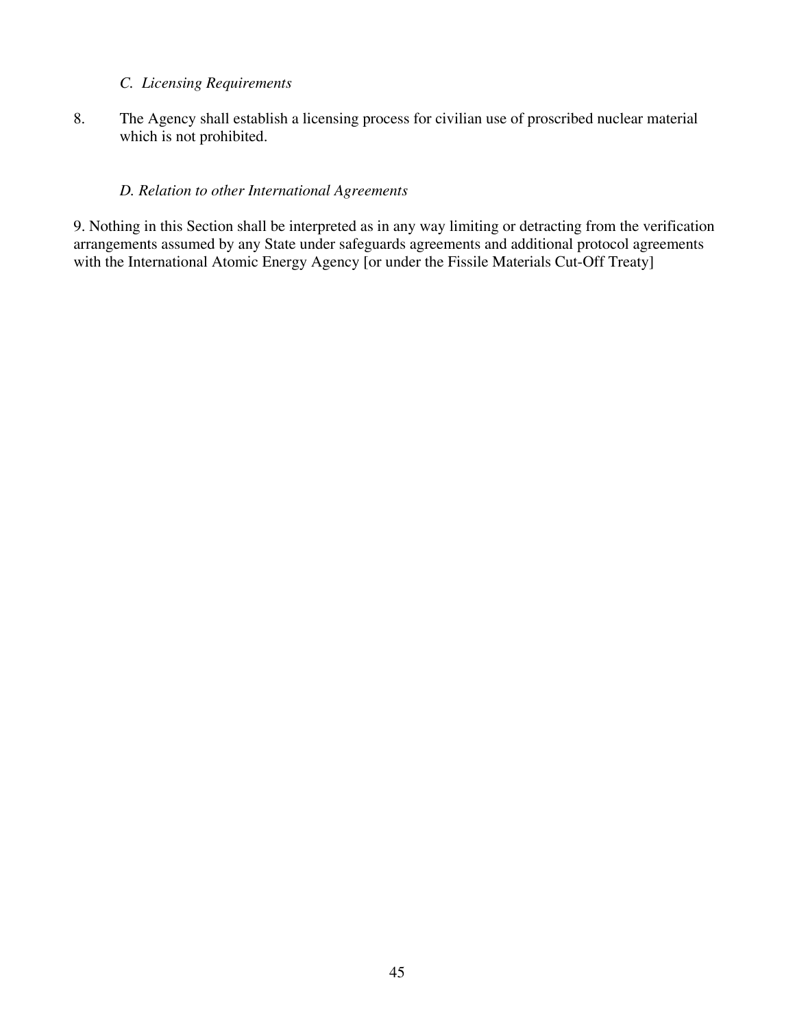*C. Licensing Requirements*

8. The Agency shall establish a licensing process for civilian use of proscribed nuclear material which is not prohibited.

*D. Relation to other International Agreements*

9. Nothing in this Section shall be interpreted as in any way limiting or detracting from the verification arrangements assumed by any State under safeguards agreements and additional protocol agreements with the International Atomic Energy Agency [or under the Fissile Materials Cut-Off Treaty]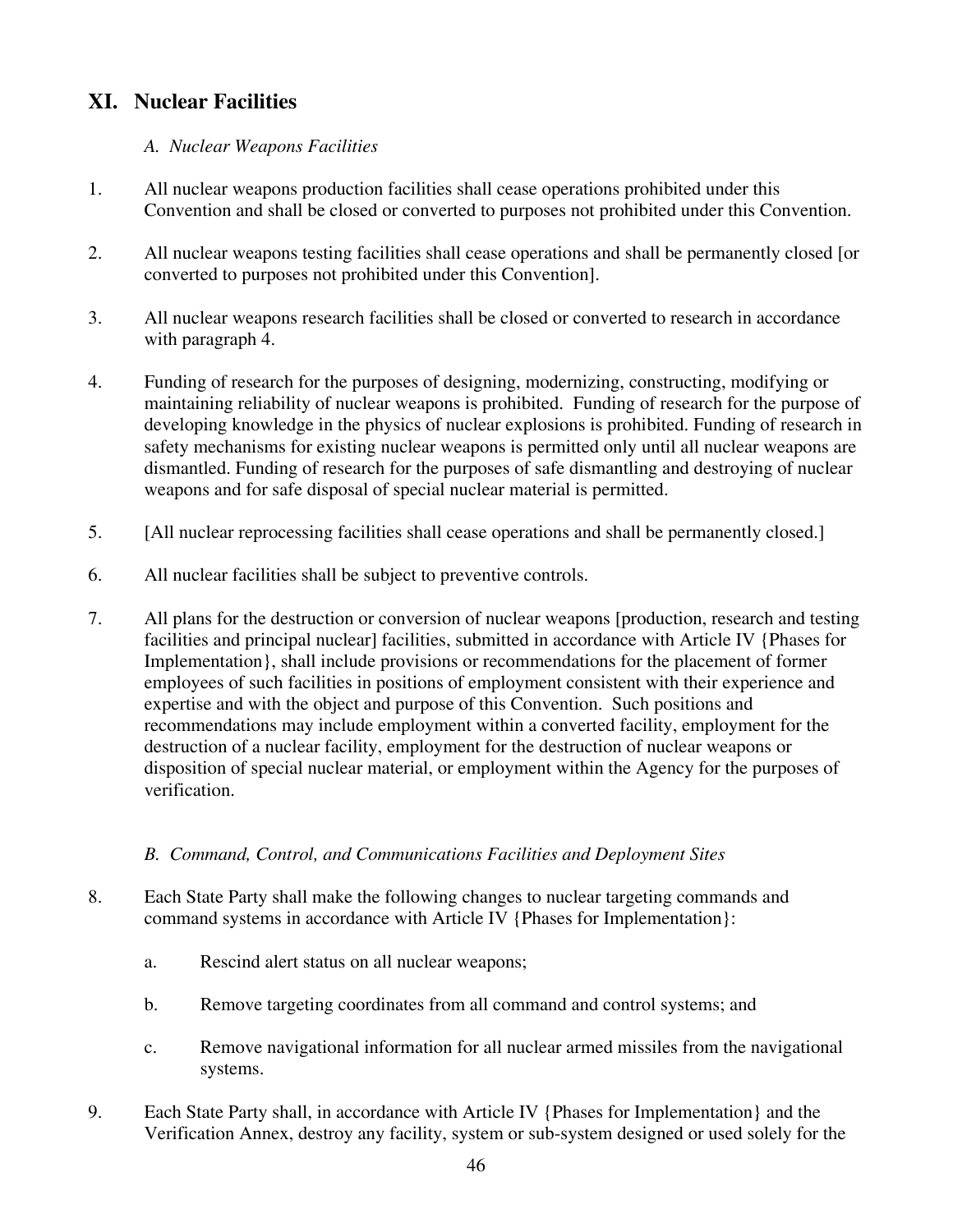## XI. Nuclear Facilities

### *A. Nuclear Weapons Facilities*

1. All nuclear weapons production facilities shall cease operations prohibited under this Convention and shall be closed or converted to purposes not prohibited under this Convention.

2. All nuclear weapons testing facilities shall cease operations and shall be permanently closed [or converted to purposes not prohibited under this Convention].

3. All nuclear weapons research facilities shall be closed or converted to research in accordance with paragraph 4.

4. Funding of research for the purposes of designing, modernizing, constructing, modifying or maintaining reliability of nuclear weapons is prohibited. Funding of research for the purpose of developing knowledge in the physics of nuclear explosions is prohibited. Funding of research in safety mechanisms for existing nuclear weapons is permitted only until all nuclear weapons are dismantled. Funding of research for the purposes of safe dismantling and destroying of nuclear weapons and for safe disposal of special nuclear material is permitted.

5. [All nuclear reprocessing facilities shall cease operations and shall be permanently closed.]

6. All nuclear facilities shall be subject to preventive controls.

7. All plans for the destruction or conversion of nuclear weapons [production, research and testing facilities and principal nuclear] facilities, submitted in accordance with Article IV {Phases for Implementation}, shall include provisions or recommendations for the placement of former employees of such facilities in positions of employment consistent with their experience and expertise and with the object and purpose of this Convention. Such positions and recommendations may include employment within a converted facility, employment for the destruction of a nuclear facility, employment for the destruction of nuclear weapons or disposition of special nuclear material, or employment within the Agency for the purposes of verification.

### *B. Command, Control, and Communications Facilities and Deployment Sites*

8. Each State Party shall make the following changes to nuclear targeting commands and command systems in accordance with Article IV {Phases for Implementation}:

   a. Rescind alert status on all nuclear weapons;

   b. Remove targeting coordinates from all command and control systems; and

   c. Remove navigational information for all nuclear armed missiles from the navigational systems.

9. Each State Party shall, in accordance with Article IV {Phases for Implementation} and the Verification Annex, destroy any facility, system or sub-system designed or used solely for the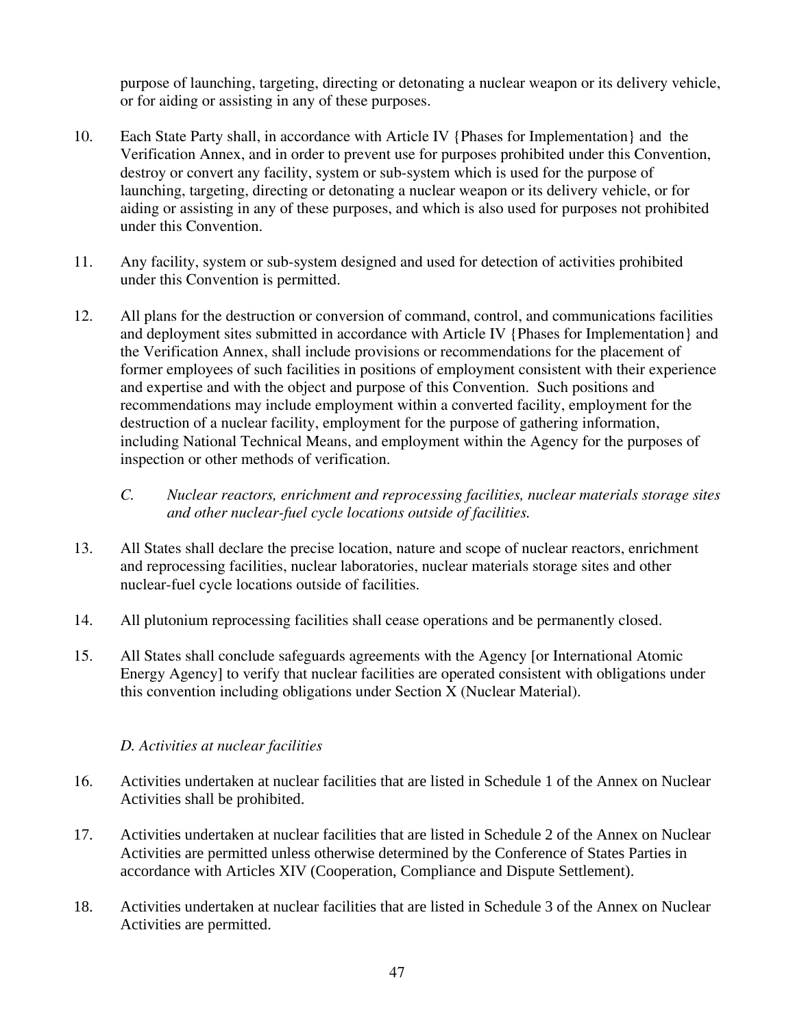purpose of launching, targeting, directing or detonating a nuclear weapon or its delivery vehicle, or for aiding or assisting in any of these purposes.

10. Each State Party shall, in accordance with Article IV {Phases for Implementation} and the Verification Annex, and in order to prevent use for purposes prohibited under this Convention, destroy or convert any facility, system or sub-system which is used for the purpose of launching, targeting, directing or detonating a nuclear weapon or its delivery vehicle, or for aiding or assisting in any of these purposes, and which is also used for purposes not prohibited under this Convention.

11. Any facility, system or sub-system designed and used for detection of activities prohibited under this Convention is permitted.

12. All plans for the destruction or conversion of command, control, and communications facilities and deployment sites submitted in accordance with Article IV {Phases for Implementation} and the Verification Annex, shall include provisions or recommendations for the placement of former employees of such facilities in positions of employment consistent with their experience and expertise and with the object and purpose of this Convention. Such positions and recommendations may include employment within a converted facility, employment for the destruction of a nuclear facility, employment for the purpose of gathering information, including National Technical Means, and employment within the Agency for the purposes of inspection or other methods of verification.

*C. Nuclear reactors, enrichment and reprocessing facilities, nuclear materials storage sites and other nuclear-fuel cycle locations outside of facilities.*

13. All States shall declare the precise location, nature and scope of nuclear reactors, enrichment and reprocessing facilities, nuclear laboratories, nuclear materials storage sites and other nuclear-fuel cycle locations outside of facilities.

14. All plutonium reprocessing facilities shall cease operations and be permanently closed.

15. All States shall conclude safeguards agreements with the Agency [or International Atomic Energy Agency] to verify that nuclear facilities are operated consistent with obligations under this convention including obligations under Section X (Nuclear Material).

*D. Activities at nuclear facilities*

16. Activities undertaken at nuclear facilities that are listed in Schedule 1 of the Annex on Nuclear Activities shall be prohibited.

17. Activities undertaken at nuclear facilities that are listed in Schedule 2 of the Annex on Nuclear Activities are permitted unless otherwise determined by the Conference of States Parties in accordance with Articles XIV (Cooperation, Compliance and Dispute Settlement).

18. Activities undertaken at nuclear facilities that are listed in Schedule 3 of the Annex on Nuclear Activities are permitted.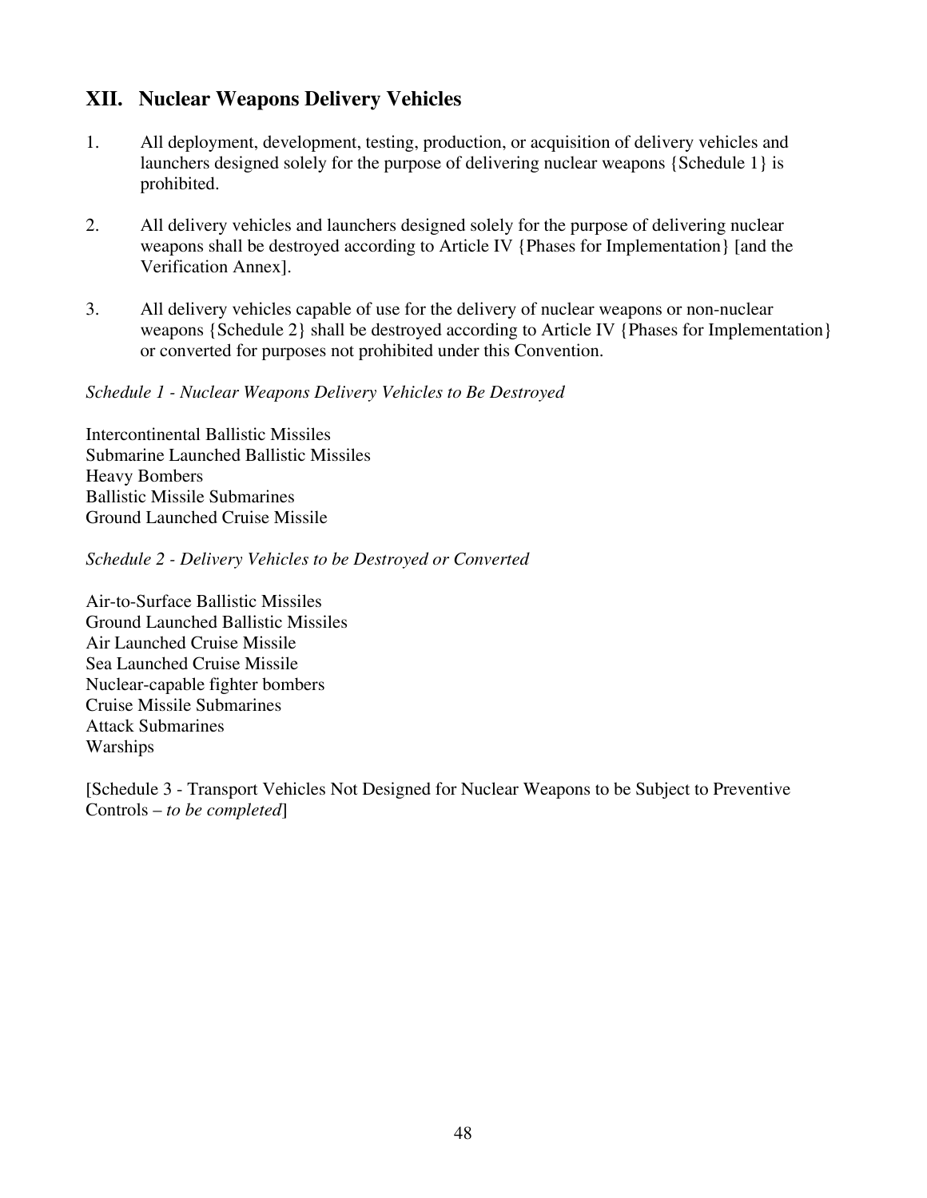## XII. Nuclear Weapons Delivery Vehicles

1. All deployment, development, testing, production, or acquisition of delivery vehicles and launchers designed solely for the purpose of delivering nuclear weapons {Schedule 1} is prohibited.

2. All delivery vehicles and launchers designed solely for the purpose of delivering nuclear weapons shall be destroyed according to Article IV {Phases for Implementation} [and the Verification Annex].

3. All delivery vehicles capable of use for the delivery of nuclear weapons or non-nuclear weapons {Schedule 2} shall be destroyed according to Article IV {Phases for Implementation} or converted for purposes not prohibited under this Convention.

*Schedule 1 - Nuclear Weapons Delivery Vehicles to Be Destroyed*

Intercontinental Ballistic Missiles
Submarine Launched Ballistic Missiles
Heavy Bombers
Ballistic Missile Submarines
Ground Launched Cruise Missile

*Schedule 2 - Delivery Vehicles to be Destroyed or Converted*

Air-to-Surface Ballistic Missiles
Ground Launched Ballistic Missiles
Air Launched Cruise Missile
Sea Launched Cruise Missile
Nuclear-capable fighter bombers
Cruise Missile Submarines
Attack Submarines
Warships

[Schedule 3 - Transport Vehicles Not Designed for Nuclear Weapons to be Subject to Preventive Controls – *to be completed*]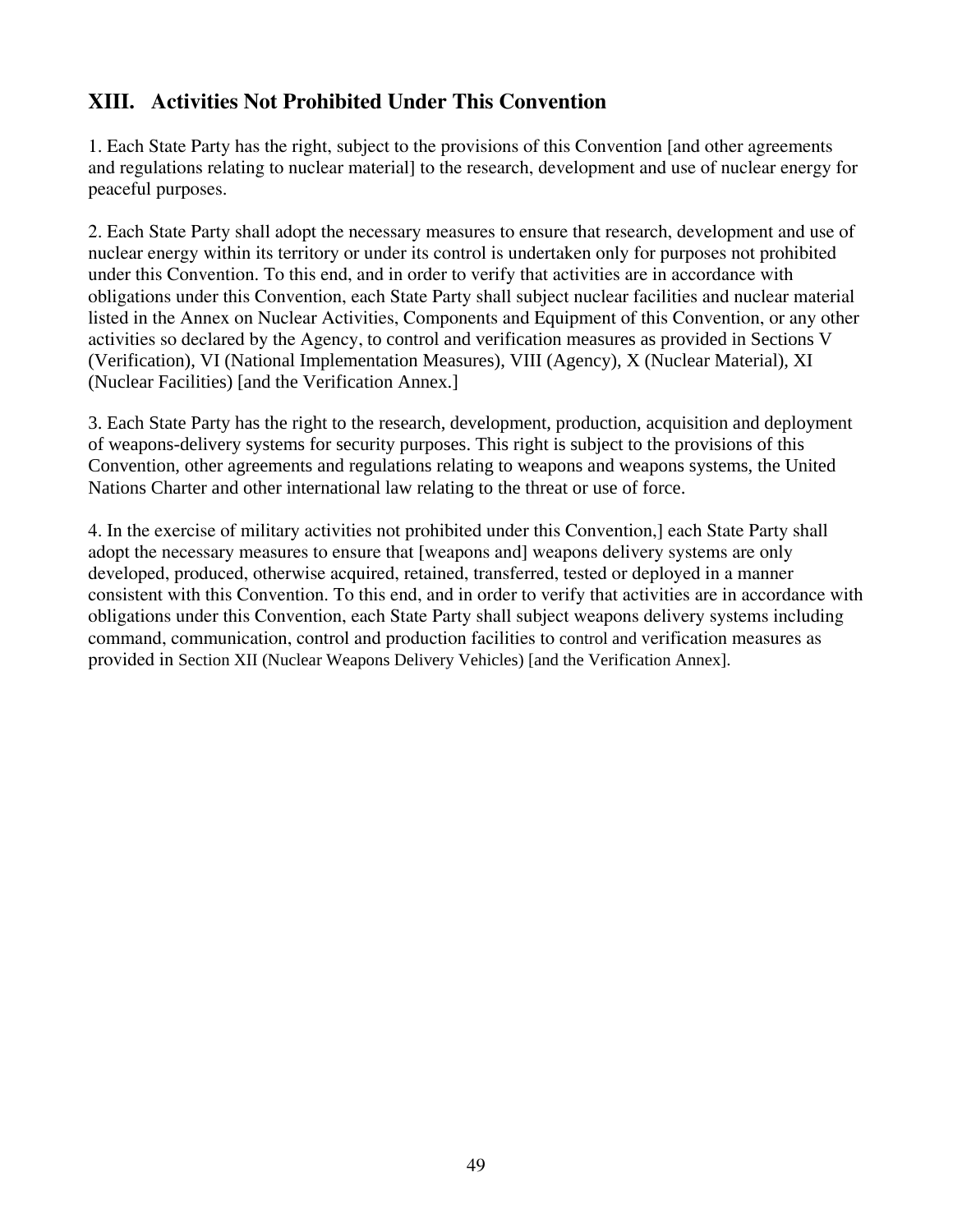## XIII. Activities Not Prohibited Under This Convention

1. Each State Party has the right, subject to the provisions of this Convention [and other agreements and regulations relating to nuclear material] to the research, development and use of nuclear energy for peaceful purposes.

2. Each State Party shall adopt the necessary measures to ensure that research, development and use of nuclear energy within its territory or under its control is undertaken only for purposes not prohibited under this Convention. To this end, and in order to verify that activities are in accordance with obligations under this Convention, each State Party shall subject nuclear facilities and nuclear material listed in the Annex on Nuclear Activities, Components and Equipment of this Convention, or any other activities so declared by the Agency, to control and verification measures as provided in Sections V (Verification), VI (National Implementation Measures), VIII (Agency), X (Nuclear Material), XI (Nuclear Facilities) [and the Verification Annex.]

3. Each State Party has the right to the research, development, production, acquisition and deployment of weapons-delivery systems for security purposes. This right is subject to the provisions of this Convention, other agreements and regulations relating to weapons and weapons systems, the United Nations Charter and other international law relating to the threat or use of force.

4. In the exercise of military activities not prohibited under this Convention,] each State Party shall adopt the necessary measures to ensure that [weapons and] weapons delivery systems are only developed, produced, otherwise acquired, retained, transferred, tested or deployed in a manner consistent with this Convention. To this end, and in order to verify that activities are in accordance with obligations under this Convention, each State Party shall subject weapons delivery systems including command, communication, control and production facilities to control and verification measures as provided in Section XII (Nuclear Weapons Delivery Vehicles) [and the Verification Annex].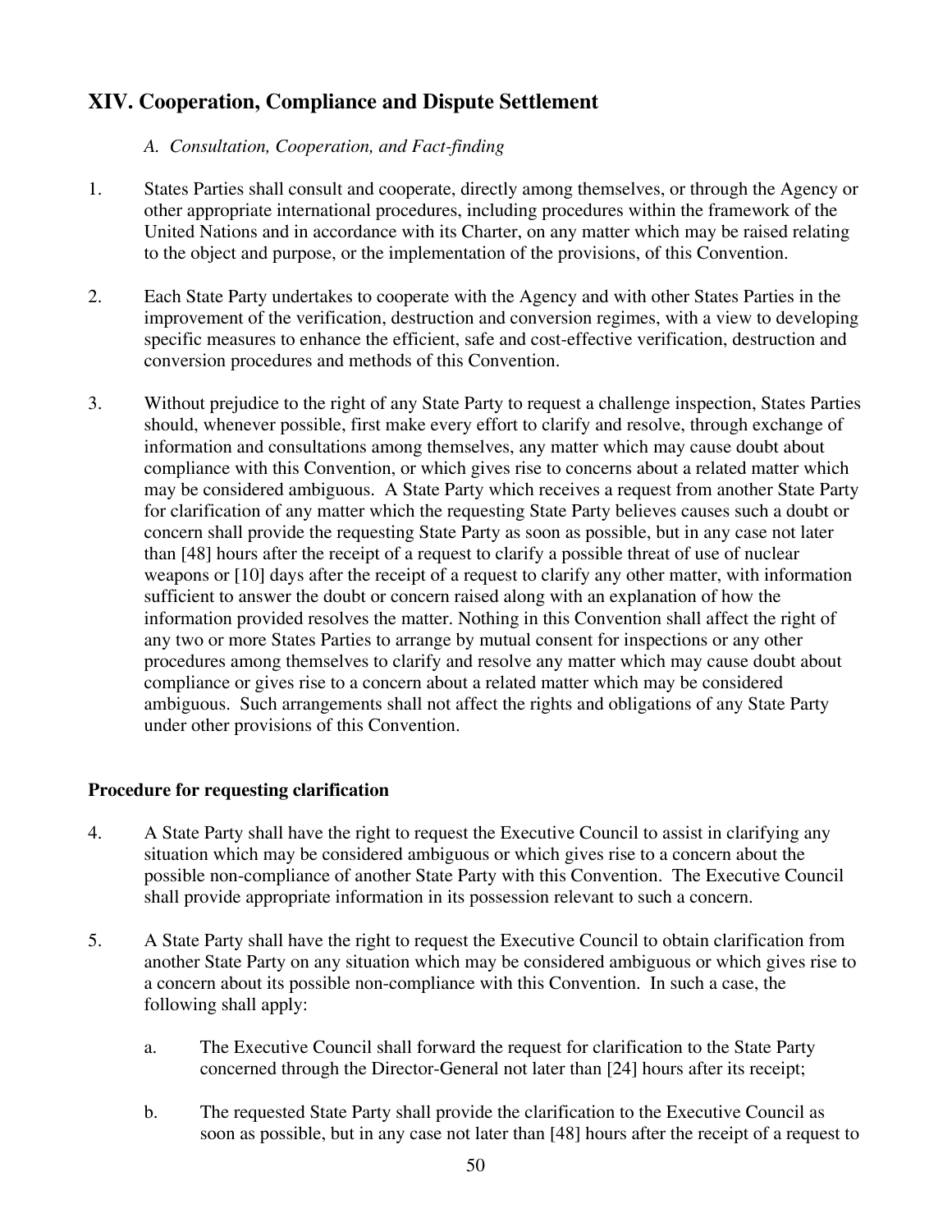## XIV. Cooperation, Compliance and Dispute Settlement

### *A. Consultation, Cooperation, and Fact-finding*

1. States Parties shall consult and cooperate, directly among themselves, or through the Agency or other appropriate international procedures, including procedures within the framework of the United Nations and in accordance with its Charter, on any matter which may be raised relating to the object and purpose, or the implementation of the provisions, of this Convention.

2. Each State Party undertakes to cooperate with the Agency and with other States Parties in the improvement of the verification, destruction and conversion regimes, with a view to developing specific measures to enhance the efficient, safe and cost-effective verification, destruction and conversion procedures and methods of this Convention.

3. Without prejudice to the right of any State Party to request a challenge inspection, States Parties should, whenever possible, first make every effort to clarify and resolve, through exchange of information and consultations among themselves, any matter which may cause doubt about compliance with this Convention, or which gives rise to concerns about a related matter which may be considered ambiguous. A State Party which receives a request from another State Party for clarification of any matter which the requesting State Party believes causes such a doubt or concern shall provide the requesting State Party as soon as possible, but in any case not later than [48] hours after the receipt of a request to clarify a possible threat of use of nuclear weapons or [10] days after the receipt of a request to clarify any other matter, with information sufficient to answer the doubt or concern raised along with an explanation of how the information provided resolves the matter. Nothing in this Convention shall affect the right of any two or more States Parties to arrange by mutual consent for inspections or any other procedures among themselves to clarify and resolve any matter which may cause doubt about compliance or gives rise to a concern about a related matter which may be considered ambiguous. Such arrangements shall not affect the rights and obligations of any State Party under other provisions of this Convention.

**Procedure for requesting clarification**

4. A State Party shall have the right to request the Executive Council to assist in clarifying any situation which may be considered ambiguous or which gives rise to a concern about the possible non-compliance of another State Party with this Convention. The Executive Council shall provide appropriate information in its possession relevant to such a concern.

5. A State Party shall have the right to request the Executive Council to obtain clarification from another State Party on any situation which may be considered ambiguous or which gives rise to a concern about its possible non-compliance with this Convention. In such a case, the following shall apply:

   a. The Executive Council shall forward the request for clarification to the State Party concerned through the Director-General not later than [24] hours after its receipt;

   b. The requested State Party shall provide the clarification to the Executive Council as soon as possible, but in any case not later than [48] hours after the receipt of a request to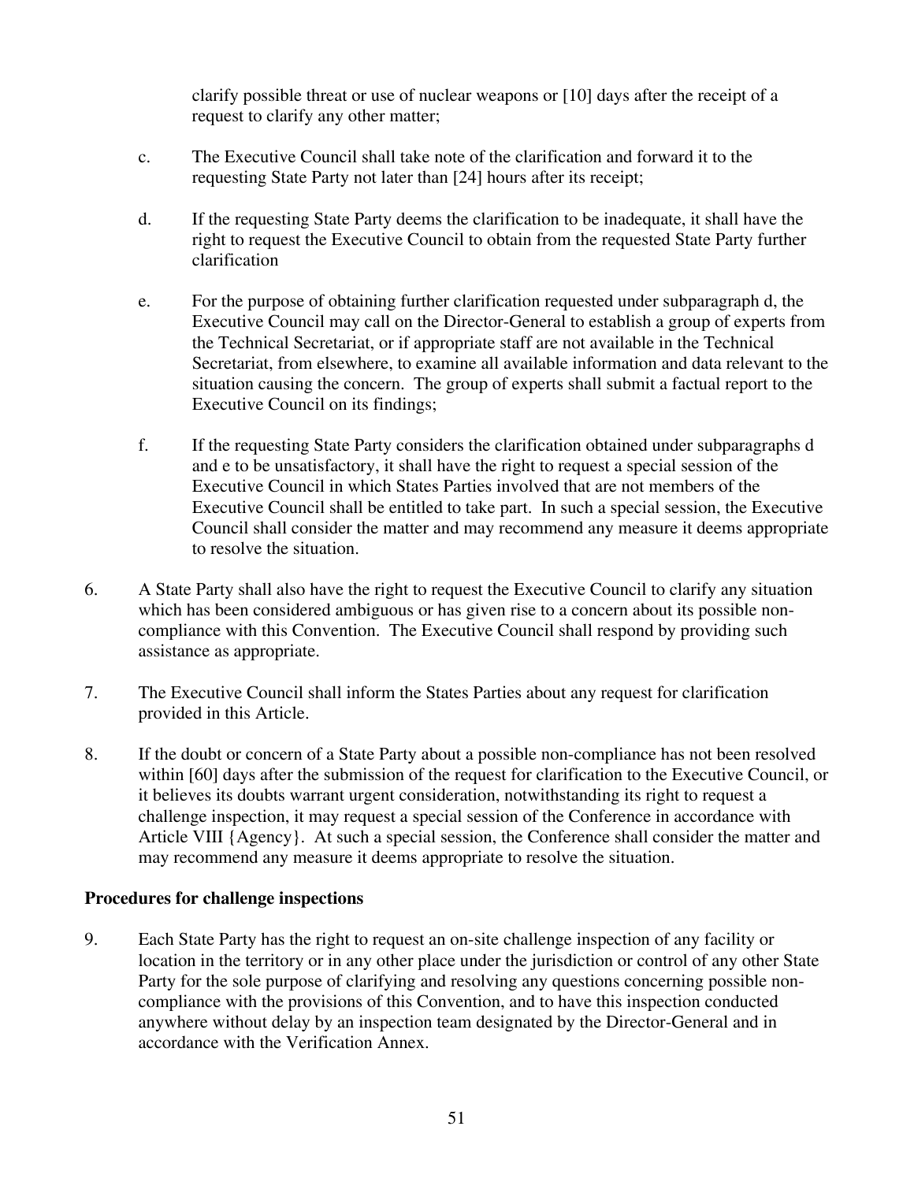clarify possible threat or use of nuclear weapons or [10] days after the receipt of a request to clarify any other matter;

c. The Executive Council shall take note of the clarification and forward it to the requesting State Party not later than [24] hours after its receipt;

d. If the requesting State Party deems the clarification to be inadequate, it shall have the right to request the Executive Council to obtain from the requested State Party further clarification

e. For the purpose of obtaining further clarification requested under subparagraph d, the Executive Council may call on the Director-General to establish a group of experts from the Technical Secretariat, or if appropriate staff are not available in the Technical Secretariat, from elsewhere, to examine all available information and data relevant to the situation causing the concern. The group of experts shall submit a factual report to the Executive Council on its findings;

f. If the requesting State Party considers the clarification obtained under subparagraphs d and e to be unsatisfactory, it shall have the right to request a special session of the Executive Council in which States Parties involved that are not members of the Executive Council shall be entitled to take part. In such a special session, the Executive Council shall consider the matter and may recommend any measure it deems appropriate to resolve the situation.

6. A State Party shall also have the right to request the Executive Council to clarify any situation which has been considered ambiguous or has given rise to a concern about its possible non-compliance with this Convention. The Executive Council shall respond by providing such assistance as appropriate.

7. The Executive Council shall inform the States Parties about any request for clarification provided in this Article.

8. If the doubt or concern of a State Party about a possible non-compliance has not been resolved within [60] days after the submission of the request for clarification to the Executive Council, or it believes its doubts warrant urgent consideration, notwithstanding its right to request a challenge inspection, it may request a special session of the Conference in accordance with Article VIII {Agency}. At such a special session, the Conference shall consider the matter and may recommend any measure it deems appropriate to resolve the situation.

**Procedures for challenge inspections**

9. Each State Party has the right to request an on-site challenge inspection of any facility or location in the territory or in any other place under the jurisdiction or control of any other State Party for the sole purpose of clarifying and resolving any questions concerning possible non-compliance with the provisions of this Convention, and to have this inspection conducted anywhere without delay by an inspection team designated by the Director-General and in accordance with the Verification Annex.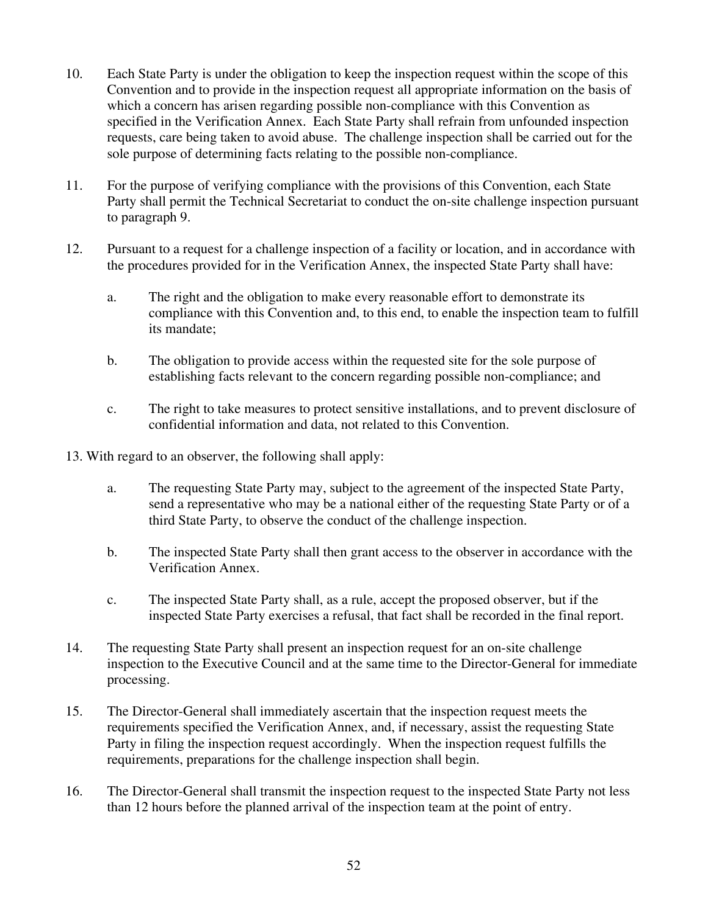10. Each State Party is under the obligation to keep the inspection request within the scope of this Convention and to provide in the inspection request all appropriate information on the basis of which a concern has arisen regarding possible non-compliance with this Convention as specified in the Verification Annex. Each State Party shall refrain from unfounded inspection requests, care being taken to avoid abuse. The challenge inspection shall be carried out for the sole purpose of determining facts relating to the possible non-compliance.

11. For the purpose of verifying compliance with the provisions of this Convention, each State Party shall permit the Technical Secretariat to conduct the on-site challenge inspection pursuant to paragraph 9.

12. Pursuant to a request for a challenge inspection of a facility or location, and in accordance with the procedures provided for in the Verification Annex, the inspected State Party shall have:

    a. The right and the obligation to make every reasonable effort to demonstrate its compliance with this Convention and, to this end, to enable the inspection team to fulfill its mandate;

    b. The obligation to provide access within the requested site for the sole purpose of establishing facts relevant to the concern regarding possible non-compliance; and

    c. The right to take measures to protect sensitive installations, and to prevent disclosure of confidential information and data, not related to this Convention.

13. With regard to an observer, the following shall apply:

    a. The requesting State Party may, subject to the agreement of the inspected State Party, send a representative who may be a national either of the requesting State Party or of a third State Party, to observe the conduct of the challenge inspection.

    b. The inspected State Party shall then grant access to the observer in accordance with the Verification Annex.

    c. The inspected State Party shall, as a rule, accept the proposed observer, but if the inspected State Party exercises a refusal, that fact shall be recorded in the final report.

14. The requesting State Party shall present an inspection request for an on-site challenge inspection to the Executive Council and at the same time to the Director-General for immediate processing.

15. The Director-General shall immediately ascertain that the inspection request meets the requirements specified the Verification Annex, and, if necessary, assist the requesting State Party in filing the inspection request accordingly. When the inspection request fulfills the requirements, preparations for the challenge inspection shall begin.

16. The Director-General shall transmit the inspection request to the inspected State Party not less than 12 hours before the planned arrival of the inspection team at the point of entry.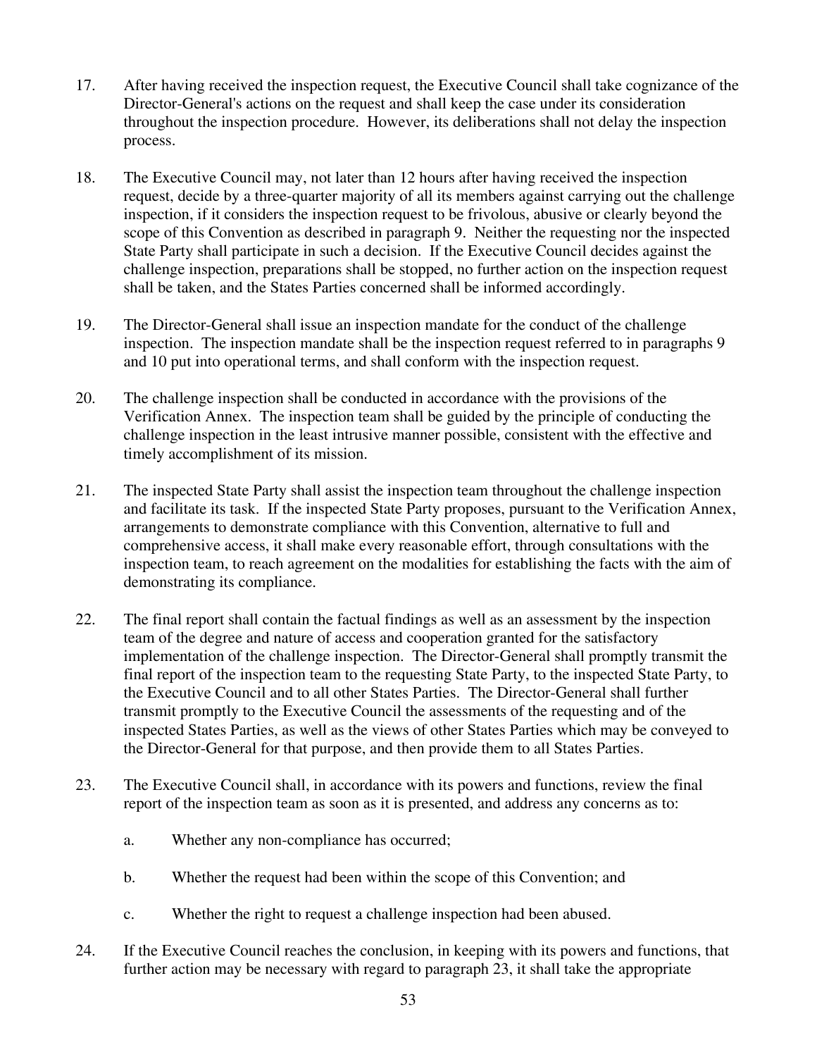17. After having received the inspection request, the Executive Council shall take cognizance of the Director-General's actions on the request and shall keep the case under its consideration throughout the inspection procedure. However, its deliberations shall not delay the inspection process.

18. The Executive Council may, not later than 12 hours after having received the inspection request, decide by a three-quarter majority of all its members against carrying out the challenge inspection, if it considers the inspection request to be frivolous, abusive or clearly beyond the scope of this Convention as described in paragraph 9. Neither the requesting nor the inspected State Party shall participate in such a decision. If the Executive Council decides against the challenge inspection, preparations shall be stopped, no further action on the inspection request shall be taken, and the States Parties concerned shall be informed accordingly.

19. The Director-General shall issue an inspection mandate for the conduct of the challenge inspection. The inspection mandate shall be the inspection request referred to in paragraphs 9 and 10 put into operational terms, and shall conform with the inspection request.

20. The challenge inspection shall be conducted in accordance with the provisions of the Verification Annex. The inspection team shall be guided by the principle of conducting the challenge inspection in the least intrusive manner possible, consistent with the effective and timely accomplishment of its mission.

21. The inspected State Party shall assist the inspection team throughout the challenge inspection and facilitate its task. If the inspected State Party proposes, pursuant to the Verification Annex, arrangements to demonstrate compliance with this Convention, alternative to full and comprehensive access, it shall make every reasonable effort, through consultations with the inspection team, to reach agreement on the modalities for establishing the facts with the aim of demonstrating its compliance.

22. The final report shall contain the factual findings as well as an assessment by the inspection team of the degree and nature of access and cooperation granted for the satisfactory implementation of the challenge inspection. The Director-General shall promptly transmit the final report of the inspection team to the requesting State Party, to the inspected State Party, to the Executive Council and to all other States Parties. The Director-General shall further transmit promptly to the Executive Council the assessments of the requesting and of the inspected States Parties, as well as the views of other States Parties which may be conveyed to the Director-General for that purpose, and then provide them to all States Parties.

23. The Executive Council shall, in accordance with its powers and functions, review the final report of the inspection team as soon as it is presented, and address any concerns as to:

    a. Whether any non-compliance has occurred;

    b. Whether the request had been within the scope of this Convention; and

    c. Whether the right to request a challenge inspection had been abused.

24. If the Executive Council reaches the conclusion, in keeping with its powers and functions, that further action may be necessary with regard to paragraph 23, it shall take the appropriate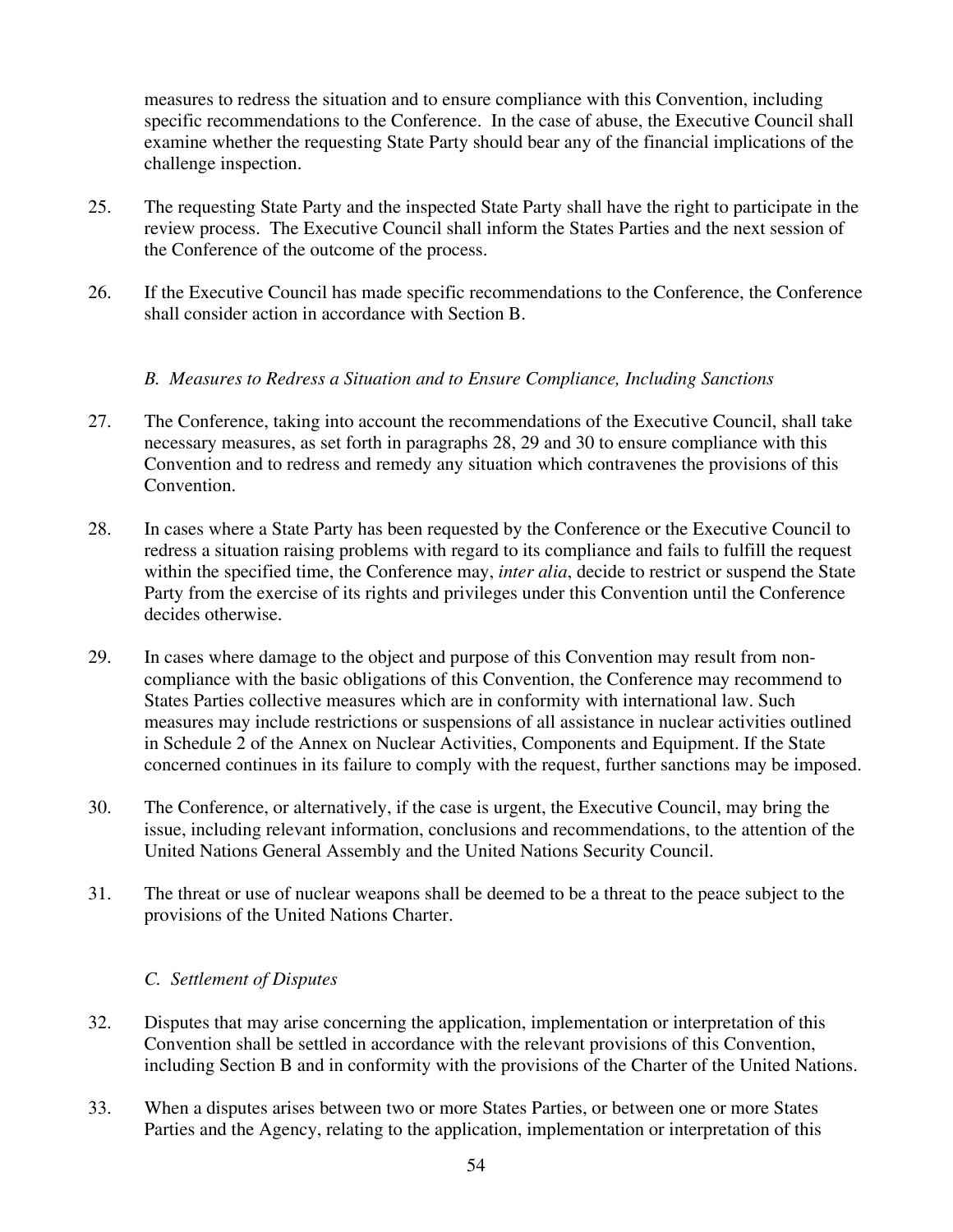measures to redress the situation and to ensure compliance with this Convention, including specific recommendations to the Conference. In the case of abuse, the Executive Council shall examine whether the requesting State Party should bear any of the financial implications of the challenge inspection.

25. The requesting State Party and the inspected State Party shall have the right to participate in the review process. The Executive Council shall inform the States Parties and the next session of the Conference of the outcome of the process.

26. If the Executive Council has made specific recommendations to the Conference, the Conference shall consider action in accordance with Section B.

*B. Measures to Redress a Situation and to Ensure Compliance, Including Sanctions*

27. The Conference, taking into account the recommendations of the Executive Council, shall take necessary measures, as set forth in paragraphs 28, 29 and 30 to ensure compliance with this Convention and to redress and remedy any situation which contravenes the provisions of this Convention.

28. In cases where a State Party has been requested by the Conference or the Executive Council to redress a situation raising problems with regard to its compliance and fails to fulfill the request within the specified time, the Conference may, *inter alia*, decide to restrict or suspend the State Party from the exercise of its rights and privileges under this Convention until the Conference decides otherwise.

29. In cases where damage to the object and purpose of this Convention may result from non-compliance with the basic obligations of this Convention, the Conference may recommend to States Parties collective measures which are in conformity with international law. Such measures may include restrictions or suspensions of all assistance in nuclear activities outlined in Schedule 2 of the Annex on Nuclear Activities, Components and Equipment. If the State concerned continues in its failure to comply with the request, further sanctions may be imposed.

30. The Conference, or alternatively, if the case is urgent, the Executive Council, may bring the issue, including relevant information, conclusions and recommendations, to the attention of the United Nations General Assembly and the United Nations Security Council.

31. The threat or use of nuclear weapons shall be deemed to be a threat to the peace subject to the provisions of the United Nations Charter.

*C. Settlement of Disputes*

32. Disputes that may arise concerning the application, implementation or interpretation of this Convention shall be settled in accordance with the relevant provisions of this Convention, including Section B and in conformity with the provisions of the Charter of the United Nations.

33. When a disputes arises between two or more States Parties, or between one or more States Parties and the Agency, relating to the application, implementation or interpretation of this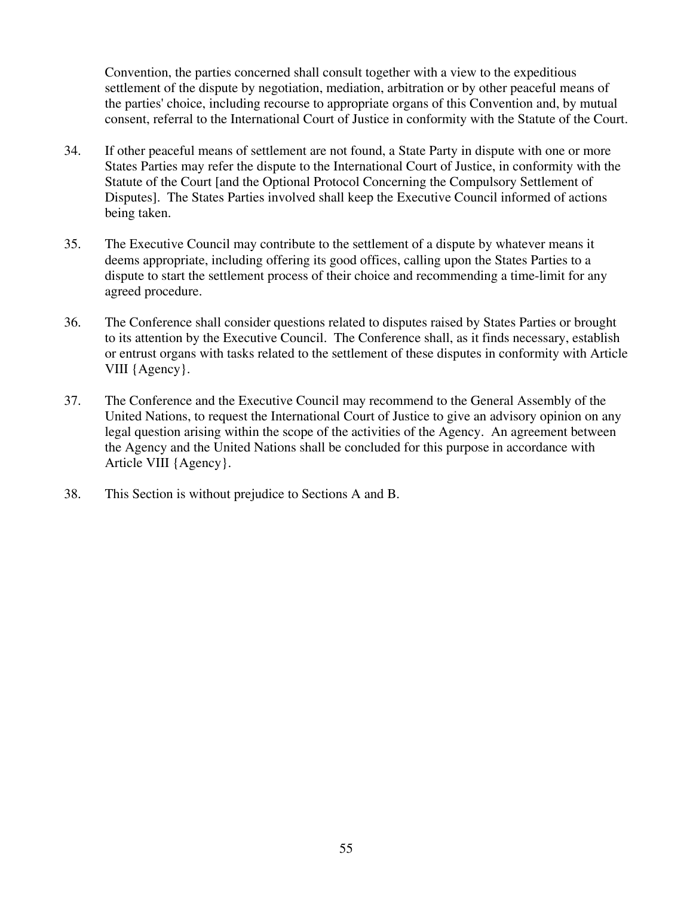Convention, the parties concerned shall consult together with a view to the expeditious settlement of the dispute by negotiation, mediation, arbitration or by other peaceful means of the parties' choice, including recourse to appropriate organs of this Convention and, by mutual consent, referral to the International Court of Justice in conformity with the Statute of the Court.

34. If other peaceful means of settlement are not found, a State Party in dispute with one or more States Parties may refer the dispute to the International Court of Justice, in conformity with the Statute of the Court [and the Optional Protocol Concerning the Compulsory Settlement of Disputes]. The States Parties involved shall keep the Executive Council informed of actions being taken.

35. The Executive Council may contribute to the settlement of a dispute by whatever means it deems appropriate, including offering its good offices, calling upon the States Parties to a dispute to start the settlement process of their choice and recommending a time-limit for any agreed procedure.

36. The Conference shall consider questions related to disputes raised by States Parties or brought to its attention by the Executive Council. The Conference shall, as it finds necessary, establish or entrust organs with tasks related to the settlement of these disputes in conformity with Article VIII {Agency}.

37. The Conference and the Executive Council may recommend to the General Assembly of the United Nations, to request the International Court of Justice to give an advisory opinion on any legal question arising within the scope of the activities of the Agency. An agreement between the Agency and the United Nations shall be concluded for this purpose in accordance with Article VIII {Agency}.

38. This Section is without prejudice to Sections A and B.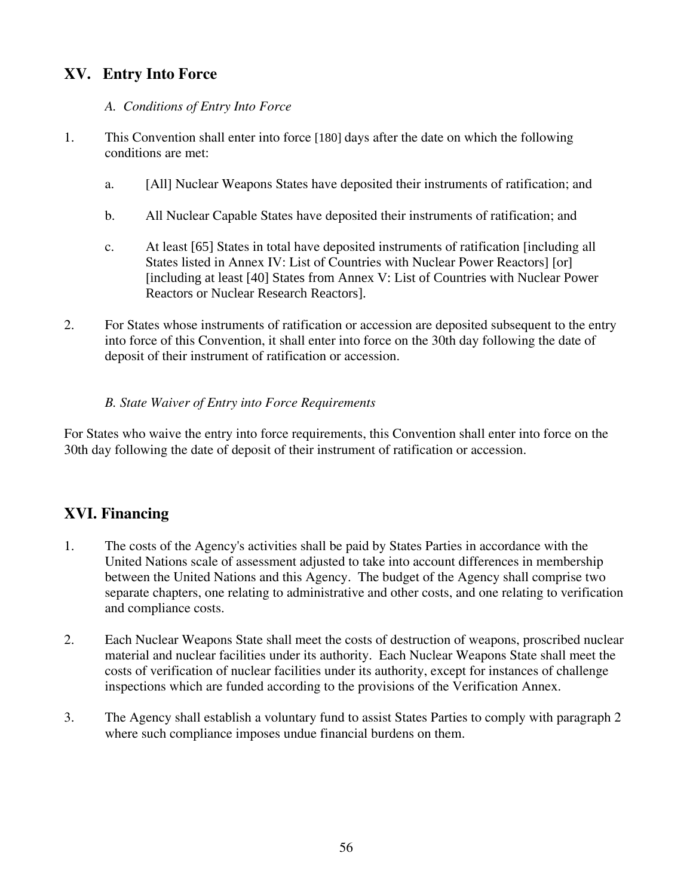## XV. Entry Into Force

### *A. Conditions of Entry Into Force*

1. This Convention shall enter into force [180] days after the date on which the following conditions are met:

   a. [All] Nuclear Weapons States have deposited their instruments of ratification; and

   b. All Nuclear Capable States have deposited their instruments of ratification; and

   c. At least [65] States in total have deposited instruments of ratification [including all States listed in Annex IV: List of Countries with Nuclear Power Reactors] [or] [including at least [40] States from Annex V: List of Countries with Nuclear Power Reactors or Nuclear Research Reactors].

2. For States whose instruments of ratification or accession are deposited subsequent to the entry into force of this Convention, it shall enter into force on the 30th day following the date of deposit of their instrument of ratification or accession.

### *B. State Waiver of Entry into Force Requirements*

For States who waive the entry into force requirements, this Convention shall enter into force on the 30th day following the date of deposit of their instrument of ratification or accession.

## XVI. Financing

1. The costs of the Agency's activities shall be paid by States Parties in accordance with the United Nations scale of assessment adjusted to take into account differences in membership between the United Nations and this Agency. The budget of the Agency shall comprise two separate chapters, one relating to administrative and other costs, and one relating to verification and compliance costs.

2. Each Nuclear Weapons State shall meet the costs of destruction of weapons, proscribed nuclear material and nuclear facilities under its authority. Each Nuclear Weapons State shall meet the costs of verification of nuclear facilities under its authority, except for instances of challenge inspections which are funded according to the provisions of the Verification Annex.

3. The Agency shall establish a voluntary fund to assist States Parties to comply with paragraph 2 where such compliance imposes undue financial burdens on them.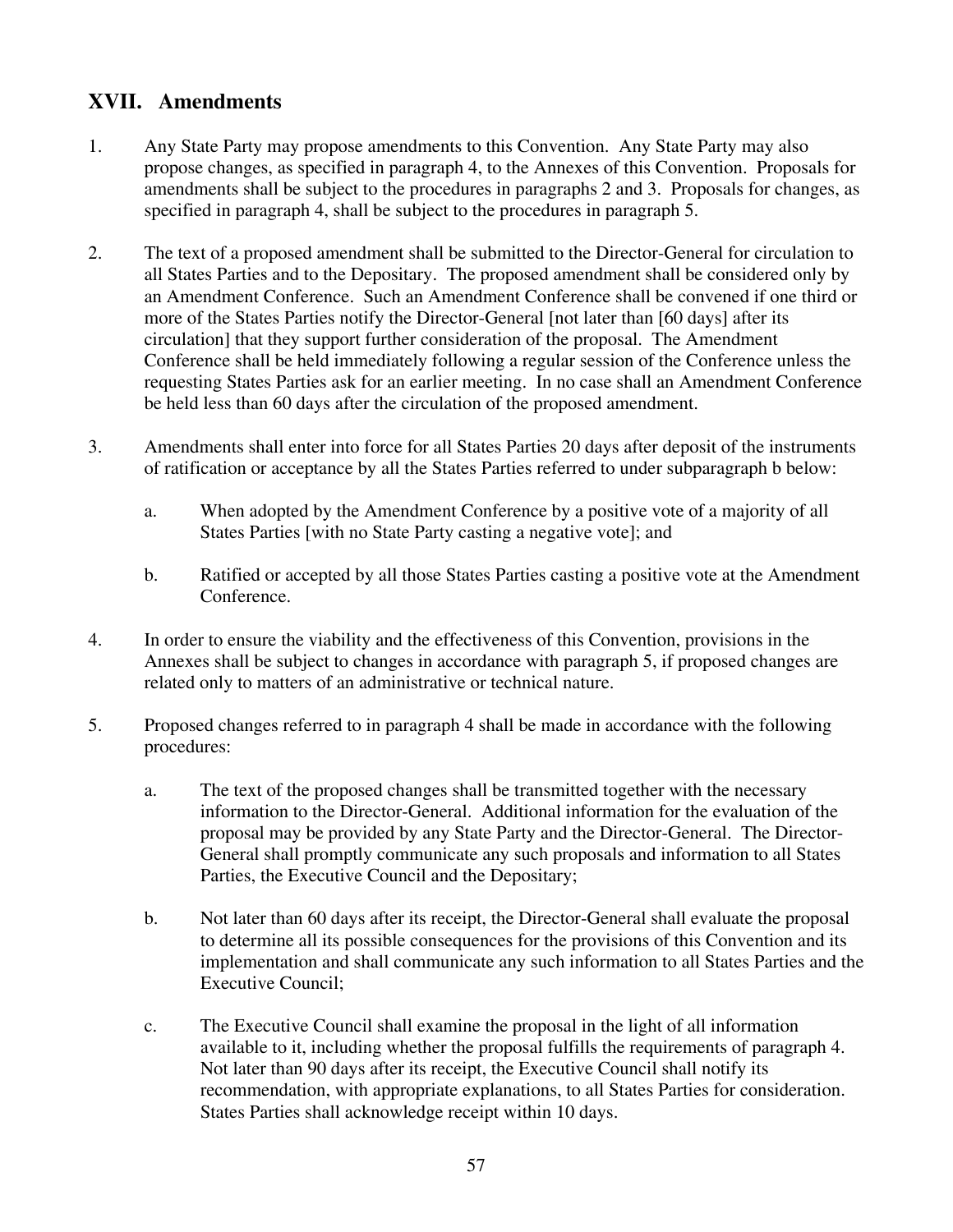## XVII. Amendments

1. Any State Party may propose amendments to this Convention. Any State Party may also propose changes, as specified in paragraph 4, to the Annexes of this Convention. Proposals for amendments shall be subject to the procedures in paragraphs 2 and 3. Proposals for changes, as specified in paragraph 4, shall be subject to the procedures in paragraph 5.

2. The text of a proposed amendment shall be submitted to the Director-General for circulation to all States Parties and to the Depositary. The proposed amendment shall be considered only by an Amendment Conference. Such an Amendment Conference shall be convened if one third or more of the States Parties notify the Director-General [not later than [60 days] after its circulation] that they support further consideration of the proposal. The Amendment Conference shall be held immediately following a regular session of the Conference unless the requesting States Parties ask for an earlier meeting. In no case shall an Amendment Conference be held less than 60 days after the circulation of the proposed amendment.

3. Amendments shall enter into force for all States Parties 20 days after deposit of the instruments of ratification or acceptance by all the States Parties referred to under subparagraph b below:

   a. When adopted by the Amendment Conference by a positive vote of a majority of all States Parties [with no State Party casting a negative vote]; and

   b. Ratified or accepted by all those States Parties casting a positive vote at the Amendment Conference.

4. In order to ensure the viability and the effectiveness of this Convention, provisions in the Annexes shall be subject to changes in accordance with paragraph 5, if proposed changes are related only to matters of an administrative or technical nature.

5. Proposed changes referred to in paragraph 4 shall be made in accordance with the following procedures:

   a. The text of the proposed changes shall be transmitted together with the necessary information to the Director-General. Additional information for the evaluation of the proposal may be provided by any State Party and the Director-General. The Director-General shall promptly communicate any such proposals and information to all States Parties, the Executive Council and the Depositary;

   b. Not later than 60 days after its receipt, the Director-General shall evaluate the proposal to determine all its possible consequences for the provisions of this Convention and its implementation and shall communicate any such information to all States Parties and the Executive Council;

   c. The Executive Council shall examine the proposal in the light of all information available to it, including whether the proposal fulfills the requirements of paragraph 4. Not later than 90 days after its receipt, the Executive Council shall notify its recommendation, with appropriate explanations, to all States Parties for consideration. States Parties shall acknowledge receipt within 10 days.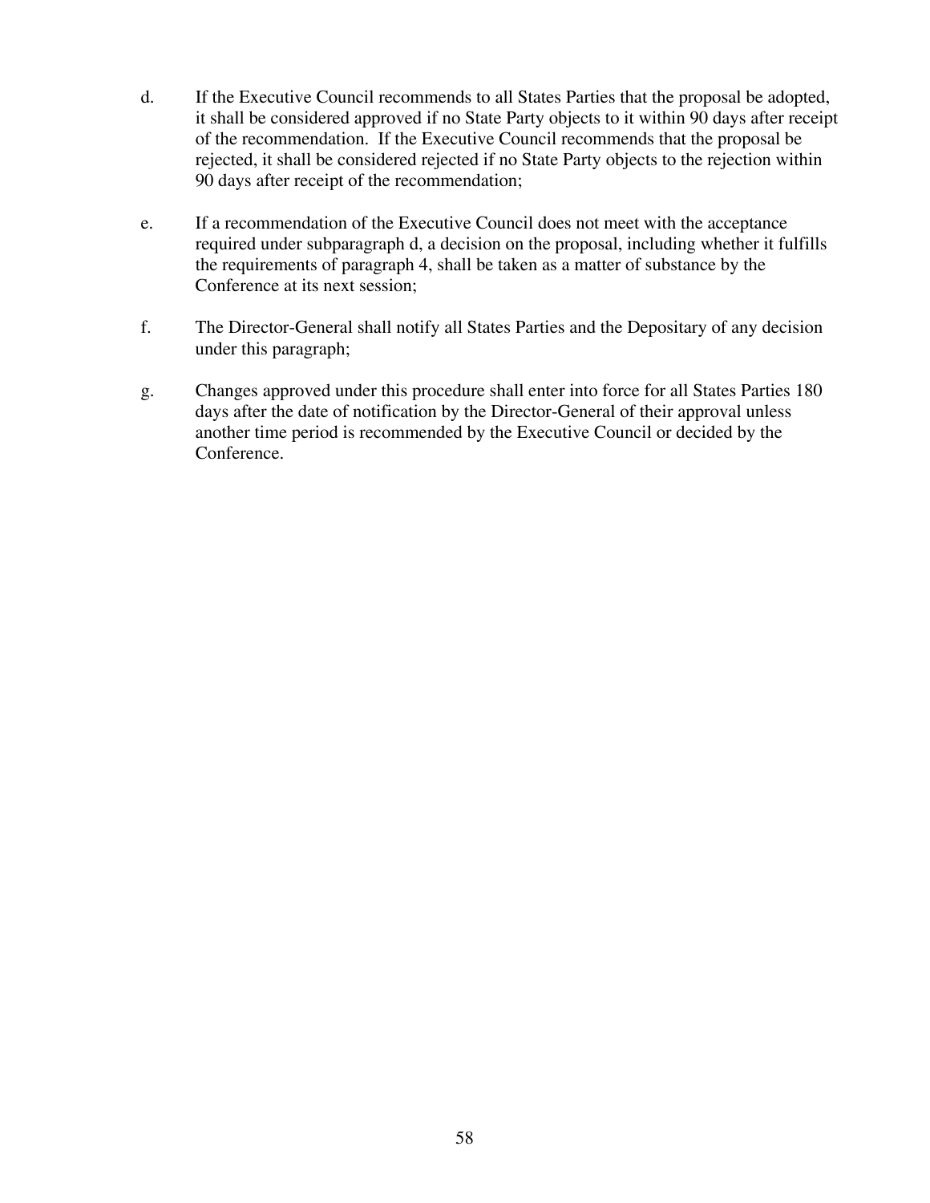d. If the Executive Council recommends to all States Parties that the proposal be adopted, it shall be considered approved if no State Party objects to it within 90 days after receipt of the recommendation. If the Executive Council recommends that the proposal be rejected, it shall be considered rejected if no State Party objects to the rejection within 90 days after receipt of the recommendation;

e. If a recommendation of the Executive Council does not meet with the acceptance required under subparagraph d, a decision on the proposal, including whether it fulfills the requirements of paragraph 4, shall be taken as a matter of substance by the Conference at its next session;

f. The Director-General shall notify all States Parties and the Depositary of any decision under this paragraph;

g. Changes approved under this procedure shall enter into force for all States Parties 180 days after the date of notification by the Director-General of their approval unless another time period is recommended by the Executive Council or decided by the Conference.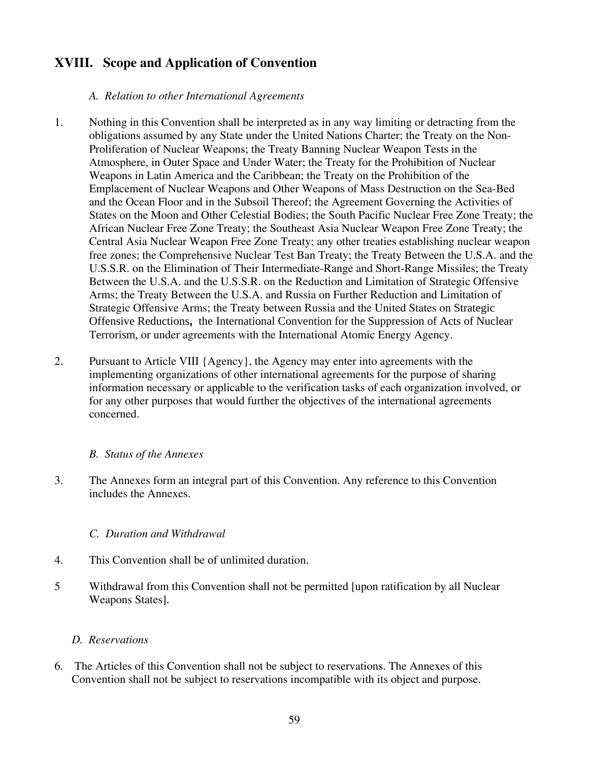## XVIII. Scope and Application of Convention

### *A. Relation to other International Agreements*

1. Nothing in this Convention shall be interpreted as in any way limiting or detracting from the obligations assumed by any State under the United Nations Charter; the Treaty on the Non-Proliferation of Nuclear Weapons; the Treaty Banning Nuclear Weapon Tests in the Atmosphere, in Outer Space and Under Water; the Treaty for the Prohibition of Nuclear Weapons in Latin America and the Caribbean; the Treaty on the Prohibition of the Emplacement of Nuclear Weapons and Other Weapons of Mass Destruction on the Sea-Bed and the Ocean Floor and in the Subsoil Thereof; the Agreement Governing the Activities of States on the Moon and Other Celestial Bodies; the South Pacific Nuclear Free Zone Treaty; the African Nuclear Free Zone Treaty; the Southeast Asia Nuclear Weapon Free Zone Treaty; the Central Asia Nuclear Weapon Free Zone Treaty; any other treaties establishing nuclear weapon free zones; the Comprehensive Nuclear Test Ban Treaty; the Treaty Between the U.S.A. and the U.S.S.R. on the Elimination of Their Intermediate-Range and Short-Range Missiles; the Treaty Between the U.S.A. and the U.S.S.R. on the Reduction and Limitation of Strategic Offensive Arms; the Treaty Between the U.S.A. and Russia on Further Reduction and Limitation of Strategic Offensive Arms; the Treaty between Russia and the United States on Strategic Offensive Reductions**,** the International Convention for the Suppression of Acts of Nuclear Terrorism, or under agreements with the International Atomic Energy Agency.

2. Pursuant to Article VIII {Agency}, the Agency may enter into agreements with the implementing organizations of other international agreements for the purpose of sharing information necessary or applicable to the verification tasks of each organization involved, or for any other purposes that would further the objectives of the international agreements concerned.

### *B. Status of the Annexes*

3. The Annexes form an integral part of this Convention. Any reference to this Convention includes the Annexes.

### *C. Duration and Withdrawal*

4. This Convention shall be of unlimited duration.

5 Withdrawal from this Convention shall not be permitted [upon ratification by all Nuclear Weapons States].

### *D. Reservations*

6. The Articles of this Convention shall not be subject to reservations. The Annexes of this Convention shall not be subject to reservations incompatible with its object and purpose.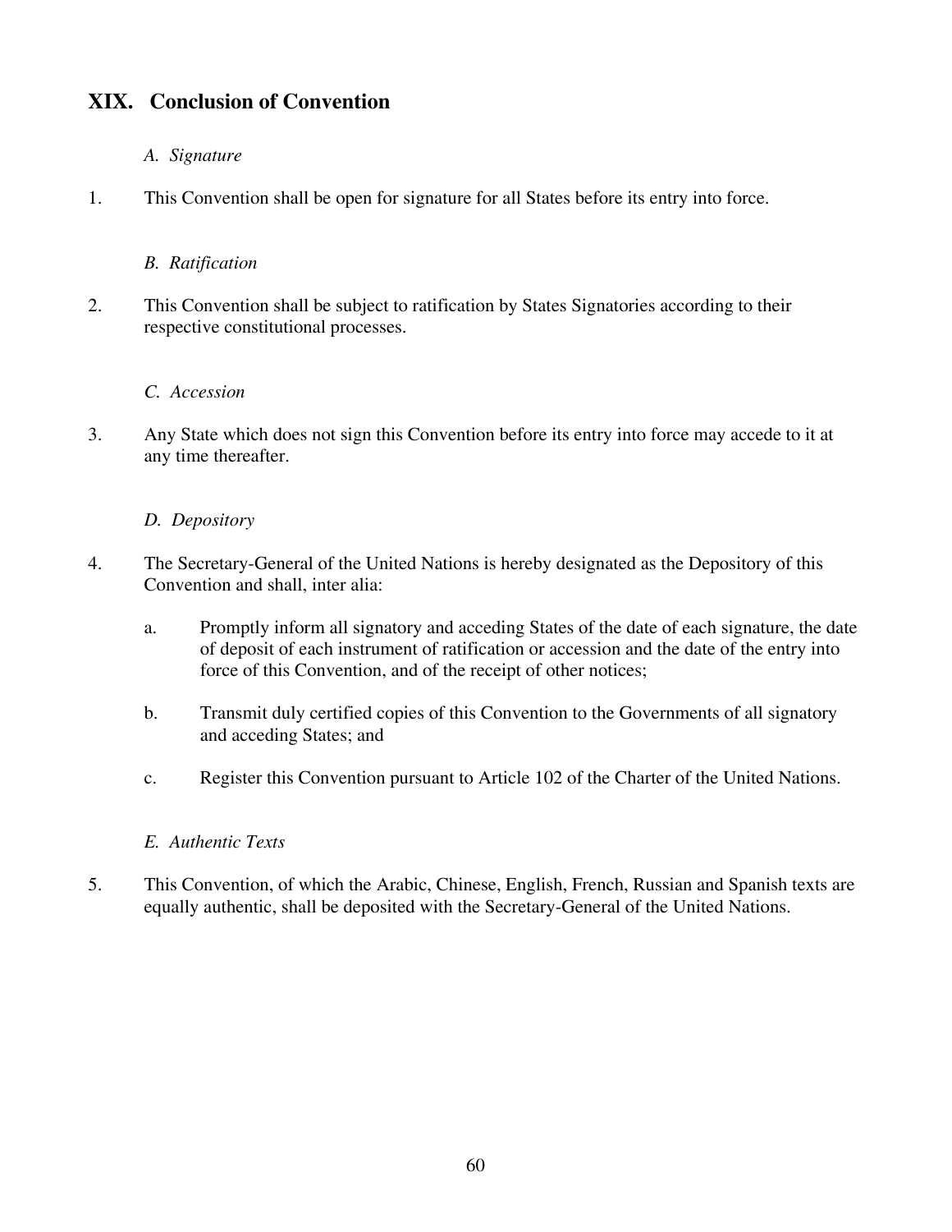## XIX. Conclusion of Convention

*A. Signature*

1. This Convention shall be open for signature for all States before its entry into force.

*B. Ratification*

2. This Convention shall be subject to ratification by States Signatories according to their respective constitutional processes.

*C. Accession*

3. Any State which does not sign this Convention before its entry into force may accede to it at any time thereafter.

*D. Depository*

4. The Secretary-General of the United Nations is hereby designated as the Depository of this Convention and shall, inter alia:

   a. Promptly inform all signatory and acceding States of the date of each signature, the date of deposit of each instrument of ratification or accession and the date of the entry into force of this Convention, and of the receipt of other notices;

   b. Transmit duly certified copies of this Convention to the Governments of all signatory and acceding States; and

   c. Register this Convention pursuant to Article 102 of the Charter of the United Nations.

*E. Authentic Texts*

5. This Convention, of which the Arabic, Chinese, English, French, Russian and Spanish texts are equally authentic, shall be deposited with the Secretary-General of the United Nations.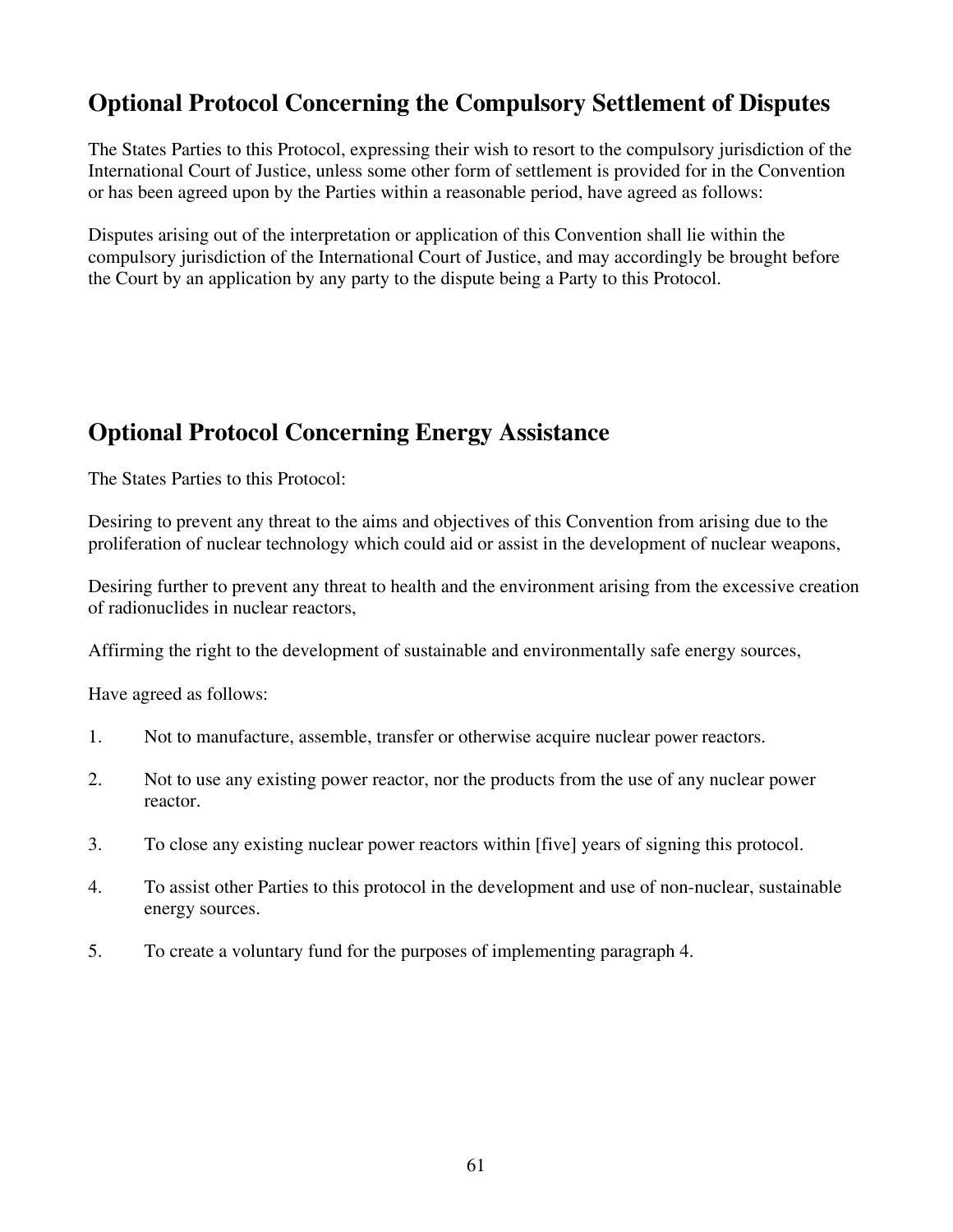## Optional Protocol Concerning the Compulsory Settlement of Disputes

The States Parties to this Protocol, expressing their wish to resort to the compulsory jurisdiction of the International Court of Justice, unless some other form of settlement is provided for in the Convention or has been agreed upon by the Parties within a reasonable period, have agreed as follows:

Disputes arising out of the interpretation or application of this Convention shall lie within the compulsory jurisdiction of the International Court of Justice, and may accordingly be brought before the Court by an application by any party to the dispute being a Party to this Protocol.

## Optional Protocol Concerning Energy Assistance

The States Parties to this Protocol:

Desiring to prevent any threat to the aims and objectives of this Convention from arising due to the proliferation of nuclear technology which could aid or assist in the development of nuclear weapons,

Desiring further to prevent any threat to health and the environment arising from the excessive creation of radionuclides in nuclear reactors,

Affirming the right to the development of sustainable and environmentally safe energy sources,

Have agreed as follows:

1. Not to manufacture, assemble, transfer or otherwise acquire nuclear power reactors.

2. Not to use any existing power reactor, nor the products from the use of any nuclear power reactor.

3. To close any existing nuclear power reactors within [five] years of signing this protocol.

4. To assist other Parties to this protocol in the development and use of non-nuclear, sustainable energy sources.

5. To create a voluntary fund for the purposes of implementing paragraph 4.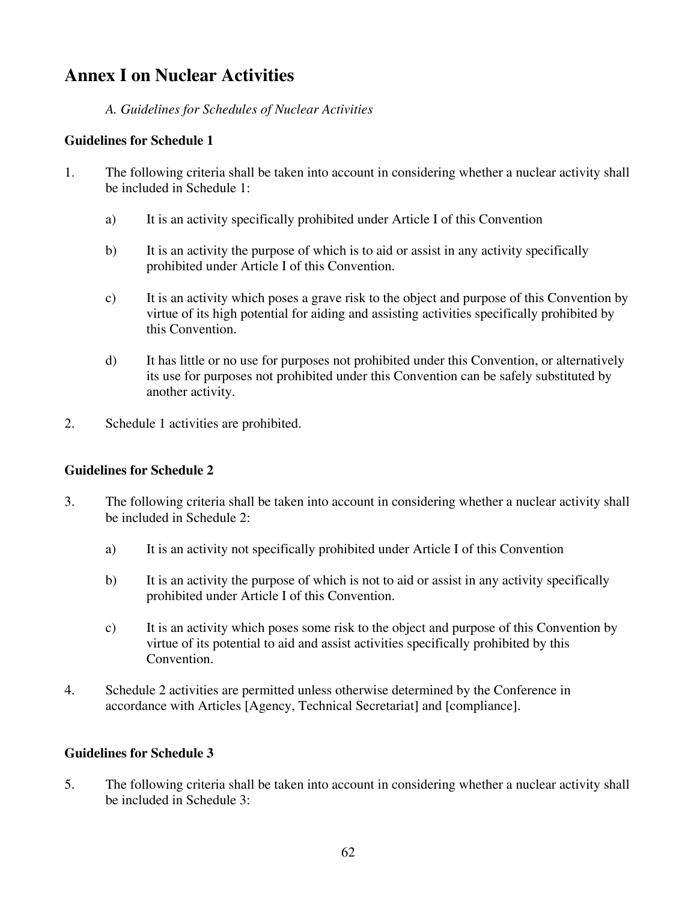## Annex I on Nuclear Activities

*A. Guidelines for Schedules of Nuclear Activities*

**Guidelines for Schedule 1**

1. The following criteria shall be taken into account in considering whether a nuclear activity shall be included in Schedule 1:

    a) It is an activity specifically prohibited under Article I of this Convention

    b) It is an activity the purpose of which is to aid or assist in any activity specifically prohibited under Article I of this Convention.

    c) It is an activity which poses a grave risk to the object and purpose of this Convention by virtue of its high potential for aiding and assisting activities specifically prohibited by this Convention.

    d) It has little or no use for purposes not prohibited under this Convention, or alternatively its use for purposes not prohibited under this Convention can be safely substituted by another activity.

2. Schedule 1 activities are prohibited.

**Guidelines for Schedule 2**

3. The following criteria shall be taken into account in considering whether a nuclear activity shall be included in Schedule 2:

    a) It is an activity not specifically prohibited under Article I of this Convention

    b) It is an activity the purpose of which is not to aid or assist in any activity specifically prohibited under Article I of this Convention.

    c) It is an activity which poses some risk to the object and purpose of this Convention by virtue of its potential to aid and assist activities specifically prohibited by this Convention.

4. Schedule 2 activities are permitted unless otherwise determined by the Conference in accordance with Articles [Agency, Technical Secretariat] and [compliance].

**Guidelines for Schedule 3**

5. The following criteria shall be taken into account in considering whether a nuclear activity shall be included in Schedule 3: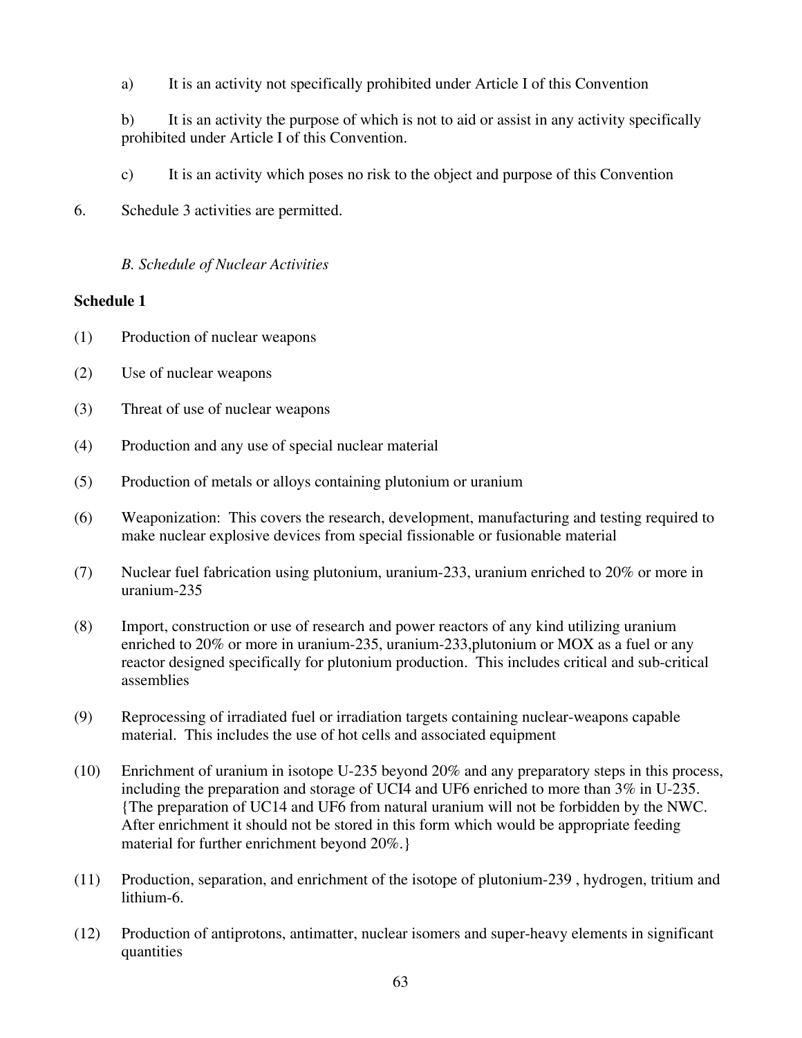a) It is an activity not specifically prohibited under Article I of this Convention

b) It is an activity the purpose of which is not to aid or assist in any activity specifically prohibited under Article I of this Convention.

c) It is an activity which poses no risk to the object and purpose of this Convention

6. Schedule 3 activities are permitted.

*B. Schedule of Nuclear Activities*

**Schedule 1**

(1) Production of nuclear weapons

(2) Use of nuclear weapons

(3) Threat of use of nuclear weapons

(4) Production and any use of special nuclear material

(5) Production of metals or alloys containing plutonium or uranium

(6) Weaponization: This covers the research, development, manufacturing and testing required to make nuclear explosive devices from special fissionable or fusionable material

(7) Nuclear fuel fabrication using plutonium, uranium-233, uranium enriched to 20% or more in uranium-235

(8) Import, construction or use of research and power reactors of any kind utilizing uranium enriched to 20% or more in uranium-235, uranium-233,plutonium or MOX as a fuel or any reactor designed specifically for plutonium production. This includes critical and sub-critical assemblies

(9) Reprocessing of irradiated fuel or irradiation targets containing nuclear-weapons capable material. This includes the use of hot cells and associated equipment

(10) Enrichment of uranium in isotope U-235 beyond 20% and any preparatory steps in this process, including the preparation and storage of UCI4 and UF6 enriched to more than 3% in U-235. {The preparation of UC14 and UF6 from natural uranium will not be forbidden by the NWC. After enrichment it should not be stored in this form which would be appropriate feeding material for further enrichment beyond 20%.}

(11) Production, separation, and enrichment of the isotope of plutonium-239 , hydrogen, tritium and lithium-6.

(12) Production of antiprotons, antimatter, nuclear isomers and super-heavy elements in significant quantities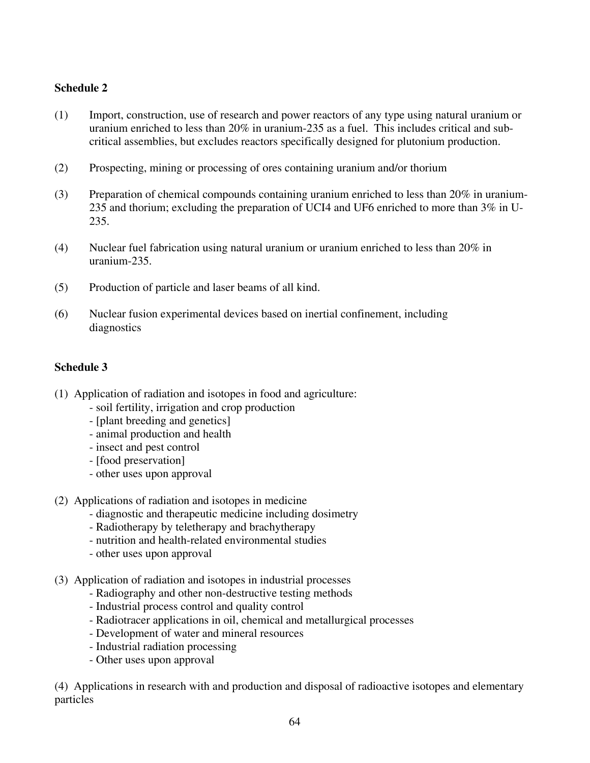**Schedule 2**

(1) Import, construction, use of research and power reactors of any type using natural uranium or uranium enriched to less than 20% in uranium-235 as a fuel. This includes critical and sub-critical assemblies, but excludes reactors specifically designed for plutonium production.

(2) Prospecting, mining or processing of ores containing uranium and/or thorium

(3) Preparation of chemical compounds containing uranium enriched to less than 20% in uranium-235 and thorium; excluding the preparation of UCI4 and UF6 enriched to more than 3% in U-235.

(4) Nuclear fuel fabrication using natural uranium or uranium enriched to less than 20% in uranium-235.

(5) Production of particle and laser beams of all kind.

(6) Nuclear fusion experimental devices based on inertial confinement, including diagnostics

**Schedule 3**

(1) Application of radiation and isotopes in food and agriculture:
- soil fertility, irrigation and crop production
- [plant breeding and genetics]
- animal production and health
- insect and pest control
- [food preservation]
- other uses upon approval

(2) Applications of radiation and isotopes in medicine
- diagnostic and therapeutic medicine including dosimetry
- Radiotherapy by teletherapy and brachytherapy
- nutrition and health-related environmental studies
- other uses upon approval

(3) Application of radiation and isotopes in industrial processes
- Radiography and other non-destructive testing methods
- Industrial process control and quality control
- Radiotracer applications in oil, chemical and metallurgical processes
- Development of water and mineral resources
- Industrial radiation processing
- Other uses upon approval

(4) Applications in research with and production and disposal of radioactive isotopes and elementary particles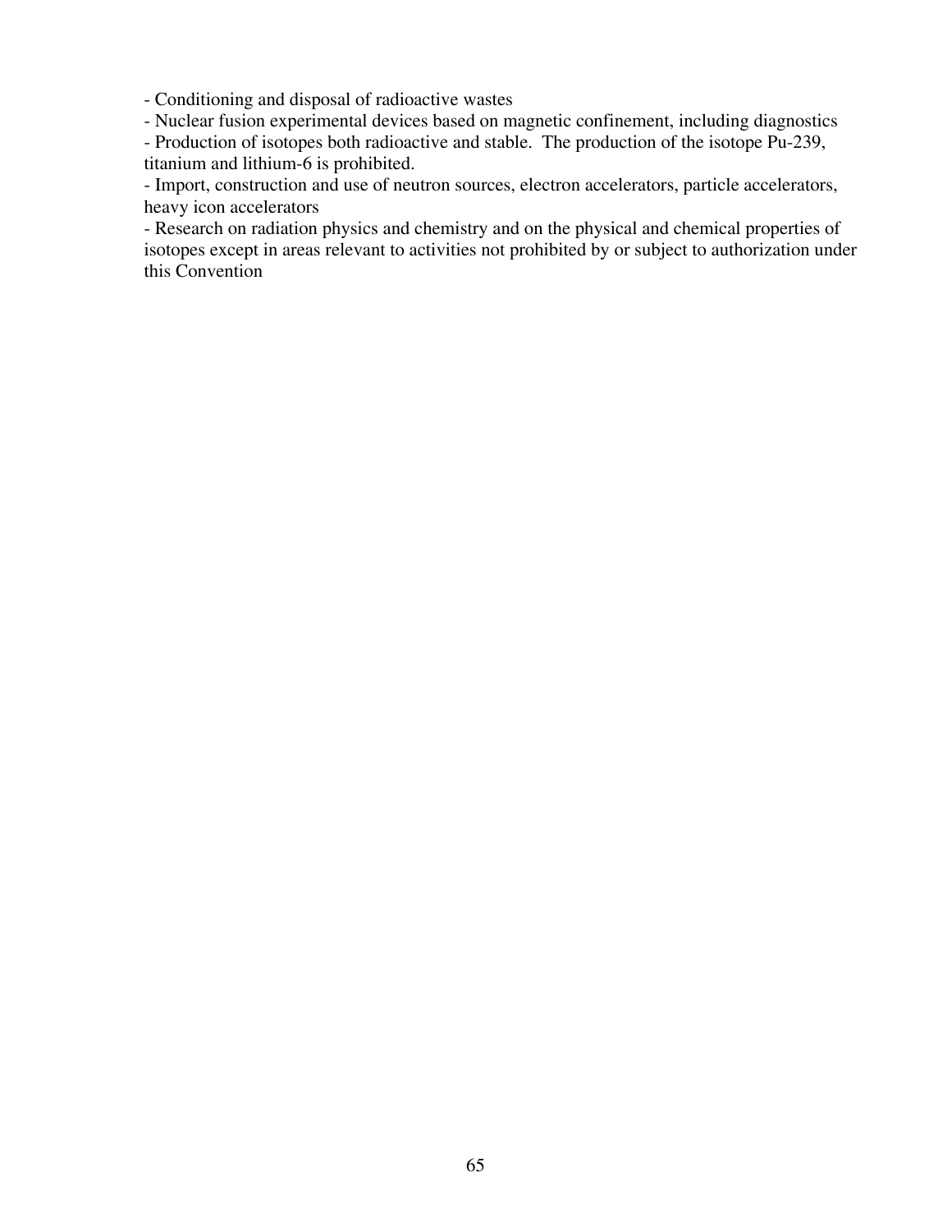- Conditioning and disposal of radioactive wastes
- Nuclear fusion experimental devices based on magnetic confinement, including diagnostics
- Production of isotopes both radioactive and stable. The production of the isotope Pu-239, titanium and lithium-6 is prohibited.
- Import, construction and use of neutron sources, electron accelerators, particle accelerators, heavy icon accelerators
- Research on radiation physics and chemistry and on the physical and chemical properties of isotopes except in areas relevant to activities not prohibited by or subject to authorization under this Convention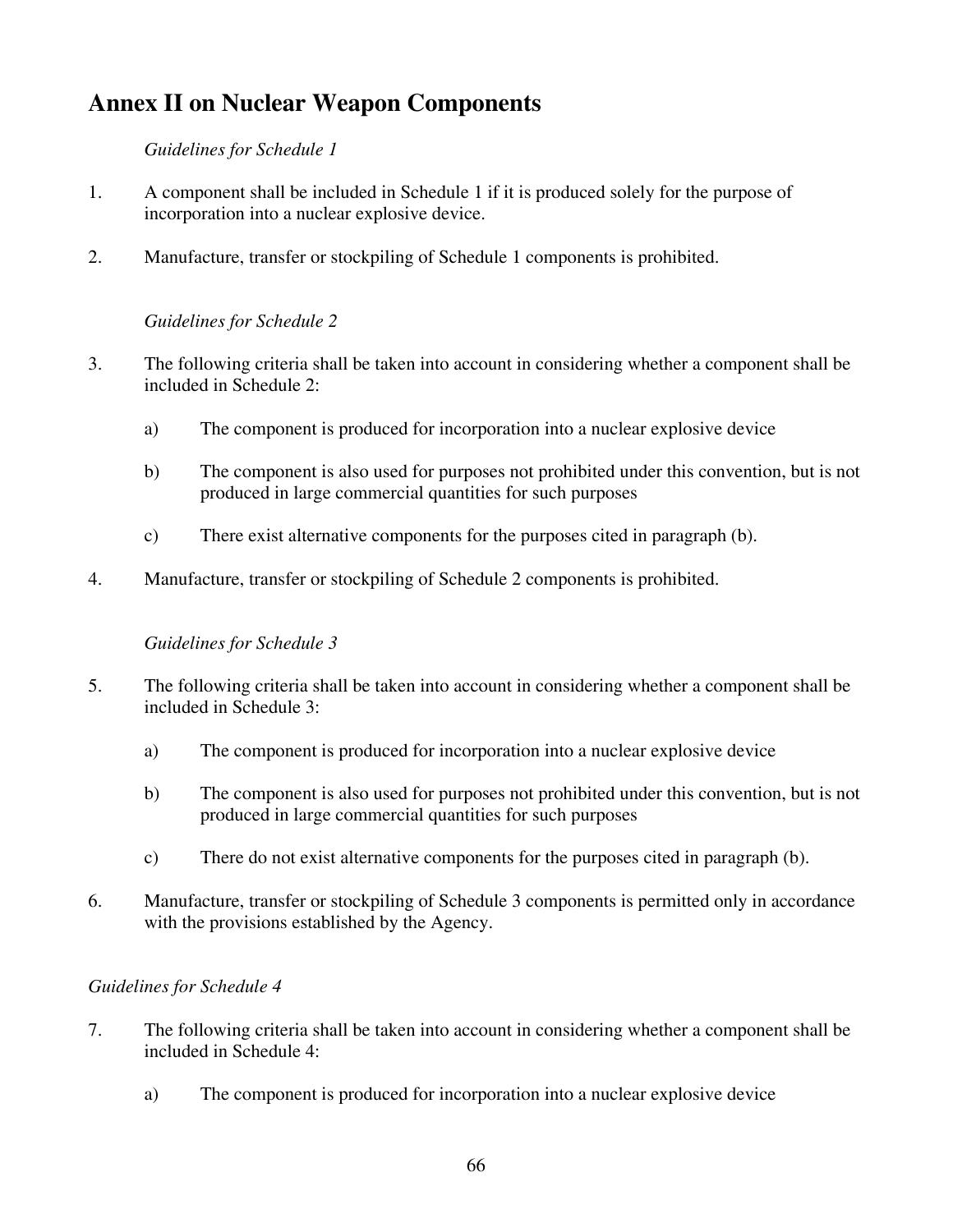## Annex II on Nuclear Weapon Components

*Guidelines for Schedule 1*

1. A component shall be included in Schedule 1 if it is produced solely for the purpose of incorporation into a nuclear explosive device.

2. Manufacture, transfer or stockpiling of Schedule 1 components is prohibited.

*Guidelines for Schedule 2*

3. The following criteria shall be taken into account in considering whether a component shall be included in Schedule 2:

    a) The component is produced for incorporation into a nuclear explosive device

    b) The component is also used for purposes not prohibited under this convention, but is not produced in large commercial quantities for such purposes

    c) There exist alternative components for the purposes cited in paragraph (b).

4. Manufacture, transfer or stockpiling of Schedule 2 components is prohibited.

*Guidelines for Schedule 3*

5. The following criteria shall be taken into account in considering whether a component shall be included in Schedule 3:

    a) The component is produced for incorporation into a nuclear explosive device

    b) The component is also used for purposes not prohibited under this convention, but is not produced in large commercial quantities for such purposes

    c) There do not exist alternative components for the purposes cited in paragraph (b).

6. Manufacture, transfer or stockpiling of Schedule 3 components is permitted only in accordance with the provisions established by the Agency.

*Guidelines for Schedule 4*

7. The following criteria shall be taken into account in considering whether a component shall be included in Schedule 4:

    a) The component is produced for incorporation into a nuclear explosive device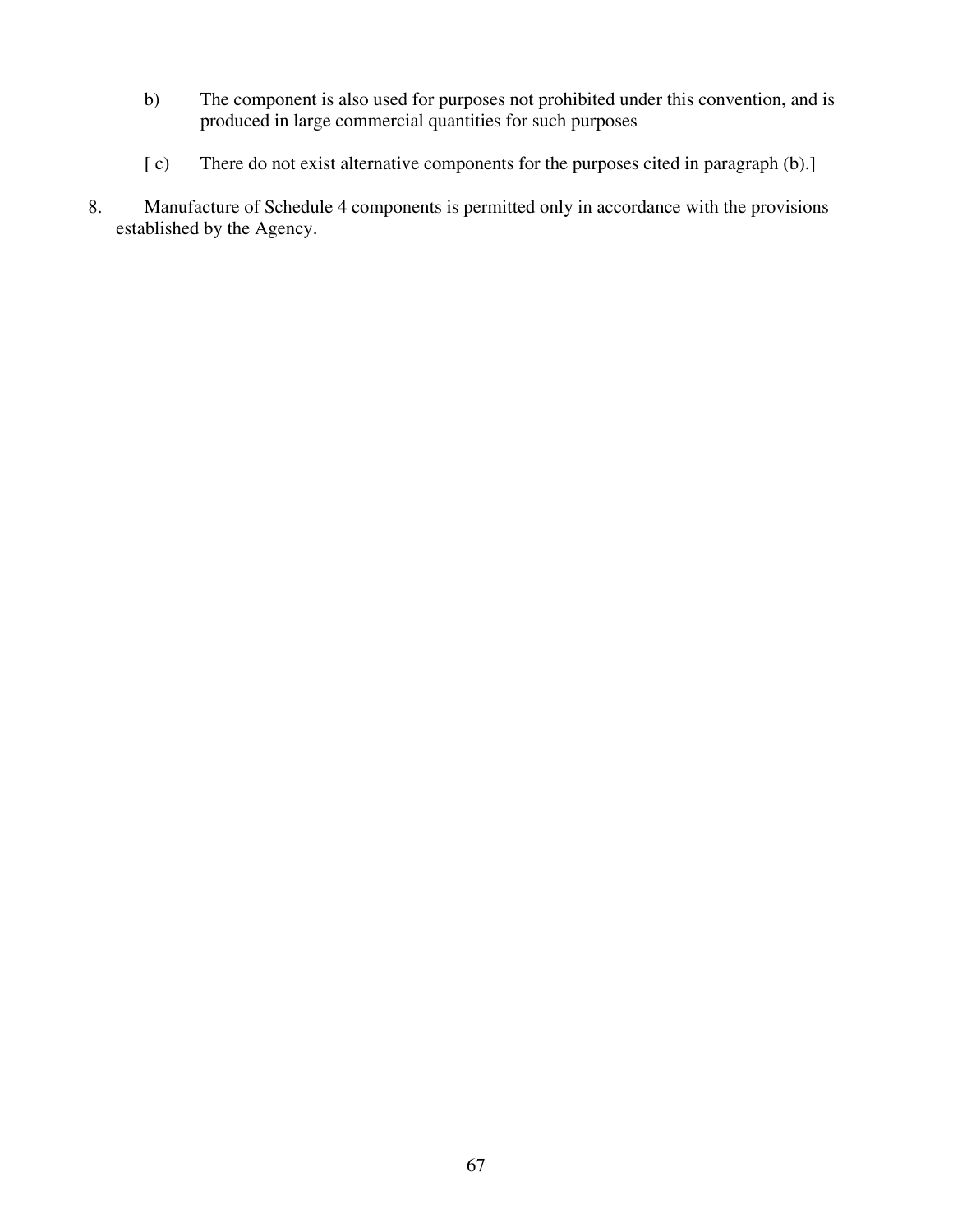b) The component is also used for purposes not prohibited under this convention, and is produced in large commercial quantities for such purposes

[ c) There do not exist alternative components for the purposes cited in paragraph (b).]

8. Manufacture of Schedule 4 components is permitted only in accordance with the provisions established by the Agency.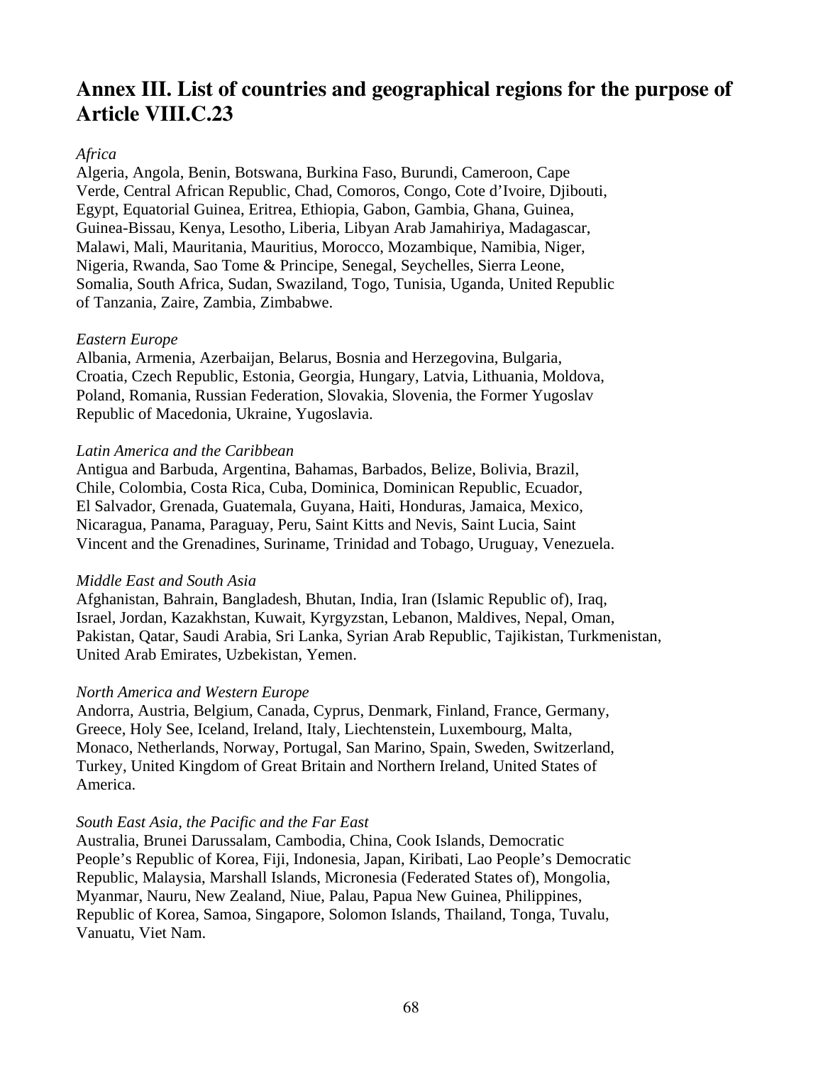# Annex III. List of countries and geographical regions for the purpose of Article VIII.C.23

*Africa*

Algeria, Angola, Benin, Botswana, Burkina Faso, Burundi, Cameroon, Cape Verde, Central African Republic, Chad, Comoros, Congo, Cote d'Ivoire, Djibouti, Egypt, Equatorial Guinea, Eritrea, Ethiopia, Gabon, Gambia, Ghana, Guinea, Guinea-Bissau, Kenya, Lesotho, Liberia, Libyan Arab Jamahiriya, Madagascar, Malawi, Mali, Mauritania, Mauritius, Morocco, Mozambique, Namibia, Niger, Nigeria, Rwanda, Sao Tome & Principe, Senegal, Seychelles, Sierra Leone, Somalia, South Africa, Sudan, Swaziland, Togo, Tunisia, Uganda, United Republic of Tanzania, Zaire, Zambia, Zimbabwe.

*Eastern Europe*

Albania, Armenia, Azerbaijan, Belarus, Bosnia and Herzegovina, Bulgaria, Croatia, Czech Republic, Estonia, Georgia, Hungary, Latvia, Lithuania, Moldova, Poland, Romania, Russian Federation, Slovakia, Slovenia, the Former Yugoslav Republic of Macedonia, Ukraine, Yugoslavia.

*Latin America and the Caribbean*

Antigua and Barbuda, Argentina, Bahamas, Barbados, Belize, Bolivia, Brazil, Chile, Colombia, Costa Rica, Cuba, Dominica, Dominican Republic, Ecuador, El Salvador, Grenada, Guatemala, Guyana, Haiti, Honduras, Jamaica, Mexico, Nicaragua, Panama, Paraguay, Peru, Saint Kitts and Nevis, Saint Lucia, Saint Vincent and the Grenadines, Suriname, Trinidad and Tobago, Uruguay, Venezuela.

*Middle East and South Asia*

Afghanistan, Bahrain, Bangladesh, Bhutan, India, Iran (Islamic Republic of), Iraq, Israel, Jordan, Kazakhstan, Kuwait, Kyrgyzstan, Lebanon, Maldives, Nepal, Oman, Pakistan, Qatar, Saudi Arabia, Sri Lanka, Syrian Arab Republic, Tajikistan, Turkmenistan, United Arab Emirates, Uzbekistan, Yemen.

*North America and Western Europe*

Andorra, Austria, Belgium, Canada, Cyprus, Denmark, Finland, France, Germany, Greece, Holy See, Iceland, Ireland, Italy, Liechtenstein, Luxembourg, Malta, Monaco, Netherlands, Norway, Portugal, San Marino, Spain, Sweden, Switzerland, Turkey, United Kingdom of Great Britain and Northern Ireland, United States of America.

*South East Asia, the Pacific and the Far East*

Australia, Brunei Darussalam, Cambodia, China, Cook Islands, Democratic People's Republic of Korea, Fiji, Indonesia, Japan, Kiribati, Lao People's Democratic Republic, Malaysia, Marshall Islands, Micronesia (Federated States of), Mongolia, Myanmar, Nauru, New Zealand, Niue, Palau, Papua New Guinea, Philippines, Republic of Korea, Samoa, Singapore, Solomon Islands, Thailand, Tonga, Tuvalu, Vanuatu, Viet Nam.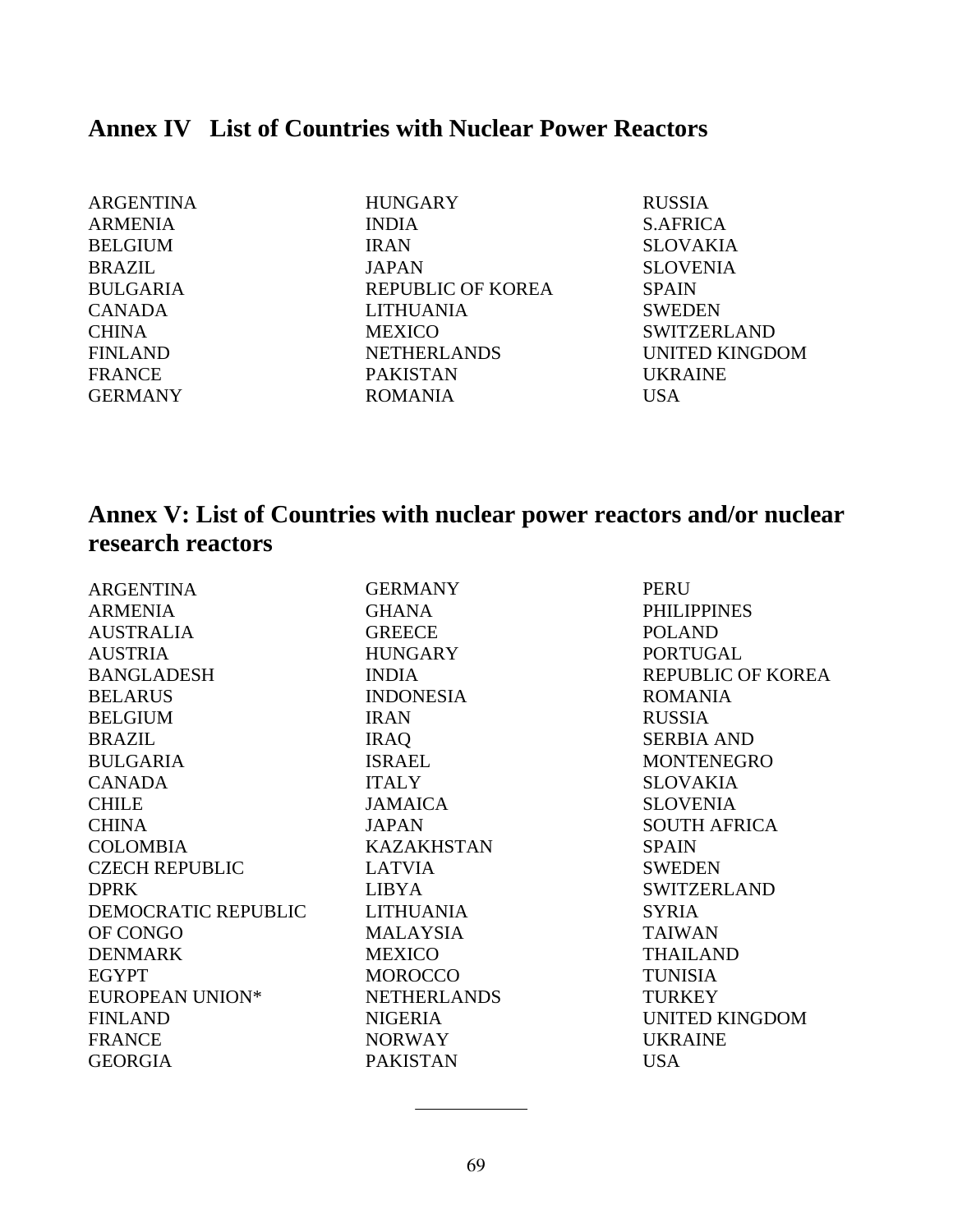## Annex IV List of Countries with Nuclear Power Reactors

ARGENTINA
ARMENIA
BELGIUM
BRAZIL
BULGARIA
CANADA
CHINA
FINLAND
FRANCE
GERMANY
HUNGARY
INDIA
IRAN
JAPAN
REPUBLIC OF KOREA
LITHUANIA
MEXICO
NETHERLANDS
PAKISTAN
ROMANIA
RUSSIA
S.AFRICA
SLOVAKIA
SLOVENIA
SPAIN
SWEDEN
SWITZERLAND
UNITED KINGDOM
UKRAINE
USA

## Annex V: List of Countries with nuclear power reactors and/or nuclear research reactors

ARGENTINA
ARMENIA
AUSTRALIA
AUSTRIA
BANGLADESH
BELARUS
BELGIUM
BRAZIL
BULGARIA
CANADA
CHILE
CHINA
COLOMBIA
CZECH REPUBLIC
DPRK
DEMOCRATIC REPUBLIC OF CONGO
DENMARK
EGYPT
EUROPEAN UNION*
FINLAND
FRANCE
GEORGIA
GERMANY
GHANA
GREECE
HUNGARY
INDIA
INDONESIA
IRAN
IRAQ
ISRAEL
ITALY
JAMAICA
JAPAN
KAZAKHSTAN
LATVIA
LIBYA
LITHUANIA
MALAYSIA
MEXICO
MOROCCO
NETHERLANDS
NIGERIA
NORWAY
PAKISTAN
PERU
PHILIPPINES
POLAND
PORTUGAL
REPUBLIC OF KOREA
ROMANIA
RUSSIA
SERBIA AND MONTENEGRO
SLOVAKIA
SLOVENIA
SOUTH AFRICA
SPAIN
SWEDEN
SWITZERLAND
SYRIA
TAIWAN
THAILAND
TUNISIA
TURKEY
UNITED KINGDOM
UKRAINE
USA